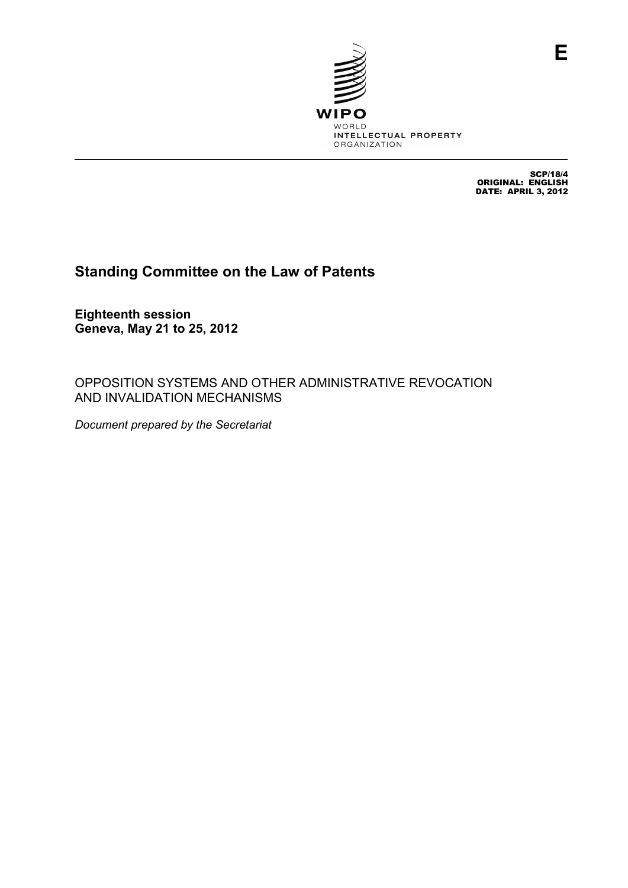WIPO

WORLD INTELLECTUAL PROPERTY ORGANIZATION

E

SCP/18/4
ORIGINAL: ENGLISH
DATE: APRIL 3, 2012

# Standing Committee on the Law of Patents

**Eighteenth session**
**Geneva, May 21 to 25, 2012**

OPPOSITION SYSTEMS AND OTHER ADMINISTRATIVE REVOCATION AND INVALIDATION MECHANISMS

*Document prepared by the Secretariat*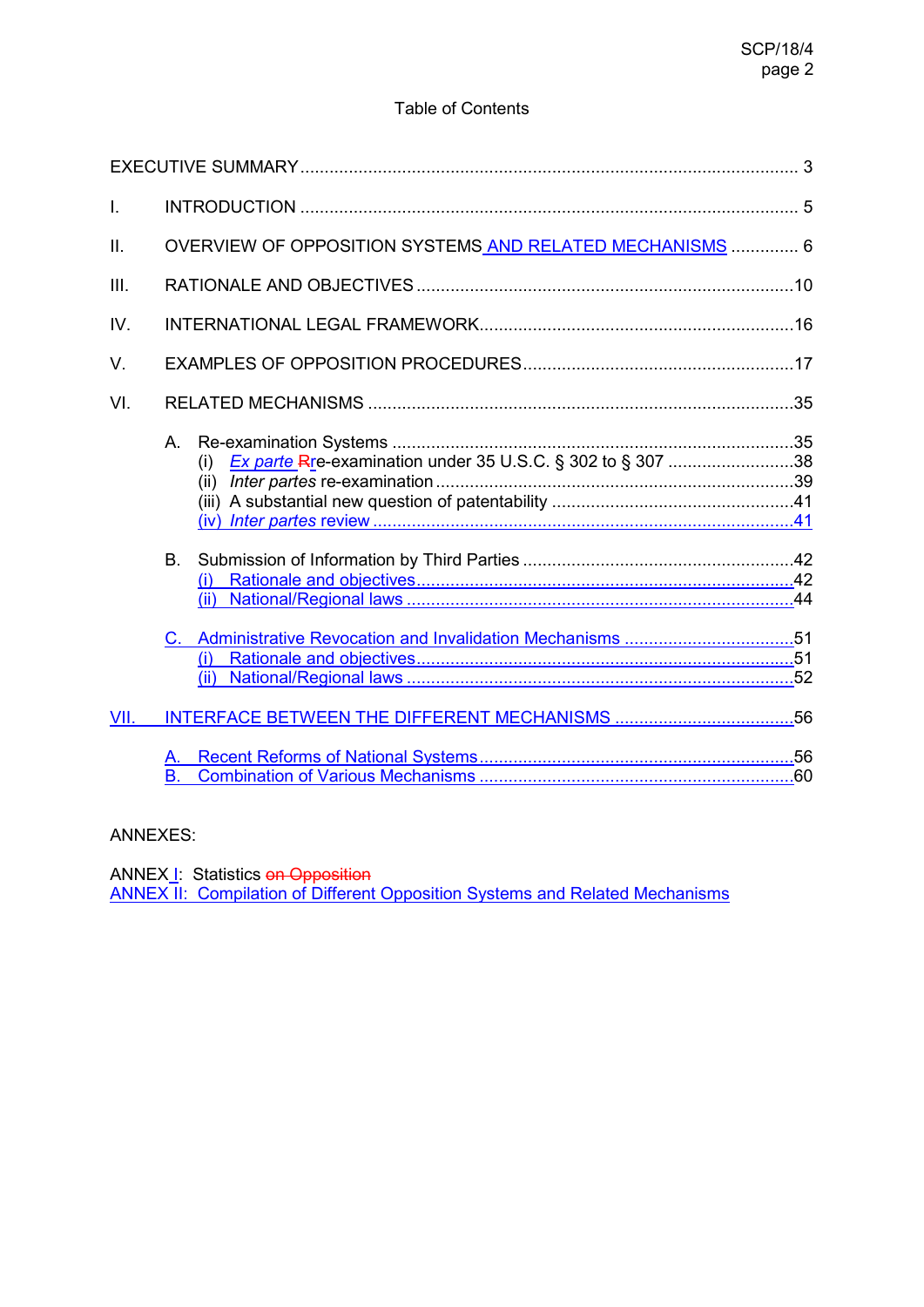Table of Contents

| | | |
|---|---|---|
| EXECUTIVE SUMMARY | | 3 |
| I. | INTRODUCTION | 5 |
| II. | OVERVIEW OF OPPOSITION SYSTEMS AND RELATED MECHANISMS | 6 |
| III. | RATIONALE AND OBJECTIVES | 10 |
| IV. | INTERNATIONAL LEGAL FRAMEWORK | 16 |
| V. | EXAMPLES OF OPPOSITION PROCEDURES | 17 |
| VI. | RELATED MECHANISMS | 35 |
| | A. Re-examination Systems | 35 |
| | (i) *Ex parte* ~~R~~re-examination under 35 U.S.C. § 302 to § 307 | 38 |
| | (ii) *Inter partes* re-examination | 39 |
| | (iii) A substantial new question of patentability | 41 |
| | (iv) *Inter partes* review | 41 |
| | B. Submission of Information by Third Parties | 42 |
| | (i) Rationale and objectives | 42 |
| | (ii) National/Regional laws | 44 |
| | C. Administrative Revocation and Invalidation Mechanisms | 51 |
| | (i) Rationale and objectives | 51 |
| | (ii) National/Regional laws | 52 |
| VII. | INTERFACE BETWEEN THE DIFFERENT MECHANISMS | 56 |
| | A. Recent Reforms of National Systems | 56 |
| | B. Combination of Various Mechanisms | 60 |

ANNEXES:

ANNEX I: Statistics ~~on Opposition~~

ANNEX II: Compilation of Different Opposition Systems and Related Mechanisms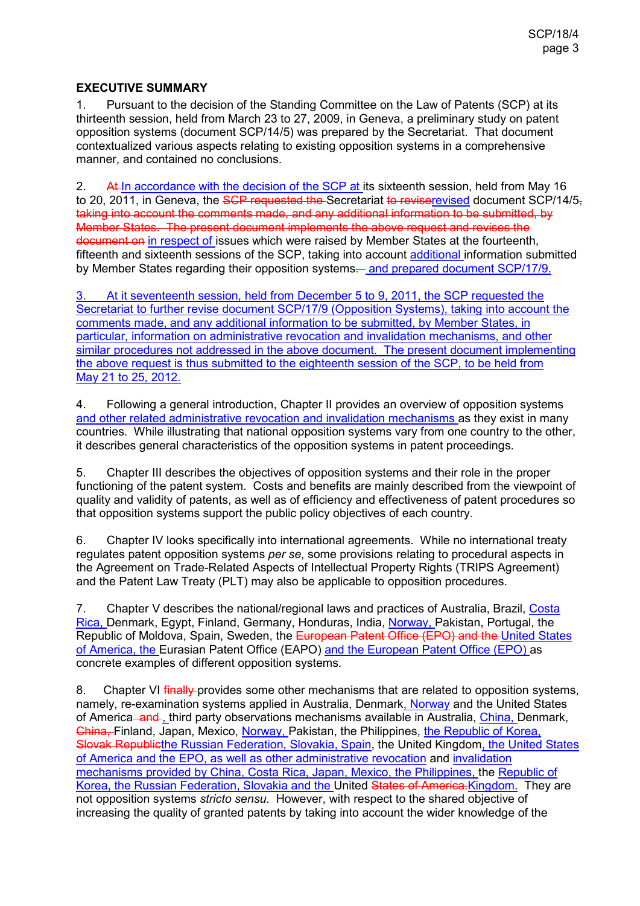**EXECUTIVE SUMMARY**

1. Pursuant to the decision of the Standing Committee on the Law of Patents (SCP) at its thirteenth session, held from March 23 to 27, 2009, in Geneva, a preliminary study on patent opposition systems (document SCP/14/5) was prepared by the Secretariat. That document contextualized various aspects relating to existing opposition systems in a comprehensive manner, and contained no conclusions.

2. ~~At~~ In accordance with the decision of the SCP at its sixteenth session, held from May 16 to 20, 2011, in Geneva, the ~~SCP requested the~~ Secretariat ~~to revise~~revised document SCP/14/5~~, taking into account the comments made, and any additional information to be submitted, by Member States. The present document implements the above request and revises the document on~~ in respect of issues which were raised by Member States at the fourteenth, fifteenth and sixteenth sessions of the SCP, taking into account additional information submitted by Member States regarding their opposition systems~~.~~ and prepared document SCP/17/9.

3. At it seventeenth session, held from December 5 to 9, 2011, the SCP requested the Secretariat to further revise document SCP/17/9 (Opposition Systems), taking into account the comments made, and any additional information to be submitted, by Member States, in particular, information on administrative revocation and invalidation mechanisms, and other similar procedures not addressed in the above document. The present document implementing the above request is thus submitted to the eighteenth session of the SCP, to be held from May 21 to 25, 2012.

4. Following a general introduction, Chapter II provides an overview of opposition systems and other related administrative revocation and invalidation mechanisms as they exist in many countries. While illustrating that national opposition systems vary from one country to the other, it describes general characteristics of the opposition systems in patent proceedings.

5. Chapter III describes the objectives of opposition systems and their role in the proper functioning of the patent system. Costs and benefits are mainly described from the viewpoint of quality and validity of patents, as well as of efficiency and effectiveness of patent procedures so that opposition systems support the public policy objectives of each country.

6. Chapter IV looks specifically into international agreements. While no international treaty regulates patent opposition systems *per se*, some provisions relating to procedural aspects in the Agreement on Trade-Related Aspects of Intellectual Property Rights (TRIPS Agreement) and the Patent Law Treaty (PLT) may also be applicable to opposition procedures.

7. Chapter V describes the national/regional laws and practices of Australia, Brazil, Costa Rica, Denmark, Egypt, Finland, Germany, Honduras, India, Norway, Pakistan, Portugal, the Republic of Moldova, Spain, Sweden, the ~~European Patent Office (EPO) and the~~ United States of America, the Eurasian Patent Office (EAPO) and the European Patent Office (EPO) as concrete examples of different opposition systems.

8. Chapter VI ~~finally~~ provides some other mechanisms that are related to opposition systems, namely, re-examination systems applied in Australia, Denmark, Norway and the United States of America~~ and~~, third party observations mechanisms available in Australia, China, Denmark, ~~China,~~ Finland, Japan, Mexico, Norway, Pakistan, the Philippines, the Republic of Korea, ~~Slovak Republic~~the Russian Federation, Slovakia, Spain, the United Kingdom, the United States of America and the EPO, as well as other administrative revocation and invalidation mechanisms provided by China, Costa Rica, Japan, Mexico, the Philippines, the Republic of Korea, the Russian Federation, Slovakia and the United ~~States of America.~~Kingdom. They are not opposition systems *stricto sensu*. However, with respect to the shared objective of increasing the quality of granted patents by taking into account the wider knowledge of the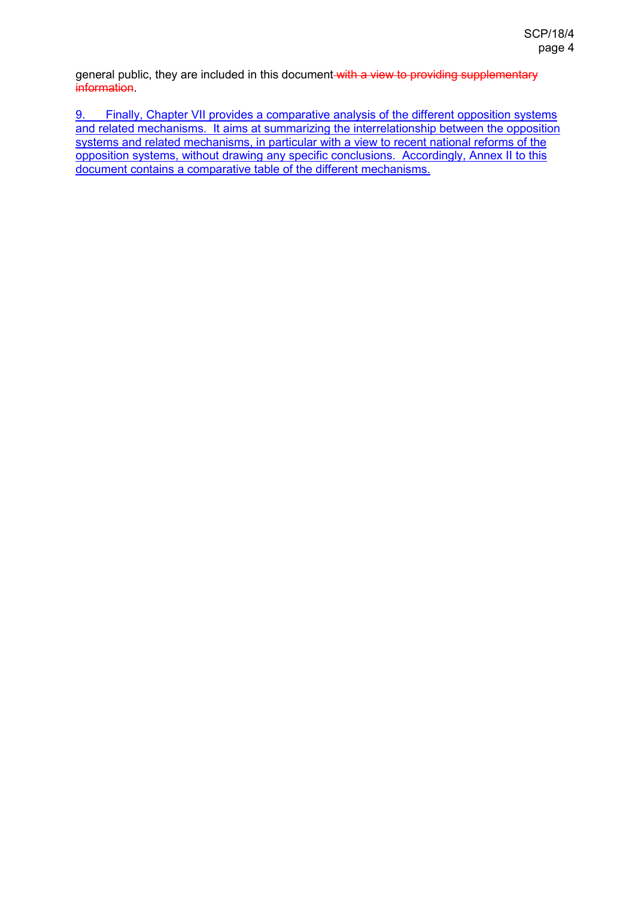general public, they are included in this document ~~with a view to providing supplementary information~~.

9. Finally, Chapter VII provides a comparative analysis of the different opposition systems and related mechanisms. It aims at summarizing the interrelationship between the opposition systems and related mechanisms, in particular with a view to recent national reforms of the opposition systems, without drawing any specific conclusions. Accordingly, Annex II to this document contains a comparative table of the different mechanisms.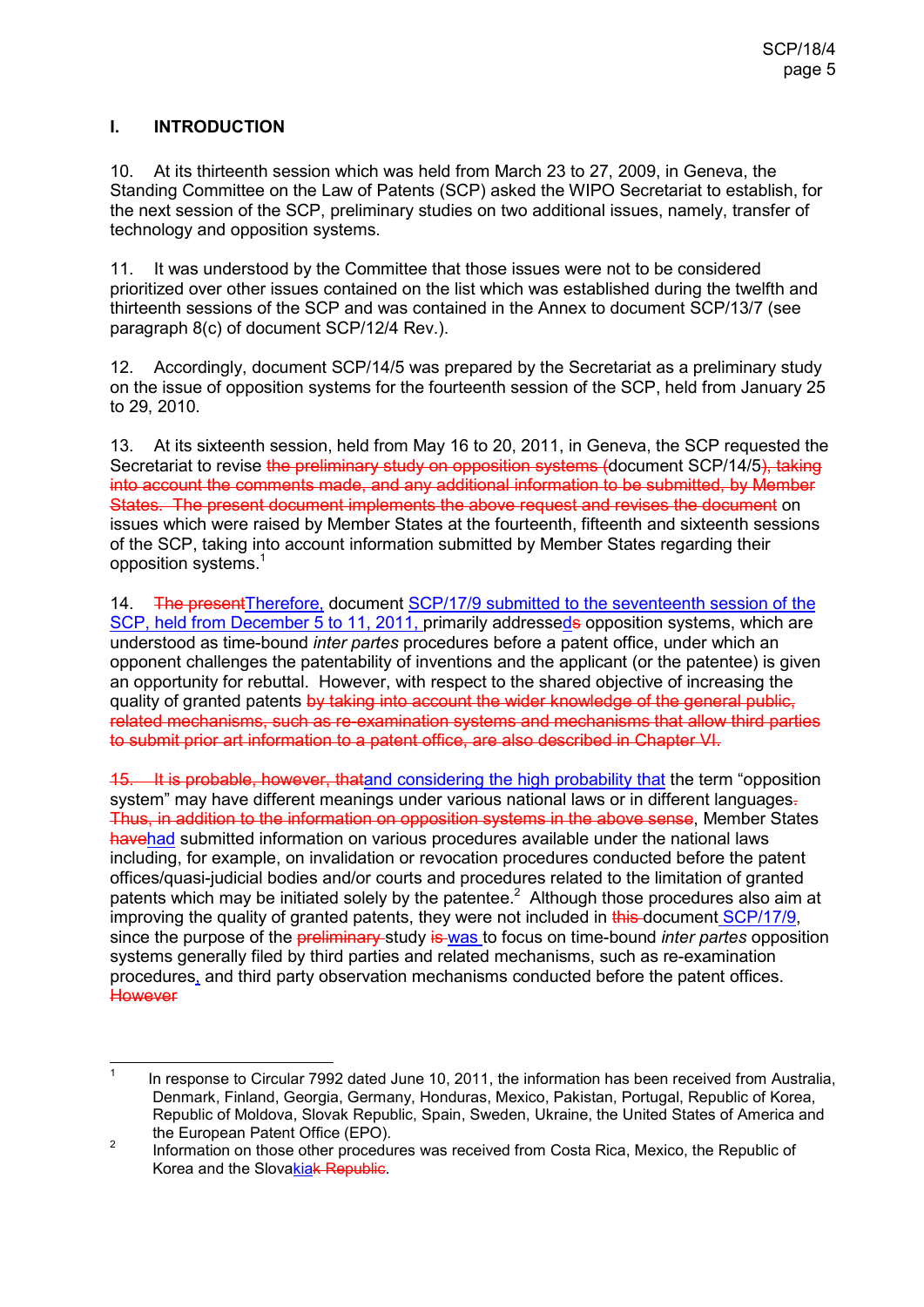## I. INTRODUCTION

10. At its thirteenth session which was held from March 23 to 27, 2009, in Geneva, the Standing Committee on the Law of Patents (SCP) asked the WIPO Secretariat to establish, for the next session of the SCP, preliminary studies on two additional issues, namely, transfer of technology and opposition systems.

11. It was understood by the Committee that those issues were not to be considered prioritized over other issues contained on the list which was established during the twelfth and thirteenth sessions of the SCP and was contained in the Annex to document SCP/13/7 (see paragraph 8(c) of document SCP/12/4 Rev.).

12. Accordingly, document SCP/14/5 was prepared by the Secretariat as a preliminary study on the issue of opposition systems for the fourteenth session of the SCP, held from January 25 to 29, 2010.

13. At its sixteenth session, held from May 16 to 20, 2011, in Geneva, the SCP requested the Secretariat to revise ~~the preliminary study on opposition systems (~~document SCP/14/5~~), taking into account the comments made, and any additional information to be submitted, by Member States. The present document implements the above request and revises the document~~ on issues which were raised by Member States at the fourteenth, fifteenth and sixteenth sessions of the SCP, taking into account information submitted by Member States regarding their opposition systems.[1]

14. ~~The present~~Therefore, document SCP/17/9 submitted to the seventeenth session of the SCP, held from December 5 to 11, 2011, primarily addressed~~s~~ opposition systems, which are understood as time-bound *inter partes* procedures before a patent office, under which an opponent challenges the patentability of inventions and the applicant (or the patentee) is given an opportunity for rebuttal. However, with respect to the shared objective of increasing the quality of granted patents ~~by taking into account the wider knowledge of the general public, related mechanisms, such as re-examination systems and mechanisms that allow third parties to submit prior art information to a patent office, are also described in Chapter VI.~~

~~15. It is probable, however, that~~and considering the high probability that the term "opposition system" may have different meanings under various national laws or in different languages~~.~~ ~~Thus, in addition to the information on opposition systems in the above sense~~, Member States ~~have~~had submitted information on various procedures available under the national laws including, for example, on invalidation or revocation procedures conducted before the patent offices/quasi-judicial bodies and/or courts and procedures related to the limitation of granted patents which may be initiated solely by the patentee.[2] Although those procedures also aim at improving the quality of granted patents, they were not included in ~~this~~ document SCP/17/9, since the purpose of the ~~preliminary~~ study ~~is~~ was to focus on time-bound *inter partes* opposition systems generally filed by third parties and related mechanisms, such as re-examination procedures, and third party observation mechanisms conducted before the patent offices. ~~However~~

---

[1] In response to Circular 7992 dated June 10, 2011, the information has been received from Australia, Denmark, Finland, Georgia, Germany, Honduras, Mexico, Pakistan, Portugal, Republic of Korea, Republic of Moldova, Slovak Republic, Spain, Sweden, Ukraine, the United States of America and the European Patent Office (EPO).

[2] Information on those other procedures was received from Costa Rica, Mexico, the Republic of Korea and the Slovakia~~k Republic~~.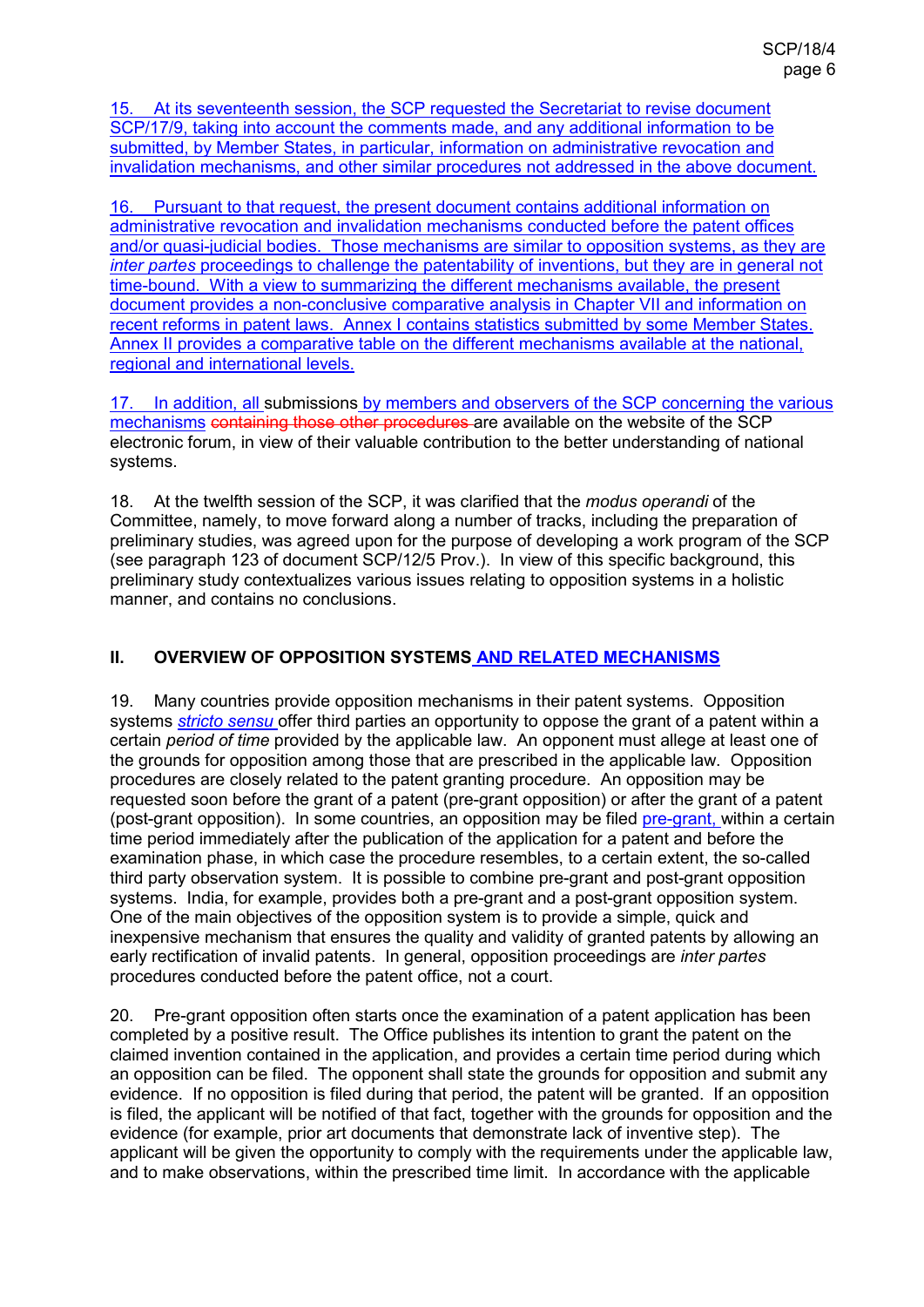15. At its seventeenth session, the SCP requested the Secretariat to revise document SCP/17/9, taking into account the comments made, and any additional information to be submitted, by Member States, in particular, information on administrative revocation and invalidation mechanisms, and other similar procedures not addressed in the above document.

16. Pursuant to that request, the present document contains additional information on administrative revocation and invalidation mechanisms conducted before the patent offices and/or quasi-judicial bodies. Those mechanisms are similar to opposition systems, as they are *inter partes* proceedings to challenge the patentability of inventions, but they are in general not time-bound. With a view to summarizing the different mechanisms available, the present document provides a non-conclusive comparative analysis in Chapter VII and information on recent reforms in patent laws. Annex I contains statistics submitted by some Member States. Annex II provides a comparative table on the different mechanisms available at the national, regional and international levels.

17. In addition, all submissions by members and observers of the SCP concerning the various mechanisms ~~containing those other procedures~~ are available on the website of the SCP electronic forum, in view of their valuable contribution to the better understanding of national systems.

18. At the twelfth session of the SCP, it was clarified that the *modus operandi* of the Committee, namely, to move forward along a number of tracks, including the preparation of preliminary studies, was agreed upon for the purpose of developing a work program of the SCP (see paragraph 123 of document SCP/12/5 Prov.). In view of this specific background, this preliminary study contextualizes various issues relating to opposition systems in a holistic manner, and contains no conclusions.

## II. OVERVIEW OF OPPOSITION SYSTEMS AND RELATED MECHANISMS

19. Many countries provide opposition mechanisms in their patent systems. Opposition systems *stricto sensu* offer third parties an opportunity to oppose the grant of a patent within a certain *period of time* provided by the applicable law. An opponent must allege at least one of the grounds for opposition among those that are prescribed in the applicable law. Opposition procedures are closely related to the patent granting procedure. An opposition may be requested soon before the grant of a patent (pre-grant opposition) or after the grant of a patent (post-grant opposition). In some countries, an opposition may be filed pre-grant, within a certain time period immediately after the publication of the application for a patent and before the examination phase, in which case the procedure resembles, to a certain extent, the so-called third party observation system. It is possible to combine pre-grant and post-grant opposition systems. India, for example, provides both a pre-grant and a post-grant opposition system. One of the main objectives of the opposition system is to provide a simple, quick and inexpensive mechanism that ensures the quality and validity of granted patents by allowing an early rectification of invalid patents. In general, opposition proceedings are *inter partes* procedures conducted before the patent office, not a court.

20. Pre-grant opposition often starts once the examination of a patent application has been completed by a positive result. The Office publishes its intention to grant the patent on the claimed invention contained in the application, and provides a certain time period during which an opposition can be filed. The opponent shall state the grounds for opposition and submit any evidence. If no opposition is filed during that period, the patent will be granted. If an opposition is filed, the applicant will be notified of that fact, together with the grounds for opposition and the evidence (for example, prior art documents that demonstrate lack of inventive step). The applicant will be given the opportunity to comply with the requirements under the applicable law, and to make observations, within the prescribed time limit. In accordance with the applicable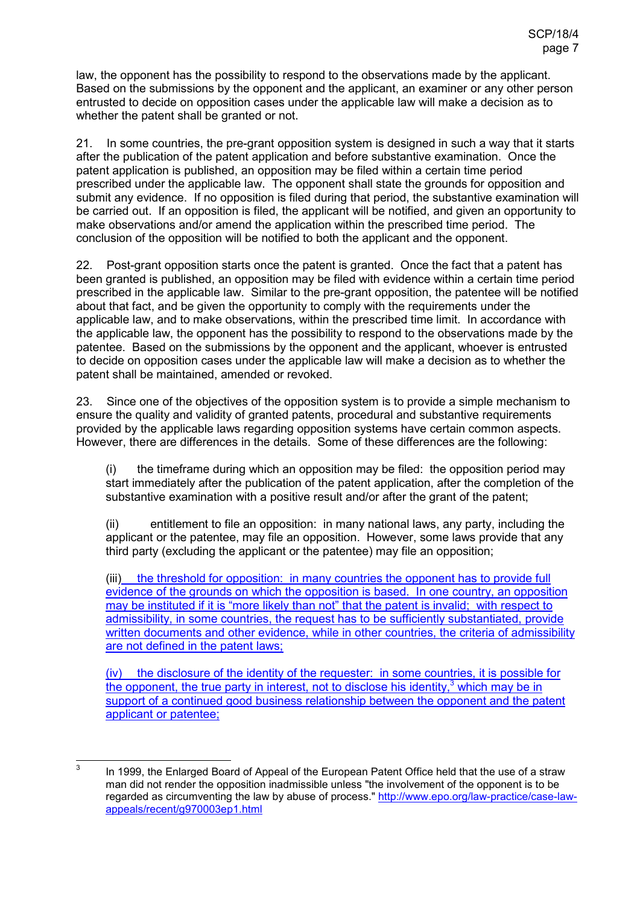law, the opponent has the possibility to respond to the observations made by the applicant. Based on the submissions by the opponent and the applicant, an examiner or any other person entrusted to decide on opposition cases under the applicable law will make a decision as to whether the patent shall be granted or not.

21. In some countries, the pre-grant opposition system is designed in such a way that it starts after the publication of the patent application and before substantive examination. Once the patent application is published, an opposition may be filed within a certain time period prescribed under the applicable law. The opponent shall state the grounds for opposition and submit any evidence. If no opposition is filed during that period, the substantive examination will be carried out. If an opposition is filed, the applicant will be notified, and given an opportunity to make observations and/or amend the application within the prescribed time period. The conclusion of the opposition will be notified to both the applicant and the opponent.

22. Post-grant opposition starts once the patent is granted. Once the fact that a patent has been granted is published, an opposition may be filed with evidence within a certain time period prescribed in the applicable law. Similar to the pre-grant opposition, the patentee will be notified about that fact, and be given the opportunity to comply with the requirements under the applicable law, and to make observations, within the prescribed time limit. In accordance with the applicable law, the opponent has the possibility to respond to the observations made by the patentee. Based on the submissions by the opponent and the applicant, whoever is entrusted to decide on opposition cases under the applicable law will make a decision as to whether the patent shall be maintained, amended or revoked.

23. Since one of the objectives of the opposition system is to provide a simple mechanism to ensure the quality and validity of granted patents, procedural and substantive requirements provided by the applicable laws regarding opposition systems have certain common aspects. However, there are differences in the details. Some of these differences are the following:

(i) the timeframe during which an opposition may be filed: the opposition period may start immediately after the publication of the patent application, after the completion of the substantive examination with a positive result and/or after the grant of the patent;

(ii) entitlement to file an opposition: in many national laws, any party, including the applicant or the patentee, may file an opposition. However, some laws provide that any third party (excluding the applicant or the patentee) may file an opposition;

(iii) the threshold for opposition: in many countries the opponent has to provide full evidence of the grounds on which the opposition is based. In one country, an opposition may be instituted if it is "more likely than not" that the patent is invalid; with respect to admissibility, in some countries, the request has to be sufficiently substantiated, provide written documents and other evidence, while in other countries, the criteria of admissibility are not defined in the patent laws;

(iv) the disclosure of the identity of the requester: in some countries, it is possible for the opponent, the true party in interest, not to disclose his identity,[3] which may be in support of a continued good business relationship between the opponent and the patent applicant or patentee;

---

[3] In 1999, the Enlarged Board of Appeal of the European Patent Office held that the use of a straw man did not render the opposition inadmissible unless "the involvement of the opponent is to be regarded as circumventing the law by abuse of process." http://www.epo.org/law-practice/case-law-appeals/recent/g970003ep1.html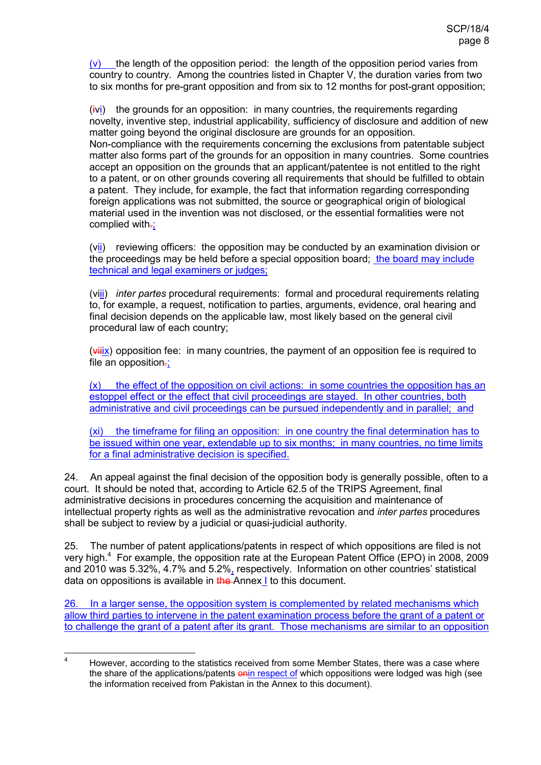(v) the length of the opposition period: the length of the opposition period varies from country to country. Among the countries listed in Chapter V, the duration varies from two to six months for pre-grant opposition and from six to 12 months for post-grant opposition;

(vi) the grounds for an opposition: in many countries, the requirements regarding novelty, inventive step, industrial applicability, sufficiency of disclosure and addition of new matter going beyond the original disclosure are grounds for an opposition. Non-compliance with the requirements concerning the exclusions from patentable subject matter also forms part of the grounds for an opposition in many countries. Some countries accept an opposition on the grounds that an applicant/patentee is not entitled to the right to a patent, or on other grounds covering all requirements that should be fulfilled to obtain a patent. They include, for example, the fact that information regarding corresponding foreign applications was not submitted, the source or geographical origin of biological material used in the invention was not disclosed, or the essential formalities were not complied with;

(vii) reviewing officers: the opposition may be conducted by an examination division or the proceedings may be held before a special opposition board; the board may include technical and legal examiners or judges;

(viii) *inter partes* procedural requirements: formal and procedural requirements relating to, for example, a request, notification to parties, arguments, evidence, oral hearing and final decision depends on the applicable law, most likely based on the general civil procedural law of each country;

(ix) opposition fee: in many countries, the payment of an opposition fee is required to file an opposition;

(x) the effect of the opposition on civil actions: in some countries the opposition has an estoppel effect or the effect that civil proceedings are stayed. In other countries, both administrative and civil proceedings can be pursued independently and in parallel; and

(xi) the timeframe for filing an opposition: in one country the final determination has to be issued within one year, extendable up to six months; in many countries, no time limits for a final administrative decision is specified.

24. An appeal against the final decision of the opposition body is generally possible, often to a court. It should be noted that, according to Article 62.5 of the TRIPS Agreement, final administrative decisions in procedures concerning the acquisition and maintenance of intellectual property rights as well as the administrative revocation and *inter partes* procedures shall be subject to review by a judicial or quasi-judicial authority.

25. The number of patent applications/patents in respect of which oppositions are filed is not very high.[4] For example, the opposition rate at the European Patent Office (EPO) in 2008, 2009 and 2010 was 5.32%, 4.7% and 5.2%, respectively. Information on other countries' statistical data on oppositions is available in Annex I to this document.

26. In a larger sense, the opposition system is complemented by related mechanisms which allow third parties to intervene in the patent examination process before the grant of a patent or to challenge the grant of a patent after its grant. Those mechanisms are similar to an opposition

---

[4] However, according to the statistics received from some Member States, there was a case where the share of the applications/patents in respect of which oppositions were lodged was high (see the information received from Pakistan in the Annex to this document).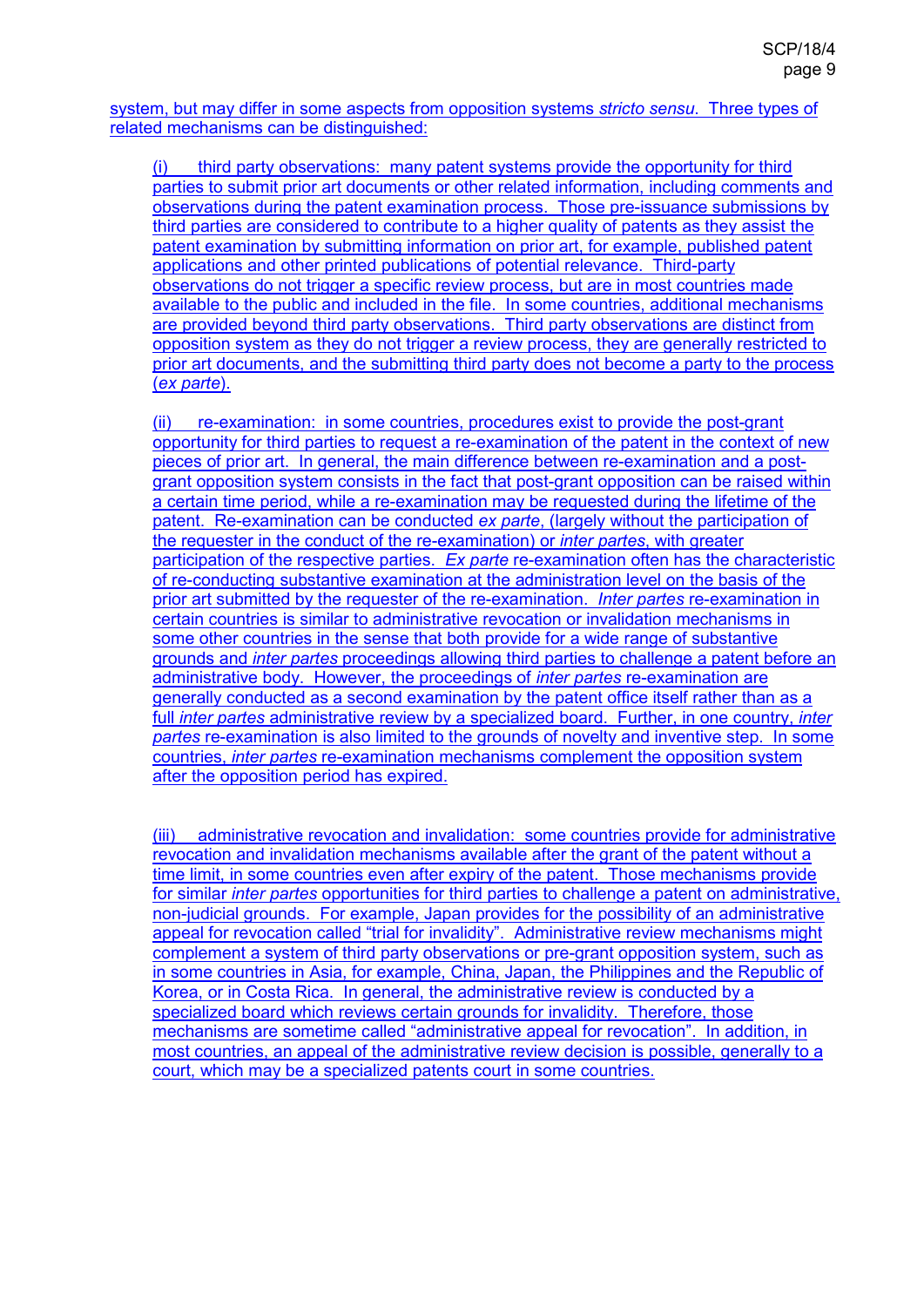system, but may differ in some aspects from opposition systems *stricto sensu*. Three types of related mechanisms can be distinguished:

(i) third party observations: many patent systems provide the opportunity for third parties to submit prior art documents or other related information, including comments and observations during the patent examination process. Those pre-issuance submissions by third parties are considered to contribute to a higher quality of patents as they assist the patent examination by submitting information on prior art, for example, published patent applications and other printed publications of potential relevance. Third-party observations do not trigger a specific review process, but are in most countries made available to the public and included in the file. In some countries, additional mechanisms are provided beyond third party observations. Third party observations are distinct from opposition system as they do not trigger a review process, they are generally restricted to prior art documents, and the submitting third party does not become a party to the process (*ex parte*).

(ii) re-examination: in some countries, procedures exist to provide the post-grant opportunity for third parties to request a re-examination of the patent in the context of new pieces of prior art. In general, the main difference between re-examination and a post-grant opposition system consists in the fact that post-grant opposition can be raised within a certain time period, while a re-examination may be requested during the lifetime of the patent. Re-examination can be conducted *ex parte*, (largely without the participation of the requester in the conduct of the re-examination) or *inter partes*, with greater participation of the respective parties. *Ex parte* re-examination often has the characteristic of re-conducting substantive examination at the administration level on the basis of the prior art submitted by the requester of the re-examination. *Inter partes* re-examination in certain countries is similar to administrative revocation or invalidation mechanisms in some other countries in the sense that both provide for a wide range of substantive grounds and *inter partes* proceedings allowing third parties to challenge a patent before an administrative body. However, the proceedings of *inter partes* re-examination are generally conducted as a second examination by the patent office itself rather than as a full *inter partes* administrative review by a specialized board. Further, in one country, *inter partes* re-examination is also limited to the grounds of novelty and inventive step. In some countries, *inter partes* re-examination mechanisms complement the opposition system after the opposition period has expired.

(iii) administrative revocation and invalidation: some countries provide for administrative revocation and invalidation mechanisms available after the grant of the patent without a time limit, in some countries even after expiry of the patent. Those mechanisms provide for similar *inter partes* opportunities for third parties to challenge a patent on administrative, non-judicial grounds. For example, Japan provides for the possibility of an administrative appeal for revocation called "trial for invalidity". Administrative review mechanisms might complement a system of third party observations or pre-grant opposition system, such as in some countries in Asia, for example, China, Japan, the Philippines and the Republic of Korea, or in Costa Rica. In general, the administrative review is conducted by a specialized board which reviews certain grounds for invalidity. Therefore, those mechanisms are sometime called "administrative appeal for revocation". In addition, in most countries, an appeal of the administrative review decision is possible, generally to a court, which may be a specialized patents court in some countries.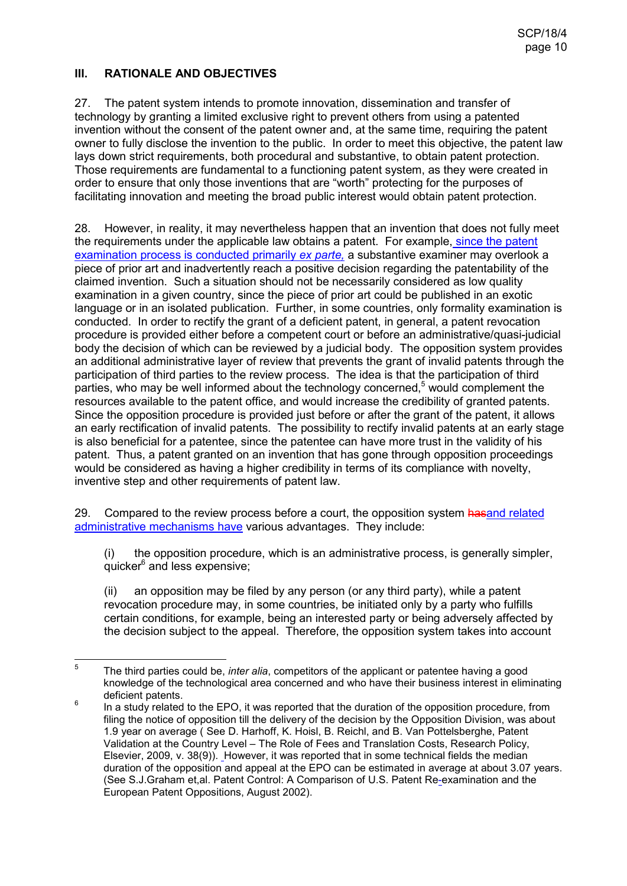## III. RATIONALE AND OBJECTIVES

27. The patent system intends to promote innovation, dissemination and transfer of technology by granting a limited exclusive right to prevent others from using a patented invention without the consent of the patent owner and, at the same time, requiring the patent owner to fully disclose the invention to the public. In order to meet this objective, the patent law lays down strict requirements, both procedural and substantive, to obtain patent protection. Those requirements are fundamental to a functioning patent system, as they were created in order to ensure that only those inventions that are "worth" protecting for the purposes of facilitating innovation and meeting the broad public interest would obtain patent protection.

28. However, in reality, it may nevertheless happen that an invention that does not fully meet the requirements under the applicable law obtains a patent. For example, since the patent examination process is conducted primarily *ex parte,* a substantive examiner may overlook a piece of prior art and inadvertently reach a positive decision regarding the patentability of the claimed invention. Such a situation should not be necessarily considered as low quality examination in a given country, since the piece of prior art could be published in an exotic language or in an isolated publication. Further, in some countries, only formality examination is conducted. In order to rectify the grant of a deficient patent, in general, a patent revocation procedure is provided either before a competent court or before an administrative/quasi-judicial body the decision of which can be reviewed by a judicial body. The opposition system provides an additional administrative layer of review that prevents the grant of invalid patents through the participation of third parties to the review process. The idea is that the participation of third parties, who may be well informed about the technology concerned,[5] would complement the resources available to the patent office, and would increase the credibility of granted patents. Since the opposition procedure is provided just before or after the grant of the patent, it allows an early rectification of invalid patents. The possibility to rectify invalid patents at an early stage is also beneficial for a patentee, since the patentee can have more trust in the validity of his patent. Thus, a patent granted on an invention that has gone through opposition proceedings would be considered as having a higher credibility in terms of its compliance with novelty, inventive step and other requirements of patent law.

29. Compared to the review process before a court, the opposition system ~~has~~and related administrative mechanisms have various advantages. They include:

(i) the opposition procedure, which is an administrative process, is generally simpler, quicker[6] and less expensive;

(ii) an opposition may be filed by any person (or any third party), while a patent revocation procedure may, in some countries, be initiated only by a party who fulfills certain conditions, for example, being an interested party or being adversely affected by the decision subject to the appeal. Therefore, the opposition system takes into account

---

[5] The third parties could be, *inter alia*, competitors of the applicant or patentee having a good knowledge of the technological area concerned and who have their business interest in eliminating deficient patents.

[6] In a study related to the EPO, it was reported that the duration of the opposition procedure, from filing the notice of opposition till the delivery of the decision by the Opposition Division, was about 1.9 year on average ( See D. Harhoff, K. Hoisl, B. Reichl, and B. Van Pottelsberghe, Patent Validation at the Country Level – The Role of Fees and Translation Costs, Research Policy, Elsevier, 2009, v. 38(9)). However, it was reported that in some technical fields the median duration of the opposition and appeal at the EPO can be estimated in average at about 3.07 years. (See S.J.Graham et,al. Patent Control: A Comparison of U.S. Patent Re-examination and the European Patent Oppositions, August 2002).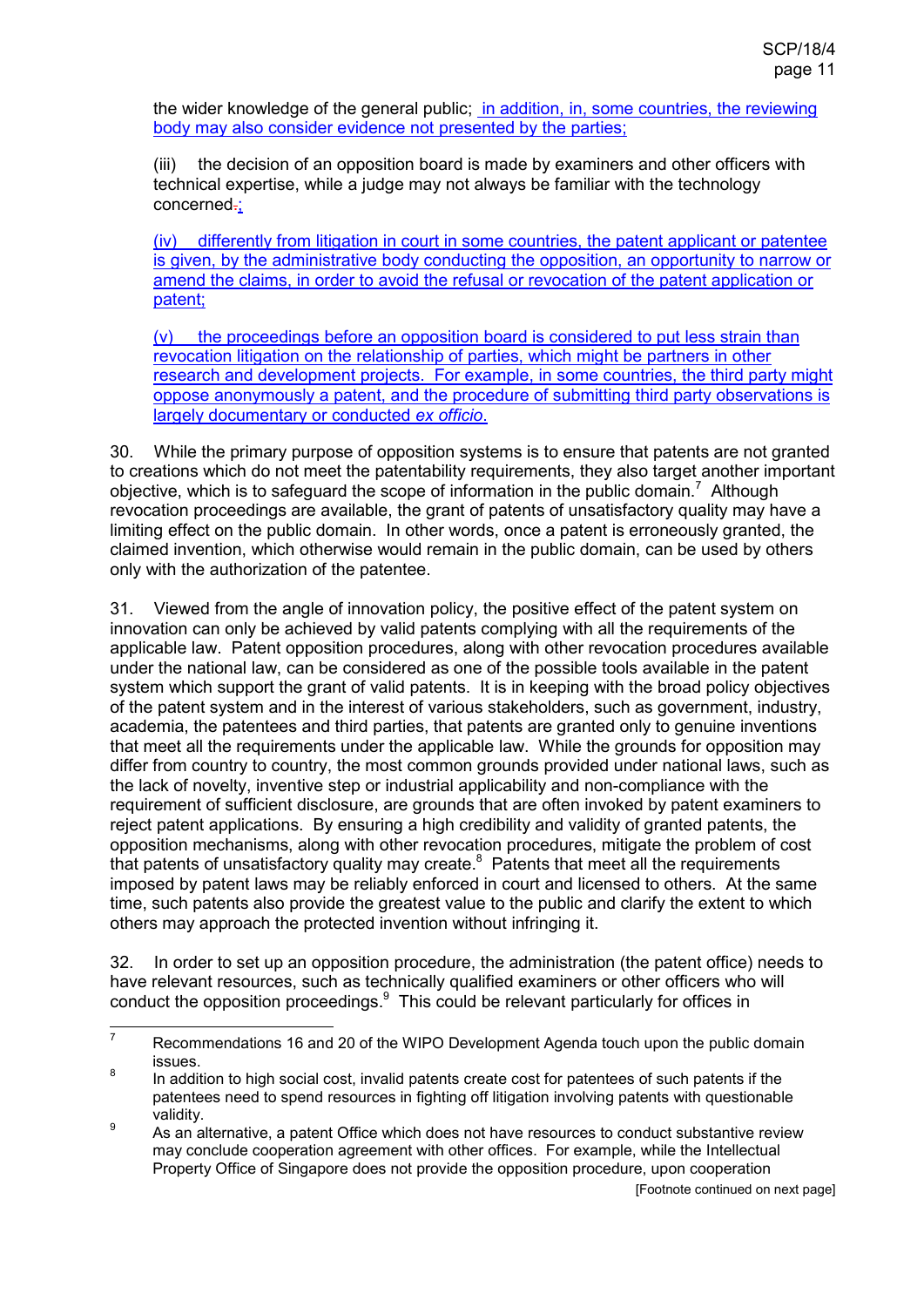the wider knowledge of the general public; in addition, in, some countries, the reviewing body may also consider evidence not presented by the parties;

(iii) the decision of an opposition board is made by examiners and other officers with technical expertise, while a judge may not always be familiar with the technology concerned.;

(iv) differently from litigation in court in some countries, the patent applicant or patentee is given, by the administrative body conducting the opposition, an opportunity to narrow or amend the claims, in order to avoid the refusal or revocation of the patent application or patent;

(v) the proceedings before an opposition board is considered to put less strain than revocation litigation on the relationship of parties, which might be partners in other research and development projects. For example, in some countries, the third party might oppose anonymously a patent, and the procedure of submitting third party observations is largely documentary or conducted *ex officio*.

30. While the primary purpose of opposition systems is to ensure that patents are not granted to creations which do not meet the patentability requirements, they also target another important objective, which is to safeguard the scope of information in the public domain.[7] Although revocation proceedings are available, the grant of patents of unsatisfactory quality may have a limiting effect on the public domain. In other words, once a patent is erroneously granted, the claimed invention, which otherwise would remain in the public domain, can be used by others only with the authorization of the patentee.

31. Viewed from the angle of innovation policy, the positive effect of the patent system on innovation can only be achieved by valid patents complying with all the requirements of the applicable law. Patent opposition procedures, along with other revocation procedures available under the national law, can be considered as one of the possible tools available in the patent system which support the grant of valid patents. It is in keeping with the broad policy objectives of the patent system and in the interest of various stakeholders, such as government, industry, academia, the patentees and third parties, that patents are granted only to genuine inventions that meet all the requirements under the applicable law. While the grounds for opposition may differ from country to country, the most common grounds provided under national laws, such as the lack of novelty, inventive step or industrial applicability and non-compliance with the requirement of sufficient disclosure, are grounds that are often invoked by patent examiners to reject patent applications. By ensuring a high credibility and validity of granted patents, the opposition mechanisms, along with other revocation procedures, mitigate the problem of cost that patents of unsatisfactory quality may create.[8] Patents that meet all the requirements imposed by patent laws may be reliably enforced in court and licensed to others. At the same time, such patents also provide the greatest value to the public and clarify the extent to which others may approach the protected invention without infringing it.

32. In order to set up an opposition procedure, the administration (the patent office) needs to have relevant resources, such as technically qualified examiners or other officers who will conduct the opposition proceedings.[9] This could be relevant particularly for offices in

---

[7] Recommendations 16 and 20 of the WIPO Development Agenda touch upon the public domain issues.

[8] In addition to high social cost, invalid patents create cost for patentees of such patents if the patentees need to spend resources in fighting off litigation involving patents with questionable validity.

[9] As an alternative, a patent Office which does not have resources to conduct substantive review may conclude cooperation agreement with other offices. For example, while the Intellectual Property Office of Singapore does not provide the opposition procedure, upon cooperation

[Footnote continued on next page]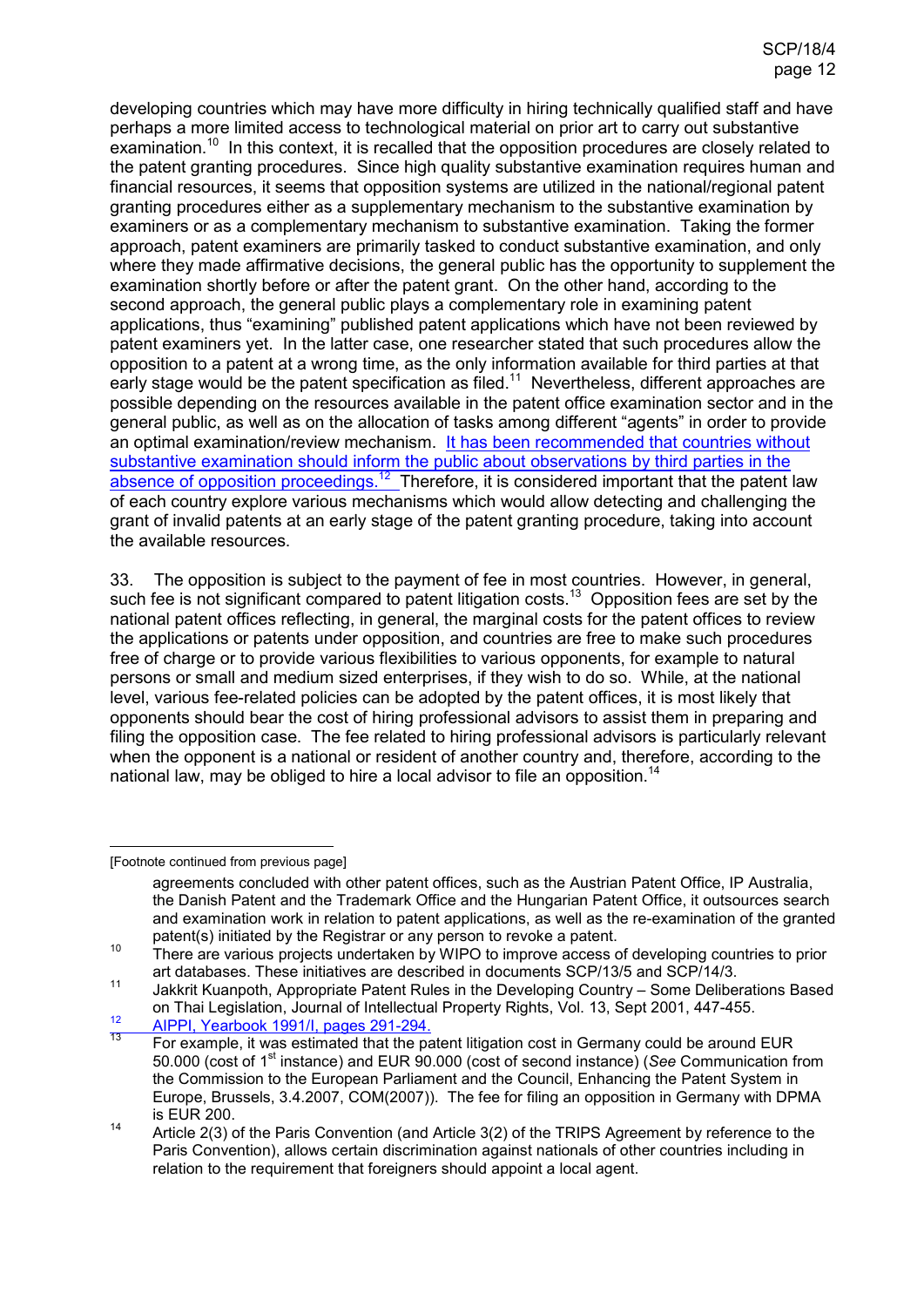developing countries which may have more difficulty in hiring technically qualified staff and have perhaps a more limited access to technological material on prior art to carry out substantive examination.[10] In this context, it is recalled that the opposition procedures are closely related to the patent granting procedures. Since high quality substantive examination requires human and financial resources, it seems that opposition systems are utilized in the national/regional patent granting procedures either as a supplementary mechanism to the substantive examination by examiners or as a complementary mechanism to substantive examination. Taking the former approach, patent examiners are primarily tasked to conduct substantive examination, and only where they made affirmative decisions, the general public has the opportunity to supplement the examination shortly before or after the patent grant. On the other hand, according to the second approach, the general public plays a complementary role in examining patent applications, thus "examining" published patent applications which have not been reviewed by patent examiners yet. In the latter case, one researcher stated that such procedures allow the opposition to a patent at a wrong time, as the only information available for third parties at that early stage would be the patent specification as filed.[11] Nevertheless, different approaches are possible depending on the resources available in the patent office examination sector and in the general public, as well as on the allocation of tasks among different "agents" in order to provide an optimal examination/review mechanism. It has been recommended that countries without substantive examination should inform the public about observations by third parties in the absence of opposition proceedings.[12] Therefore, it is considered important that the patent law of each country explore various mechanisms which would allow detecting and challenging the grant of invalid patents at an early stage of the patent granting procedure, taking into account the available resources.

33. The opposition is subject to the payment of fee in most countries. However, in general, such fee is not significant compared to patent litigation costs.[13] Opposition fees are set by the national patent offices reflecting, in general, the marginal costs for the patent offices to review the applications or patents under opposition, and countries are free to make such procedures free of charge or to provide various flexibilities to various opponents, for example to natural persons or small and medium sized enterprises, if they wish to do so. While, at the national level, various fee-related policies can be adopted by the patent offices, it is most likely that opponents should bear the cost of hiring professional advisors to assist them in preparing and filing the opposition case. The fee related to hiring professional advisors is particularly relevant when the opponent is a national or resident of another country and, therefore, according to the national law, may be obliged to hire a local advisor to file an opposition.[14]

---

[Footnote continued from previous page]

agreements concluded with other patent offices, such as the Austrian Patent Office, IP Australia, the Danish Patent and the Trademark Office and the Hungarian Patent Office, it outsources search and examination work in relation to patent applications, as well as the re-examination of the granted patent(s) initiated by the Registrar or any person to revoke a patent.

[10] There are various projects undertaken by WIPO to improve access of developing countries to prior art databases. These initiatives are described in documents SCP/13/5 and SCP/14/3.

[11] Jakkrit Kuanpoth, Appropriate Patent Rules in the Developing Country – Some Deliberations Based on Thai Legislation, Journal of Intellectual Property Rights, Vol. 13, Sept 2001, 447-455.

[12] AIPPI, Yearbook 1991/I, pages 291-294.

[13] For example, it was estimated that the patent litigation cost in Germany could be around EUR 50.000 (cost of 1st instance) and EUR 90.000 (cost of second instance) (*See* Communication from the Commission to the European Parliament and the Council, Enhancing the Patent System in Europe, Brussels, 3.4.2007, COM(2007)). The fee for filing an opposition in Germany with DPMA is EUR 200.

[14] Article 2(3) of the Paris Convention (and Article 3(2) of the TRIPS Agreement by reference to the Paris Convention), allows certain discrimination against nationals of other countries including in relation to the requirement that foreigners should appoint a local agent.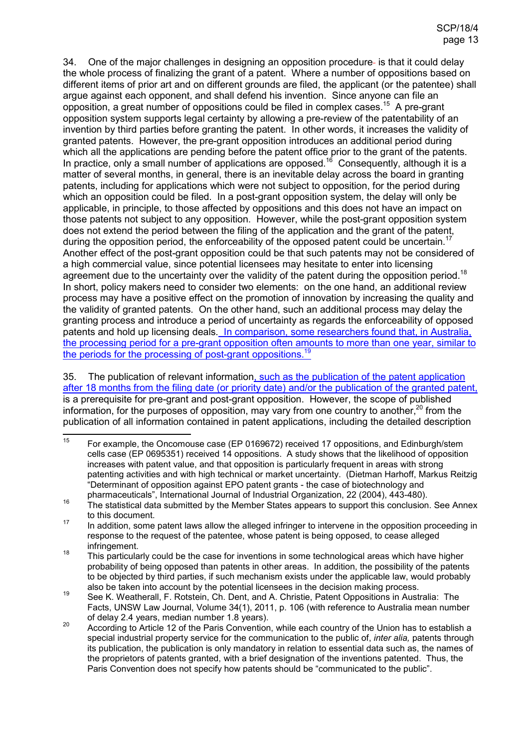34. One of the major challenges in designing an opposition procedure is that it could delay the whole process of finalizing the grant of a patent. Where a number of oppositions based on different items of prior art and on different grounds are filed, the applicant (or the patentee) shall argue against each opponent, and shall defend his invention. Since anyone can file an opposition, a great number of oppositions could be filed in complex cases.[15] A pre-grant opposition system supports legal certainty by allowing a pre-review of the patentability of an invention by third parties before granting the patent. In other words, it increases the validity of granted patents. However, the pre-grant opposition introduces an additional period during which all the applications are pending before the patent office prior to the grant of the patents. In practice, only a small number of applications are opposed.[16] Consequently, although it is a matter of several months, in general, there is an inevitable delay across the board in granting patents, including for applications which were not subject to opposition, for the period during which an opposition could be filed. In a post-grant opposition system, the delay will only be applicable, in principle, to those affected by oppositions and this does not have an impact on those patents not subject to any opposition. However, while the post-grant opposition system does not extend the period between the filing of the application and the grant of the patent, during the opposition period, the enforceability of the opposed patent could be uncertain.[17] Another effect of the post-grant opposition could be that such patents may not be considered of a high commercial value, since potential licensees may hesitate to enter into licensing agreement due to the uncertainty over the validity of the patent during the opposition period.[18] In short, policy makers need to consider two elements: on the one hand, an additional review process may have a positive effect on the promotion of innovation by increasing the quality and the validity of granted patents. On the other hand, such an additional process may delay the granting process and introduce a period of uncertainty as regards the enforceability of opposed patents and hold up licensing deals. In comparison, some researchers found that, in Australia, the processing period for a pre-grant opposition often amounts to more than one year, similar to the periods for the processing of post-grant oppositions.[19]

35. The publication of relevant information, such as the publication of the patent application after 18 months from the filing date (or priority date) and/or the publication of the granted patent, is a prerequisite for pre-grant and post-grant opposition. However, the scope of published information, for the purposes of opposition, may vary from one country to another,[20] from the publication of all information contained in patent applications, including the detailed description

---

[15] For example, the Oncomouse case (EP 0169672) received 17 oppositions, and Edinburgh/stem cells case (EP 0695351) received 14 oppositions. A study shows that the likelihood of opposition increases with patent value, and that opposition is particularly frequent in areas with strong patenting activities and with high technical or market uncertainty. (Dietman Harhoff, Markus Reitzig "Determinant of opposition against EPO patent grants - the case of biotechnology and pharmaceuticals", International Journal of Industrial Organization, 22 (2004), 443-480).

[16] The statistical data submitted by the Member States appears to support this conclusion. See Annex to this document.

[17] In addition, some patent laws allow the alleged infringer to intervene in the opposition proceeding in response to the request of the patentee, whose patent is being opposed, to cease alleged infringement.

[18] This particularly could be the case for inventions in some technological areas which have higher probability of being opposed than patents in other areas. In addition, the possibility of the patents to be objected by third parties, if such mechanism exists under the applicable law, would probably also be taken into account by the potential licensees in the decision making process.

[19] See K. Weatherall, F. Rotstein, Ch. Dent, and A. Christie, Patent Oppositions in Australia: The Facts, UNSW Law Journal, Volume 34(1), 2011, p. 106 (with reference to Australia mean number of delay 2.4 years, median number 1.8 years).

[20] According to Article 12 of the Paris Convention, while each country of the Union has to establish a special industrial property service for the communication to the public of, *inter alia,* patents through its publication, the publication is only mandatory in relation to essential data such as, the names of the proprietors of patents granted, with a brief designation of the inventions patented. Thus, the Paris Convention does not specify how patents should be "communicated to the public".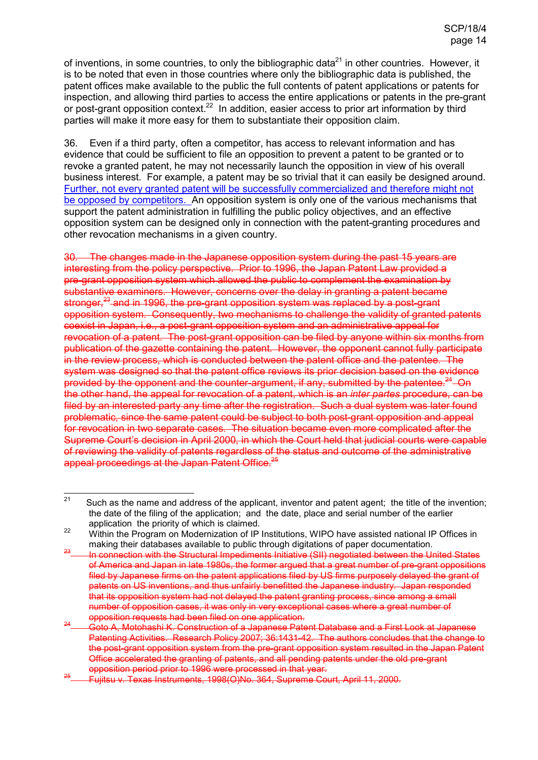of inventions, in some countries, to only the bibliographic data[21] in other countries. However, it is to be noted that even in those countries where only the bibliographic data is published, the patent offices make available to the public the full contents of patent applications or patents for inspection, and allowing third parties to access the entire applications or patents in the pre-grant or post-grant opposition context.[22] In addition, easier access to prior art information by third parties will make it more easy for them to substantiate their opposition claim.

36. Even if a third party, often a competitor, has access to relevant information and has evidence that could be sufficient to file an opposition to prevent a patent to be granted or to revoke a granted patent, he may not necessarily launch the opposition in view of his overall business interest. For example, a patent may be so trivial that it can easily be designed around. Further, not every granted patent will be successfully commercialized and therefore might not be opposed by competitors. An opposition system is only one of the various mechanisms that support the patent administration in fulfilling the public policy objectives, and an effective opposition system can be designed only in connection with the patent-granting procedures and other revocation mechanisms in a given country.

~~30. The changes made in the Japanese opposition system during the past 15 years are interesting from the policy perspective. Prior to 1996, the Japan Patent Law provided a pre-grant opposition system which allowed the public to complement the examination by substantive examiners. However, concerns over the delay in granting a patent became stronger,[23] and in 1996, the pre-grant opposition system was replaced by a post-grant opposition system. Consequently, two mechanisms to challenge the validity of granted patents coexist in Japan, i.e., a post-grant opposition system and an administrative appeal for revocation of a patent. The post-grant opposition can be filed by anyone within six months from publication of the gazette containing the patent. However, the opponent cannot fully participate in the review process, which is conducted between the patent office and the patentee. The system was designed so that the patent office reviews its prior decision based on the evidence provided by the opponent and the counter-argument, if any, submitted by the patentee.[24] On the other hand, the appeal for revocation of a patent, which is an *inter partes* procedure, can be filed by an interested party any time after the registration. Such a dual system was later found problematic, since the same patent could be subject to both post-grant opposition and appeal for revocation in two separate cases. The situation became even more complicated after the Supreme Court's decision in April 2000, in which the Court held that judicial courts were capable of reviewing the validity of patents regardless of the status and outcome of the administrative appeal proceedings at the Japan Patent Office.[25]~~

---

[21] Such as the name and address of the applicant, inventor and patent agent; the title of the invention; the date of the filing of the application; and the date, place and serial number of the earlier application the priority of which is claimed.

[22] Within the Program on Modernization of IP Institutions, WIPO have assisted national IP Offices in making their databases available to public through digitations of paper documentation.

~~[23] In connection with the Structural Impediments Initiative (SII) negotiated between the United States of America and Japan in late 1980s, the former argued that a great number of pre-grant oppositions filed by Japanese firms on the patent applications filed by US firms purposely delayed the grant of patents on US inventions, and thus unfairly benefitted the Japanese industry. Japan responded that its opposition system had not delayed the patent granting process, since among a small number of opposition cases, it was only in very exceptional cases where a great number of opposition requests had been filed on one application.~~

~~[24] Goto A, Motohashi K. Construction of a Japanese Patent Database and a First Look at Japanese Patenting Activities. Research Policy 2007; 36:1431-42. The authors concludes that the change to the post-grant opposition system from the pre-grant opposition system resulted in the Japan Patent Office accelerated the granting of patents, and all pending patents under the old pre-grant opposition period prior to 1996 were processed in that year.~~

~~[25] Fujitsu v. Texas Instruments, 1998(O)No. 364, Supreme Court, April 11, 2000.~~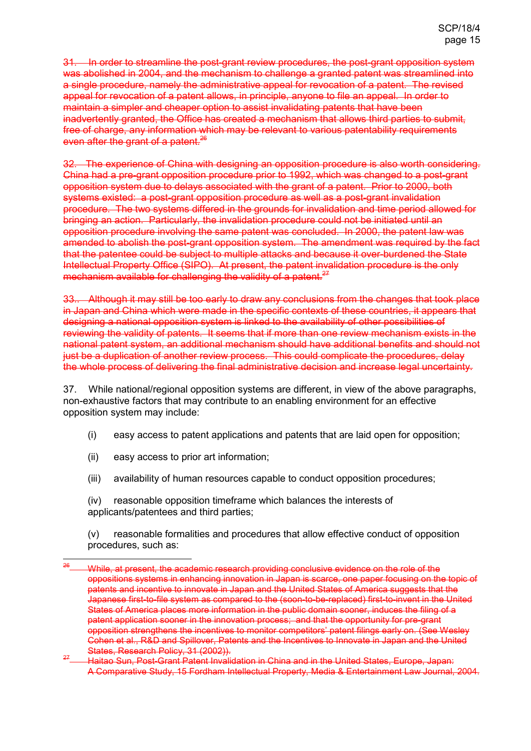~~31. In order to streamline the post-grant review procedures, the post-grant opposition system was abolished in 2004, and the mechanism to challenge a granted patent was streamlined into a single procedure, namely the administrative appeal for revocation of a patent. The revised appeal for revocation of a patent allows, in principle, anyone to file an appeal. In order to maintain a simpler and cheaper option to assist invalidating patents that have been inadvertently granted, the Office has created a mechanism that allows third parties to submit, free of charge, any information which may be relevant to various patentability requirements even after the grant of a patent.[26]~~

~~32. The experience of China with designing an opposition procedure is also worth considering. China had a pre-grant opposition procedure prior to 1992, which was changed to a post-grant opposition system due to delays associated with the grant of a patent. Prior to 2000, both systems existed: a post-grant opposition procedure as well as a post-grant invalidation procedure. The two systems differed in the grounds for invalidation and time period allowed for bringing an action. Particularly, the invalidation procedure could not be initiated until an opposition procedure involving the same patent was concluded. In 2000, the patent law was amended to abolish the post-grant opposition system. The amendment was required by the fact that the patentee could be subject to multiple attacks and because it over-burdened the State Intellectual Property Office (SIPO). At present, the patent invalidation procedure is the only mechanism available for challenging the validity of a patent.[27]~~

~~33. Although it may still be too early to draw any conclusions from the changes that took place in Japan and China which were made in the specific contexts of these countries, it appears that designing a national opposition system is linked to the availability of other possibilities of reviewing the validity of patents. It seems that if more than one review mechanism exists in the national patent system, an additional mechanism should have additional benefits and should not just be a duplication of another review process. This could complicate the procedures, delay the whole process of delivering the final administrative decision and increase legal uncertainty.~~

37. While national/regional opposition systems are different, in view of the above paragraphs, non-exhaustive factors that may contribute to an enabling environment for an effective opposition system may include:

(i) easy access to patent applications and patents that are laid open for opposition;

(ii) easy access to prior art information;

(iii) availability of human resources capable to conduct opposition procedures;

(iv) reasonable opposition timeframe which balances the interests of applicants/patentees and third parties;

(v) reasonable formalities and procedures that allow effective conduct of opposition procedures, such as:

---

~~[26] While, at present, the academic research providing conclusive evidence on the role of the oppositions systems in enhancing innovation in Japan is scarce, one paper focusing on the topic of patents and incentive to innovate in Japan and the United States of America suggests that the Japanese first-to-file system as compared to the (soon-to-be-replaced) first-to-invent in the United States of America places more information in the public domain sooner, induces the filing of a patent application sooner in the innovation process; and that the opportunity for pre-grant opposition strengthens the incentives to monitor competitors' patent filings early on. (See Wesley Cohen et al., R&D and Spillover, Patents and the Incentives to Innovate in Japan and the United States, Research Policy, 31 (2002)).~~

~~[27] Haitao Sun, Post-Grant Patent Invalidation in China and in the United States, Europe, Japan: A Comparative Study, 15 Fordham Intellectual Property, Media & Entertainment Law Journal, 2004.~~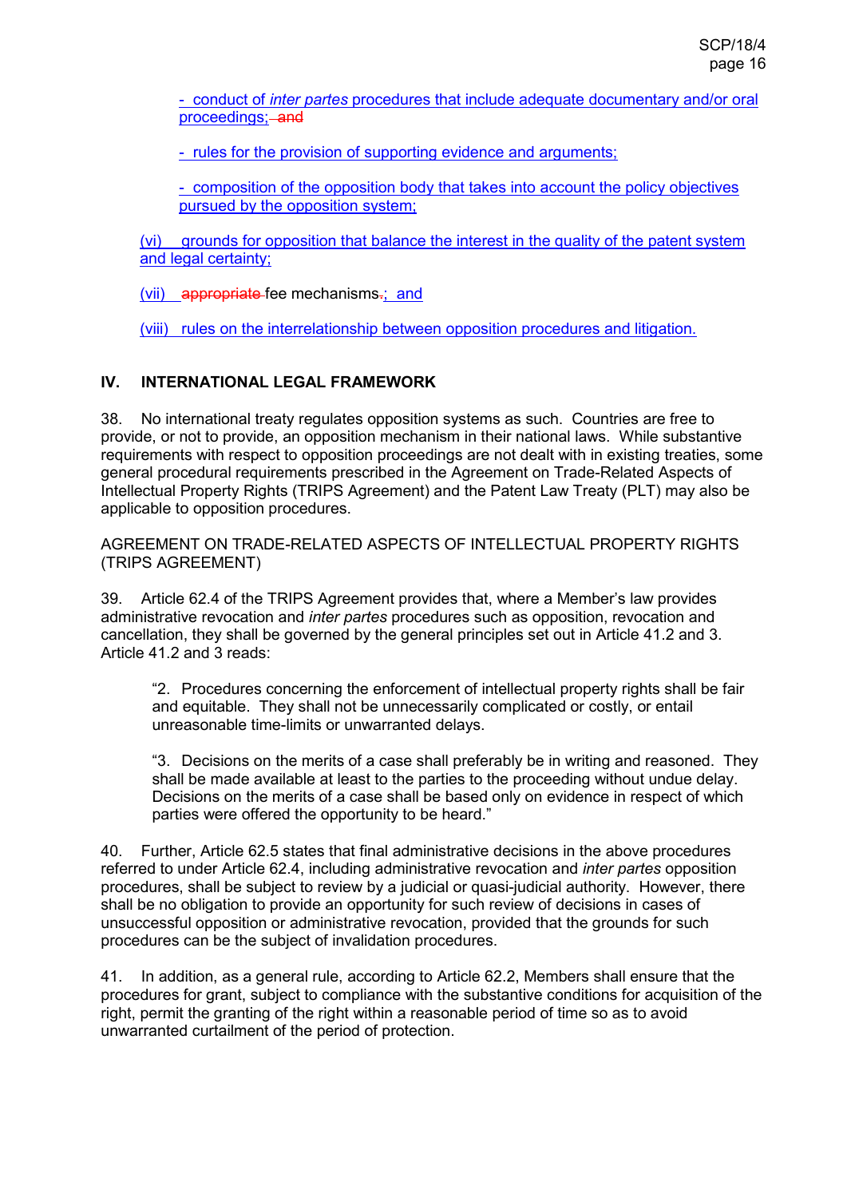- conduct of *inter partes* procedures that include adequate documentary and/or oral proceedings; and

- rules for the provision of supporting evidence and arguments;

- composition of the opposition body that takes into account the policy objectives pursued by the opposition system;

(vi) grounds for opposition that balance the interest in the quality of the patent system and legal certainty;

(vii) appropriate fee mechanisms.; and

(viii) rules on the interrelationship between opposition procedures and litigation.

## IV. INTERNATIONAL LEGAL FRAMEWORK

38. No international treaty regulates opposition systems as such. Countries are free to provide, or not to provide, an opposition mechanism in their national laws. While substantive requirements with respect to opposition proceedings are not dealt with in existing treaties, some general procedural requirements prescribed in the Agreement on Trade-Related Aspects of Intellectual Property Rights (TRIPS Agreement) and the Patent Law Treaty (PLT) may also be applicable to opposition procedures.

AGREEMENT ON TRADE-RELATED ASPECTS OF INTELLECTUAL PROPERTY RIGHTS (TRIPS AGREEMENT)

39. Article 62.4 of the TRIPS Agreement provides that, where a Member's law provides administrative revocation and *inter partes* procedures such as opposition, revocation and cancellation, they shall be governed by the general principles set out in Article 41.2 and 3. Article 41.2 and 3 reads:

> "2. Procedures concerning the enforcement of intellectual property rights shall be fair and equitable. They shall not be unnecessarily complicated or costly, or entail unreasonable time-limits or unwarranted delays.
>
> "3. Decisions on the merits of a case shall preferably be in writing and reasoned. They shall be made available at least to the parties to the proceeding without undue delay. Decisions on the merits of a case shall be based only on evidence in respect of which parties were offered the opportunity to be heard."

40. Further, Article 62.5 states that final administrative decisions in the above procedures referred to under Article 62.4, including administrative revocation and *inter partes* opposition procedures, shall be subject to review by a judicial or quasi-judicial authority. However, there shall be no obligation to provide an opportunity for such review of decisions in cases of unsuccessful opposition or administrative revocation, provided that the grounds for such procedures can be the subject of invalidation procedures.

41. In addition, as a general rule, according to Article 62.2, Members shall ensure that the procedures for grant, subject to compliance with the substantive conditions for acquisition of the right, permit the granting of the right within a reasonable period of time so as to avoid unwarranted curtailment of the period of protection.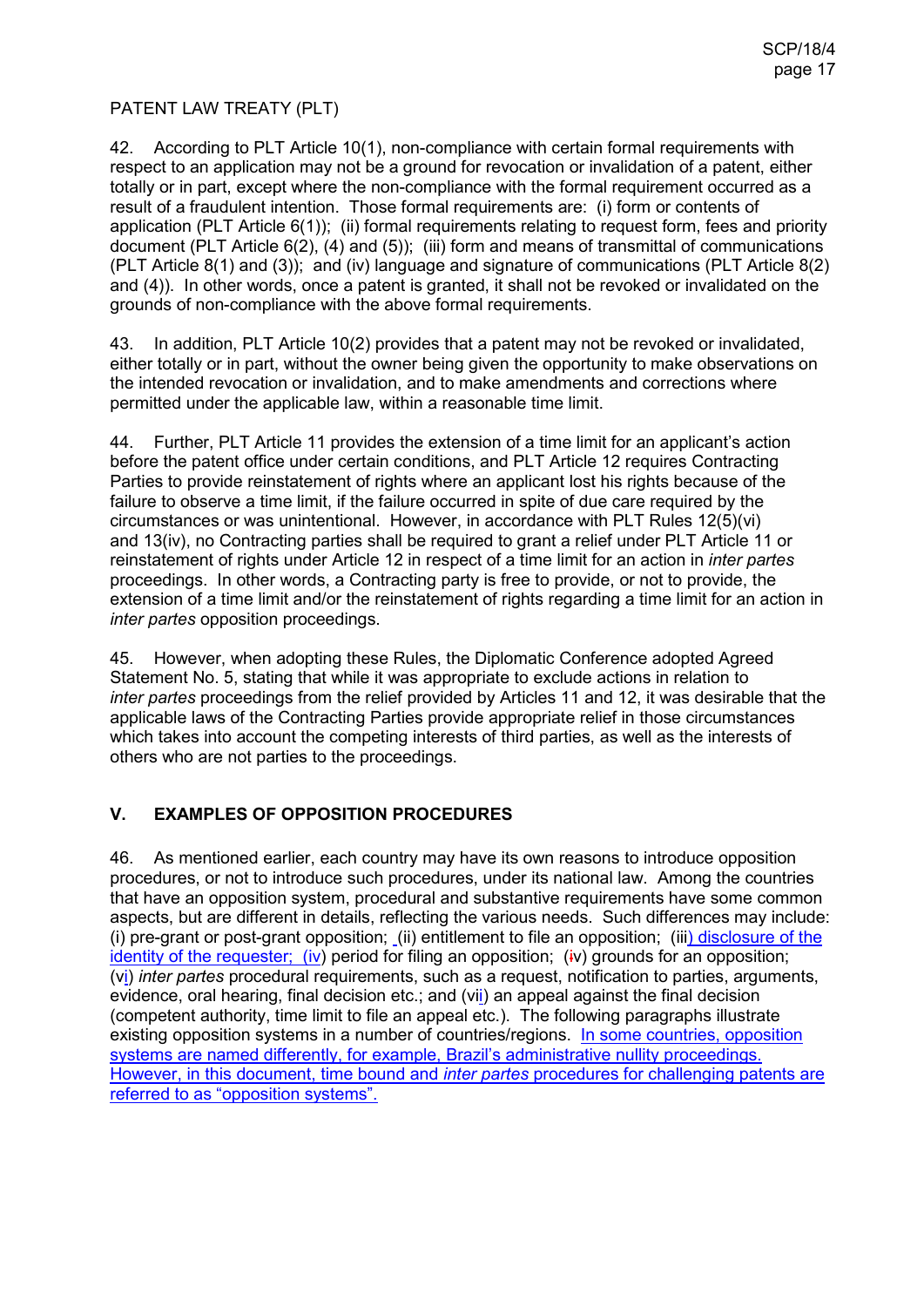PATENT LAW TREATY (PLT)

42. According to PLT Article 10(1), non-compliance with certain formal requirements with respect to an application may not be a ground for revocation or invalidation of a patent, either totally or in part, except where the non-compliance with the formal requirement occurred as a result of a fraudulent intention. Those formal requirements are: (i) form or contents of application (PLT Article 6(1)); (ii) formal requirements relating to request form, fees and priority document (PLT Article 6(2), (4) and (5)); (iii) form and means of transmittal of communications (PLT Article 8(1) and (3)); and (iv) language and signature of communications (PLT Article 8(2) and (4)). In other words, once a patent is granted, it shall not be revoked or invalidated on the grounds of non-compliance with the above formal requirements.

43. In addition, PLT Article 10(2) provides that a patent may not be revoked or invalidated, either totally or in part, without the owner being given the opportunity to make observations on the intended revocation or invalidation, and to make amendments and corrections where permitted under the applicable law, within a reasonable time limit.

44. Further, PLT Article 11 provides the extension of a time limit for an applicant's action before the patent office under certain conditions, and PLT Article 12 requires Contracting Parties to provide reinstatement of rights where an applicant lost his rights because of the failure to observe a time limit, if the failure occurred in spite of due care required by the circumstances or was unintentional. However, in accordance with PLT Rules 12(5)(vi) and 13(iv), no Contracting parties shall be required to grant a relief under PLT Article 11 or reinstatement of rights under Article 12 in respect of a time limit for an action in *inter partes* proceedings. In other words, a Contracting party is free to provide, or not to provide, the extension of a time limit and/or the reinstatement of rights regarding a time limit for an action in *inter partes* opposition proceedings.

45. However, when adopting these Rules, the Diplomatic Conference adopted Agreed Statement No. 5, stating that while it was appropriate to exclude actions in relation to *inter partes* proceedings from the relief provided by Articles 11 and 12, it was desirable that the applicable laws of the Contracting Parties provide appropriate relief in those circumstances which takes into account the competing interests of third parties, as well as the interests of others who are not parties to the proceedings.

## V. EXAMPLES OF OPPOSITION PROCEDURES

46. As mentioned earlier, each country may have its own reasons to introduce opposition procedures, or not to introduce such procedures, under its national law. Among the countries that have an opposition system, procedural and substantive requirements have some common aspects, but are different in details, reflecting the various needs. Such differences may include: (i) pre-grant or post-grant opposition; (ii) entitlement to file an opposition; (iii) disclosure of the identity of the requester; (iv) period for filing an opposition; (v) grounds for an opposition; (vi) *inter partes* procedural requirements, such as a request, notification to parties, arguments, evidence, oral hearing, final decision etc.; and (vii) an appeal against the final decision (competent authority, time limit to file an appeal etc.). The following paragraphs illustrate existing opposition systems in a number of countries/regions. In some countries, opposition systems are named differently, for example, Brazil's administrative nullity proceedings. However, in this document, time bound and *inter partes* procedures for challenging patents are referred to as "opposition systems".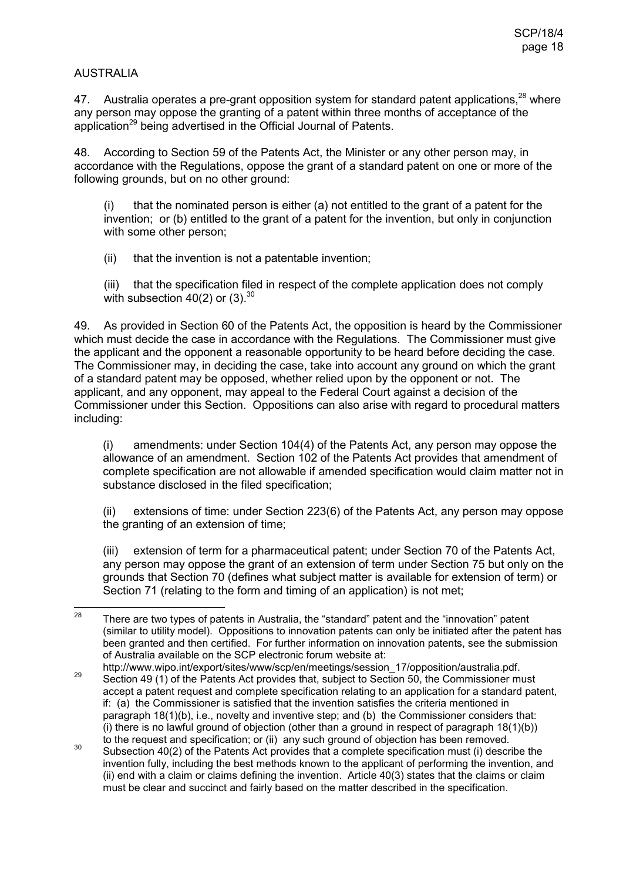AUSTRALIA

47. Australia operates a pre-grant opposition system for standard patent applications,[28] where any person may oppose the granting of a patent within three months of acceptance of the application[29] being advertised in the Official Journal of Patents.

48. According to Section 59 of the Patents Act, the Minister or any other person may, in accordance with the Regulations, oppose the grant of a standard patent on one or more of the following grounds, but on no other ground:

(i) that the nominated person is either (a) not entitled to the grant of a patent for the invention; or (b) entitled to the grant of a patent for the invention, but only in conjunction with some other person;

(ii) that the invention is not a patentable invention;

(iii) that the specification filed in respect of the complete application does not comply with subsection 40(2) or (3).[30]

49. As provided in Section 60 of the Patents Act, the opposition is heard by the Commissioner which must decide the case in accordance with the Regulations. The Commissioner must give the applicant and the opponent a reasonable opportunity to be heard before deciding the case. The Commissioner may, in deciding the case, take into account any ground on which the grant of a standard patent may be opposed, whether relied upon by the opponent or not. The applicant, and any opponent, may appeal to the Federal Court against a decision of the Commissioner under this Section. Oppositions can also arise with regard to procedural matters including:

(i) amendments: under Section 104(4) of the Patents Act, any person may oppose the allowance of an amendment. Section 102 of the Patents Act provides that amendment of complete specification are not allowable if amended specification would claim matter not in substance disclosed in the filed specification;

(ii) extensions of time: under Section 223(6) of the Patents Act, any person may oppose the granting of an extension of time;

(iii) extension of term for a pharmaceutical patent; under Section 70 of the Patents Act, any person may oppose the grant of an extension of term under Section 75 but only on the grounds that Section 70 (defines what subject matter is available for extension of term) or Section 71 (relating to the form and timing of an application) is not met;

---

[28] There are two types of patents in Australia, the "standard" patent and the "innovation" patent (similar to utility model). Oppositions to innovation patents can only be initiated after the patent has been granted and then certified. For further information on innovation patents, see the submission of Australia available on the SCP electronic forum website at: http://www.wipo.int/export/sites/www/scp/en/meetings/session_17/opposition/australia.pdf.

[29] Section 49 (1) of the Patents Act provides that, subject to Section 50, the Commissioner must accept a patent request and complete specification relating to an application for a standard patent, if: (a) the Commissioner is satisfied that the invention satisfies the criteria mentioned in paragraph 18(1)(b), i.e., novelty and inventive step; and (b) the Commissioner considers that: (i) there is no lawful ground of objection (other than a ground in respect of paragraph 18(1)(b)) to the request and specification; or (ii) any such ground of objection has been removed.

[30] Subsection 40(2) of the Patents Act provides that a complete specification must (i) describe the invention fully, including the best methods known to the applicant of performing the invention, and (ii) end with a claim or claims defining the invention. Article 40(3) states that the claims or claim must be clear and succinct and fairly based on the matter described in the specification.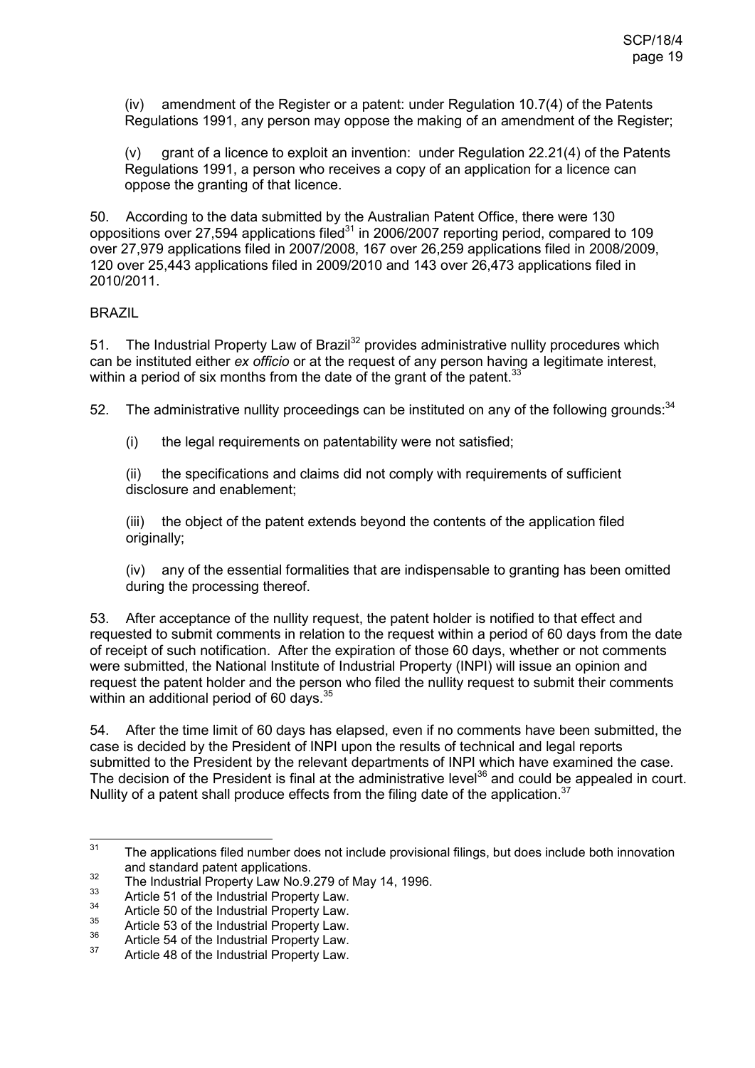(iv) amendment of the Register or a patent: under Regulation 10.7(4) of the Patents Regulations 1991, any person may oppose the making of an amendment of the Register;

(v) grant of a licence to exploit an invention: under Regulation 22.21(4) of the Patents Regulations 1991, a person who receives a copy of an application for a licence can oppose the granting of that licence.

50. According to the data submitted by the Australian Patent Office, there were 130 oppositions over 27,594 applications filed[31] in 2006/2007 reporting period, compared to 109 over 27,979 applications filed in 2007/2008, 167 over 26,259 applications filed in 2008/2009, 120 over 25,443 applications filed in 2009/2010 and 143 over 26,473 applications filed in 2010/2011.

BRAZIL

51. The Industrial Property Law of Brazil[32] provides administrative nullity procedures which can be instituted either *ex officio* or at the request of any person having a legitimate interest, within a period of six months from the date of the grant of the patent.[33]

52. The administrative nullity proceedings can be instituted on any of the following grounds:[34]

(i) the legal requirements on patentability were not satisfied;

(ii) the specifications and claims did not comply with requirements of sufficient disclosure and enablement;

(iii) the object of the patent extends beyond the contents of the application filed originally;

(iv) any of the essential formalities that are indispensable to granting has been omitted during the processing thereof.

53. After acceptance of the nullity request, the patent holder is notified to that effect and requested to submit comments in relation to the request within a period of 60 days from the date of receipt of such notification. After the expiration of those 60 days, whether or not comments were submitted, the National Institute of Industrial Property (INPI) will issue an opinion and request the patent holder and the person who filed the nullity request to submit their comments within an additional period of 60 days.[35]

54. After the time limit of 60 days has elapsed, even if no comments have been submitted, the case is decided by the President of INPI upon the results of technical and legal reports submitted to the President by the relevant departments of INPI which have examined the case. The decision of the President is final at the administrative level[36] and could be appealed in court. Nullity of a patent shall produce effects from the filing date of the application.[37]

---

[31] The applications filed number does not include provisional filings, but does include both innovation and standard patent applications.

[32] The Industrial Property Law No.9.279 of May 14, 1996.

[33] Article 51 of the Industrial Property Law.

[34] Article 50 of the Industrial Property Law.

[35] Article 53 of the Industrial Property Law.

[36] Article 54 of the Industrial Property Law.

[37] Article 48 of the Industrial Property Law.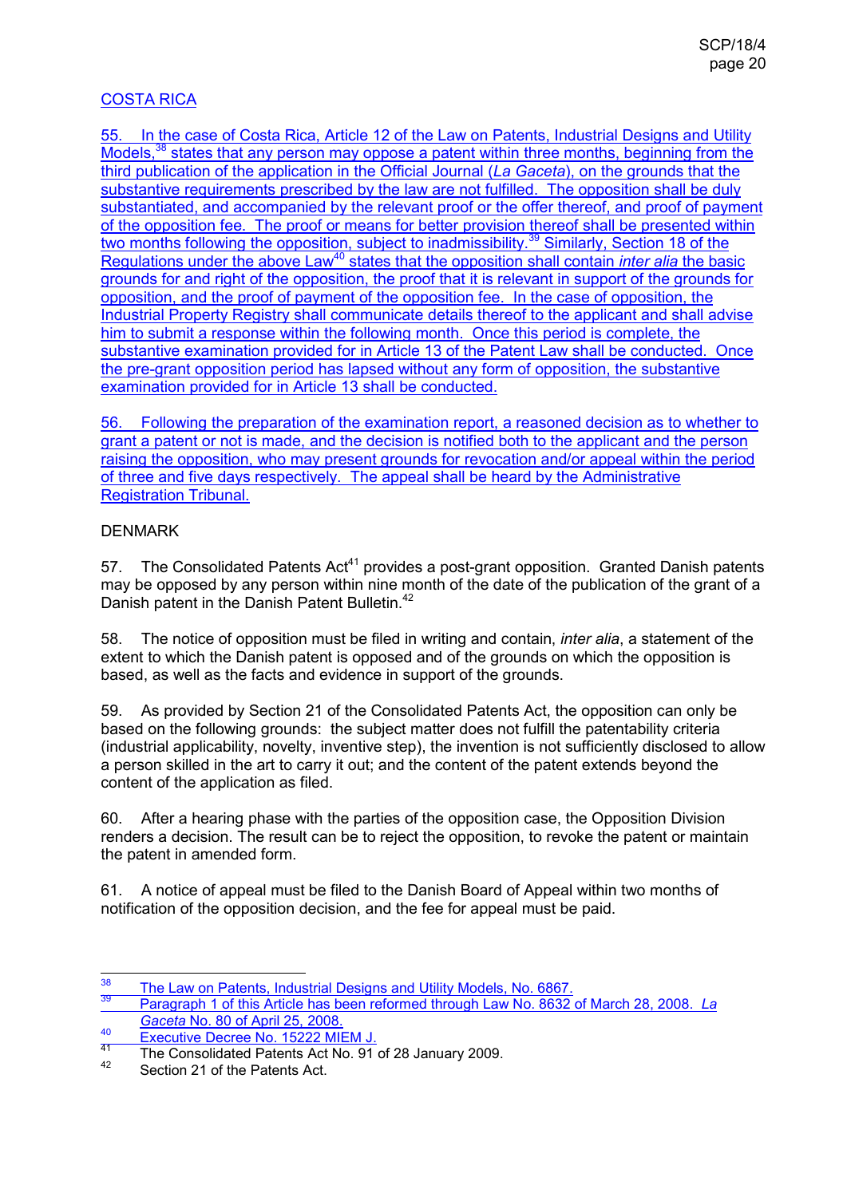## COSTA RICA

55. In the case of Costa Rica, Article 12 of the Law on Patents, Industrial Designs and Utility Models,[38] states that any person may oppose a patent within three months, beginning from the third publication of the application in the Official Journal (*La Gaceta*), on the grounds that the substantive requirements prescribed by the law are not fulfilled. The opposition shall be duly substantiated, and accompanied by the relevant proof or the offer thereof, and proof of payment of the opposition fee. The proof or means for better provision thereof shall be presented within two months following the opposition, subject to inadmissibility.[39] Similarly, Section 18 of the Regulations under the above Law[40] states that the opposition shall contain *inter alia* the basic grounds for and right of the opposition, the proof that it is relevant in support of the grounds for opposition, and the proof of payment of the opposition fee. In the case of opposition, the Industrial Property Registry shall communicate details thereof to the applicant and shall advise him to submit a response within the following month. Once this period is complete, the substantive examination provided for in Article 13 of the Patent Law shall be conducted. Once the pre-grant opposition period has lapsed without any form of opposition, the substantive examination provided for in Article 13 shall be conducted.

56. Following the preparation of the examination report, a reasoned decision as to whether to grant a patent or not is made, and the decision is notified both to the applicant and the person raising the opposition, who may present grounds for revocation and/or appeal within the period of three and five days respectively. The appeal shall be heard by the Administrative Registration Tribunal.

## DENMARK

57. The Consolidated Patents Act[41] provides a post-grant opposition. Granted Danish patents may be opposed by any person within nine month of the date of the publication of the grant of a Danish patent in the Danish Patent Bulletin.[42]

58. The notice of opposition must be filed in writing and contain, *inter alia*, a statement of the extent to which the Danish patent is opposed and of the grounds on which the opposition is based, as well as the facts and evidence in support of the grounds.

59. As provided by Section 21 of the Consolidated Patents Act, the opposition can only be based on the following grounds: the subject matter does not fulfill the patentability criteria (industrial applicability, novelty, inventive step), the invention is not sufficiently disclosed to allow a person skilled in the art to carry it out; and the content of the patent extends beyond the content of the application as filed.

60. After a hearing phase with the parties of the opposition case, the Opposition Division renders a decision. The result can be to reject the opposition, to revoke the patent or maintain the patent in amended form.

61. A notice of appeal must be filed to the Danish Board of Appeal within two months of notification of the opposition decision, and the fee for appeal must be paid.

---

[38] The Law on Patents, Industrial Designs and Utility Models, No. 6867.

[39] Paragraph 1 of this Article has been reformed through Law No. 8632 of March 28, 2008. *La Gaceta* No. 80 of April 25, 2008.

[40] Executive Decree No. 15222 MIEM J.

[41] The Consolidated Patents Act No. 91 of 28 January 2009.

[42] Section 21 of the Patents Act.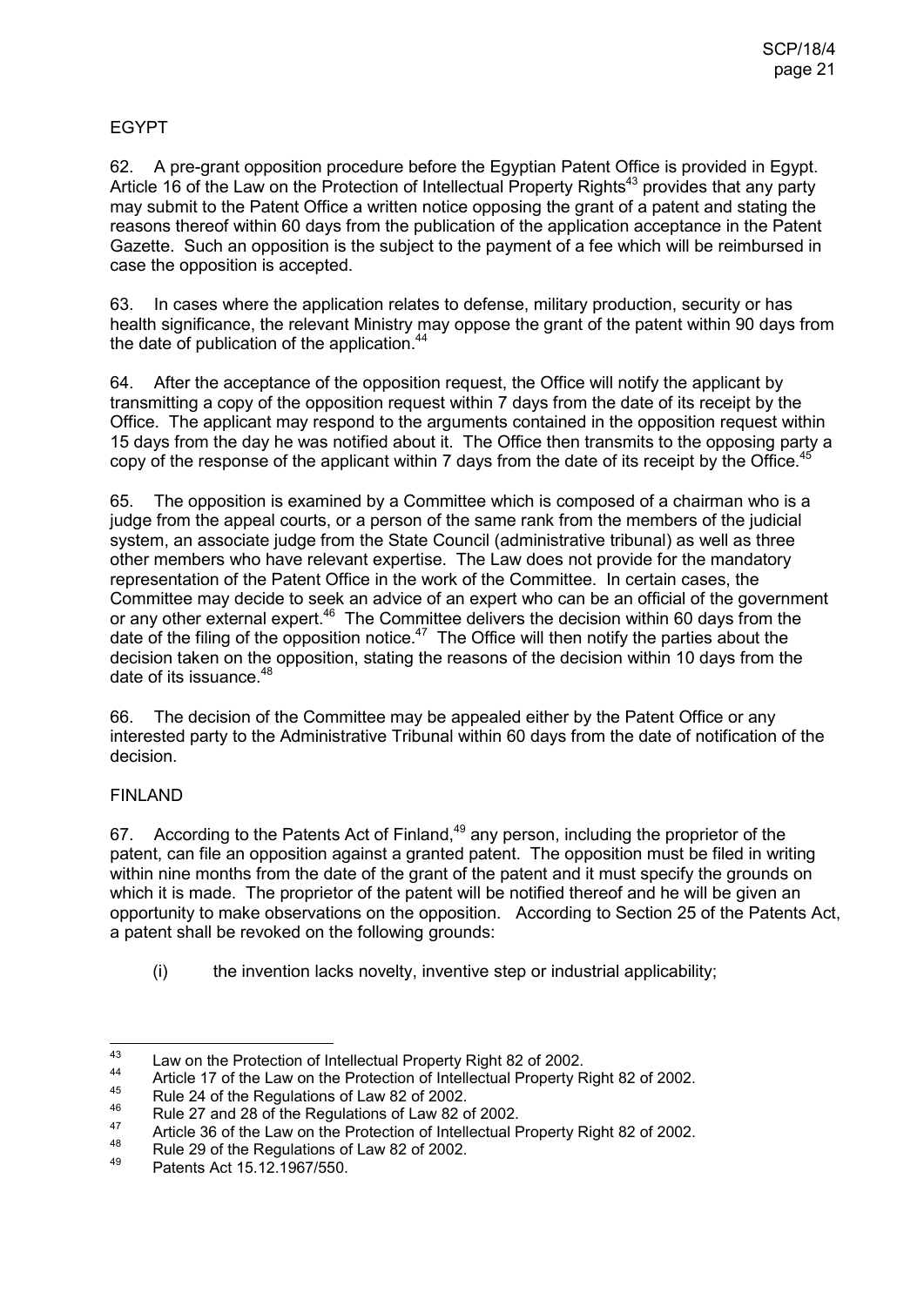## EGYPT

62. A pre-grant opposition procedure before the Egyptian Patent Office is provided in Egypt. Article 16 of the Law on the Protection of Intellectual Property Rights[43] provides that any party may submit to the Patent Office a written notice opposing the grant of a patent and stating the reasons thereof within 60 days from the publication of the application acceptance in the Patent Gazette. Such an opposition is the subject to the payment of a fee which will be reimbursed in case the opposition is accepted.

63. In cases where the application relates to defense, military production, security or has health significance, the relevant Ministry may oppose the grant of the patent within 90 days from the date of publication of the application.[44]

64. After the acceptance of the opposition request, the Office will notify the applicant by transmitting a copy of the opposition request within 7 days from the date of its receipt by the Office. The applicant may respond to the arguments contained in the opposition request within 15 days from the day he was notified about it. The Office then transmits to the opposing party a copy of the response of the applicant within 7 days from the date of its receipt by the Office.[45]

65. The opposition is examined by a Committee which is composed of a chairman who is a judge from the appeal courts, or a person of the same rank from the members of the judicial system, an associate judge from the State Council (administrative tribunal) as well as three other members who have relevant expertise. The Law does not provide for the mandatory representation of the Patent Office in the work of the Committee. In certain cases, the Committee may decide to seek an advice of an expert who can be an official of the government or any other external expert.[46] The Committee delivers the decision within 60 days from the date of the filing of the opposition notice.[47] The Office will then notify the parties about the decision taken on the opposition, stating the reasons of the decision within 10 days from the date of its issuance.[48]

66. The decision of the Committee may be appealed either by the Patent Office or any interested party to the Administrative Tribunal within 60 days from the date of notification of the decision.

## FINLAND

67. According to the Patents Act of Finland,[49] any person, including the proprietor of the patent, can file an opposition against a granted patent. The opposition must be filed in writing within nine months from the date of the grant of the patent and it must specify the grounds on which it is made. The proprietor of the patent will be notified thereof and he will be given an opportunity to make observations on the opposition. According to Section 25 of the Patents Act, a patent shall be revoked on the following grounds:

(i) the invention lacks novelty, inventive step or industrial applicability;

---

[43] Law on the Protection of Intellectual Property Right 82 of 2002.
[44] Article 17 of the Law on the Protection of Intellectual Property Right 82 of 2002.
[45] Rule 24 of the Regulations of Law 82 of 2002.
[46] Rule 27 and 28 of the Regulations of Law 82 of 2002.
[47] Article 36 of the Law on the Protection of Intellectual Property Right 82 of 2002.
[48] Rule 29 of the Regulations of Law 82 of 2002.
[49] Patents Act 15.12.1967/550.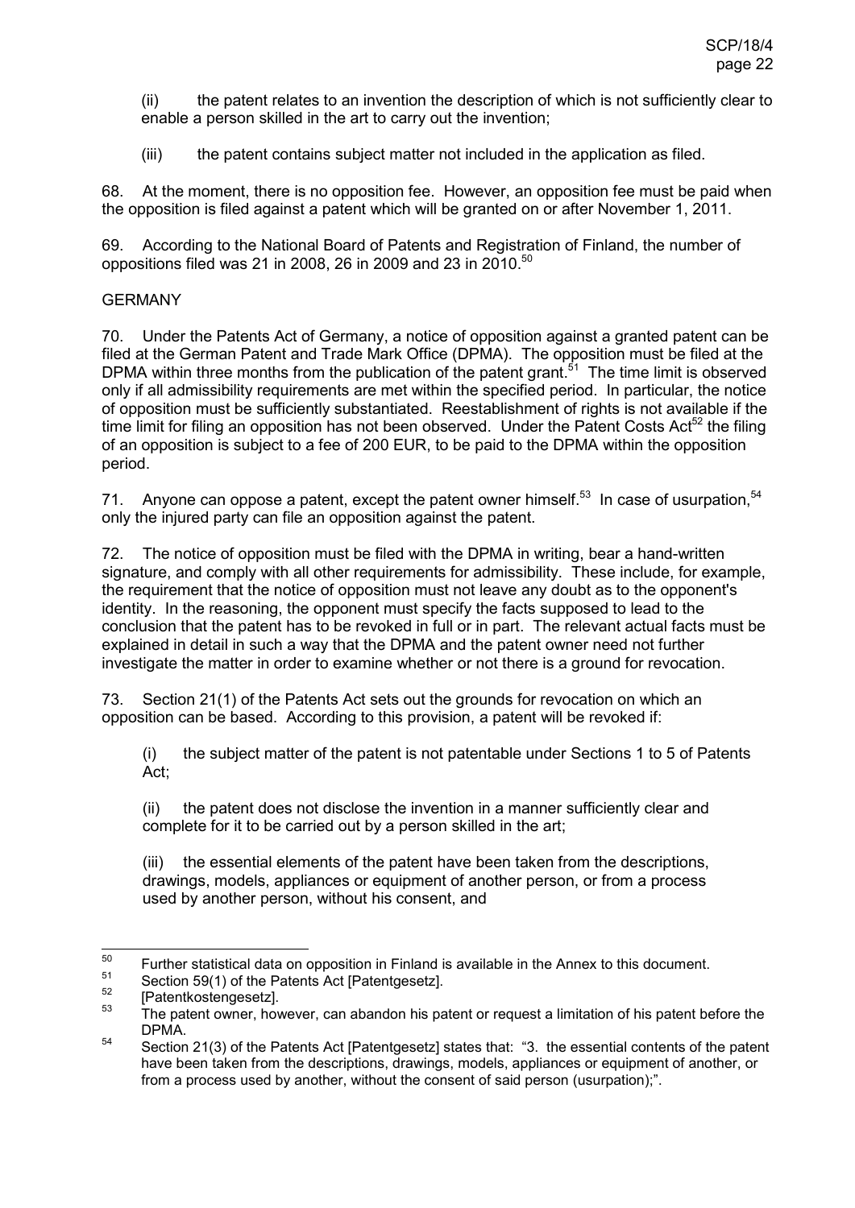(ii) the patent relates to an invention the description of which is not sufficiently clear to enable a person skilled in the art to carry out the invention;

(iii) the patent contains subject matter not included in the application as filed.

68. At the moment, there is no opposition fee. However, an opposition fee must be paid when the opposition is filed against a patent which will be granted on or after November 1, 2011.

69. According to the National Board of Patents and Registration of Finland, the number of oppositions filed was 21 in 2008, 26 in 2009 and 23 in 2010.[50]

## GERMANY

70. Under the Patents Act of Germany, a notice of opposition against a granted patent can be filed at the German Patent and Trade Mark Office (DPMA). The opposition must be filed at the DPMA within three months from the publication of the patent grant.[51] The time limit is observed only if all admissibility requirements are met within the specified period. In particular, the notice of opposition must be sufficiently substantiated. Reestablishment of rights is not available if the time limit for filing an opposition has not been observed. Under the Patent Costs Act[52] the filing of an opposition is subject to a fee of 200 EUR, to be paid to the DPMA within the opposition period.

71. Anyone can oppose a patent, except the patent owner himself.[53] In case of usurpation,[54] only the injured party can file an opposition against the patent.

72. The notice of opposition must be filed with the DPMA in writing, bear a hand-written signature, and comply with all other requirements for admissibility. These include, for example, the requirement that the notice of opposition must not leave any doubt as to the opponent's identity. In the reasoning, the opponent must specify the facts supposed to lead to the conclusion that the patent has to be revoked in full or in part. The relevant actual facts must be explained in detail in such a way that the DPMA and the patent owner need not further investigate the matter in order to examine whether or not there is a ground for revocation.

73. Section 21(1) of the Patents Act sets out the grounds for revocation on which an opposition can be based. According to this provision, a patent will be revoked if:

(i) the subject matter of the patent is not patentable under Sections 1 to 5 of Patents Act;

(ii) the patent does not disclose the invention in a manner sufficiently clear and complete for it to be carried out by a person skilled in the art;

(iii) the essential elements of the patent have been taken from the descriptions, drawings, models, appliances or equipment of another person, or from a process used by another person, without his consent, and

---

[50] Further statistical data on opposition in Finland is available in the Annex to this document.

[51] Section 59(1) of the Patents Act [Patentgesetz].

[52] [Patentkostengesetz].

[53] The patent owner, however, can abandon his patent or request a limitation of his patent before the DPMA.

[54] Section 21(3) of the Patents Act [Patentgesetz] states that: "3. the essential contents of the patent have been taken from the descriptions, drawings, models, appliances or equipment of another, or from a process used by another, without the consent of said person (usurpation);".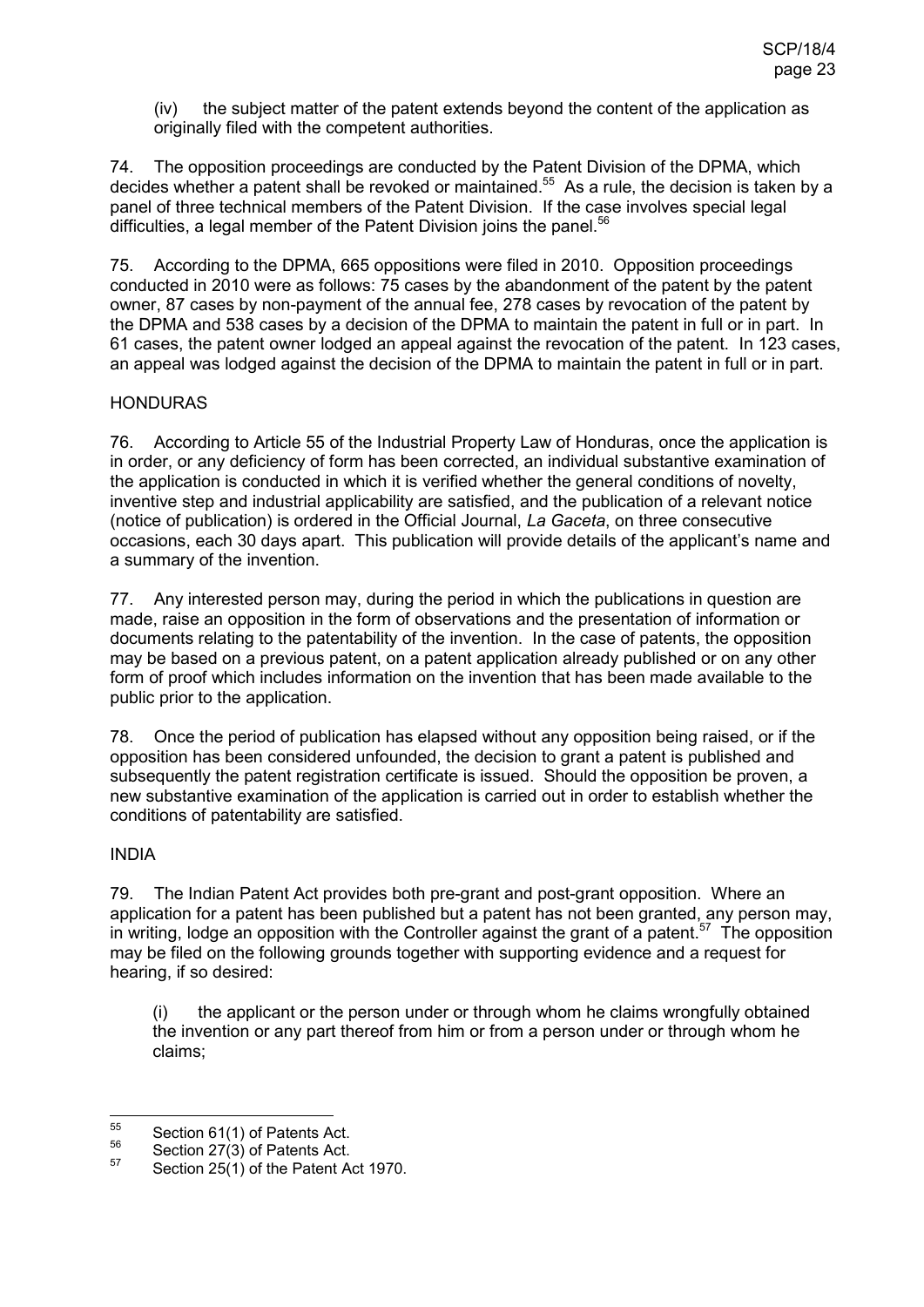(iv) the subject matter of the patent extends beyond the content of the application as originally filed with the competent authorities.

74. The opposition proceedings are conducted by the Patent Division of the DPMA, which decides whether a patent shall be revoked or maintained.[55] As a rule, the decision is taken by a panel of three technical members of the Patent Division. If the case involves special legal difficulties, a legal member of the Patent Division joins the panel.[56]

75. According to the DPMA, 665 oppositions were filed in 2010. Opposition proceedings conducted in 2010 were as follows: 75 cases by the abandonment of the patent by the patent owner, 87 cases by non-payment of the annual fee, 278 cases by revocation of the patent by the DPMA and 538 cases by a decision of the DPMA to maintain the patent in full or in part. In 61 cases, the patent owner lodged an appeal against the revocation of the patent. In 123 cases, an appeal was lodged against the decision of the DPMA to maintain the patent in full or in part.

## HONDURAS

76. According to Article 55 of the Industrial Property Law of Honduras, once the application is in order, or any deficiency of form has been corrected, an individual substantive examination of the application is conducted in which it is verified whether the general conditions of novelty, inventive step and industrial applicability are satisfied, and the publication of a relevant notice (notice of publication) is ordered in the Official Journal, *La Gaceta*, on three consecutive occasions, each 30 days apart. This publication will provide details of the applicant's name and a summary of the invention.

77. Any interested person may, during the period in which the publications in question are made, raise an opposition in the form of observations and the presentation of information or documents relating to the patentability of the invention. In the case of patents, the opposition may be based on a previous patent, on a patent application already published or on any other form of proof which includes information on the invention that has been made available to the public prior to the application.

78. Once the period of publication has elapsed without any opposition being raised, or if the opposition has been considered unfounded, the decision to grant a patent is published and subsequently the patent registration certificate is issued. Should the opposition be proven, a new substantive examination of the application is carried out in order to establish whether the conditions of patentability are satisfied.

## INDIA

79. The Indian Patent Act provides both pre-grant and post-grant opposition. Where an application for a patent has been published but a patent has not been granted, any person may, in writing, lodge an opposition with the Controller against the grant of a patent.[57] The opposition may be filed on the following grounds together with supporting evidence and a request for hearing, if so desired:

(i) the applicant or the person under or through whom he claims wrongfully obtained the invention or any part thereof from him or from a person under or through whom he claims;

---

[55] Section 61(1) of Patents Act.

[56] Section 27(3) of Patents Act.

[57] Section 25(1) of the Patent Act 1970.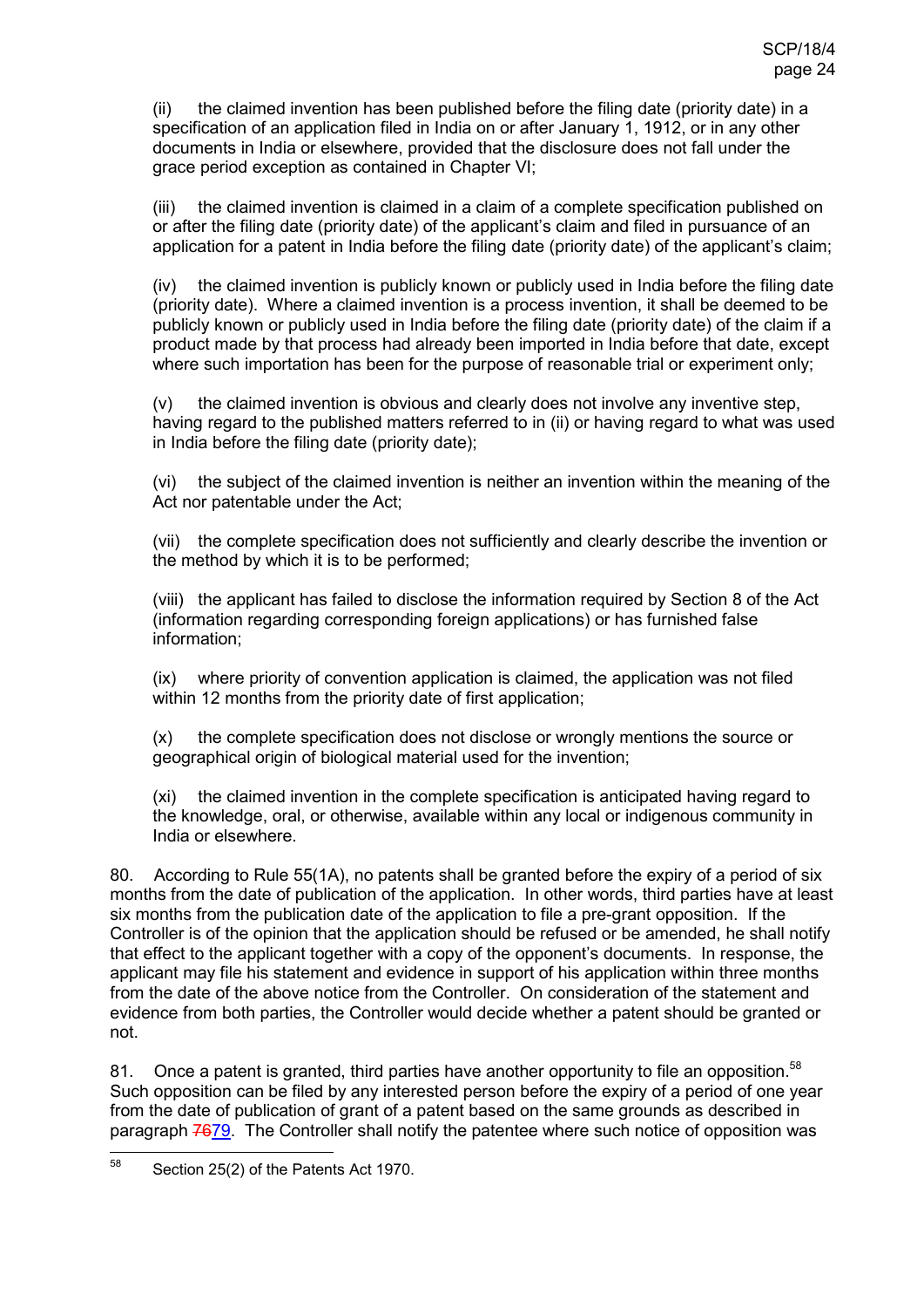(ii) the claimed invention has been published before the filing date (priority date) in a specification of an application filed in India on or after January 1, 1912, or in any other documents in India or elsewhere, provided that the disclosure does not fall under the grace period exception as contained in Chapter VI;

(iii) the claimed invention is claimed in a claim of a complete specification published on or after the filing date (priority date) of the applicant's claim and filed in pursuance of an application for a patent in India before the filing date (priority date) of the applicant's claim;

(iv) the claimed invention is publicly known or publicly used in India before the filing date (priority date). Where a claimed invention is a process invention, it shall be deemed to be publicly known or publicly used in India before the filing date (priority date) of the claim if a product made by that process had already been imported in India before that date, except where such importation has been for the purpose of reasonable trial or experiment only;

(v) the claimed invention is obvious and clearly does not involve any inventive step, having regard to the published matters referred to in (ii) or having regard to what was used in India before the filing date (priority date);

(vi) the subject of the claimed invention is neither an invention within the meaning of the Act nor patentable under the Act;

(vii) the complete specification does not sufficiently and clearly describe the invention or the method by which it is to be performed;

(viii) the applicant has failed to disclose the information required by Section 8 of the Act (information regarding corresponding foreign applications) or has furnished false information;

(ix) where priority of convention application is claimed, the application was not filed within 12 months from the priority date of first application;

(x) the complete specification does not disclose or wrongly mentions the source or geographical origin of biological material used for the invention;

(xi) the claimed invention in the complete specification is anticipated having regard to the knowledge, oral, or otherwise, available within any local or indigenous community in India or elsewhere.

80. According to Rule 55(1A), no patents shall be granted before the expiry of a period of six months from the date of publication of the application. In other words, third parties have at least six months from the publication date of the application to file a pre-grant opposition. If the Controller is of the opinion that the application should be refused or be amended, he shall notify that effect to the applicant together with a copy of the opponent's documents. In response, the applicant may file his statement and evidence in support of his application within three months from the date of the above notice from the Controller. On consideration of the statement and evidence from both parties, the Controller would decide whether a patent should be granted or not.

81. Once a patent is granted, third parties have another opportunity to file an opposition.[58] Such opposition can be filed by any interested person before the expiry of a period of one year from the date of publication of grant of a patent based on the same grounds as described in paragraph ~~76~~79. The Controller shall notify the patentee where such notice of opposition was

[58] Section 25(2) of the Patents Act 1970.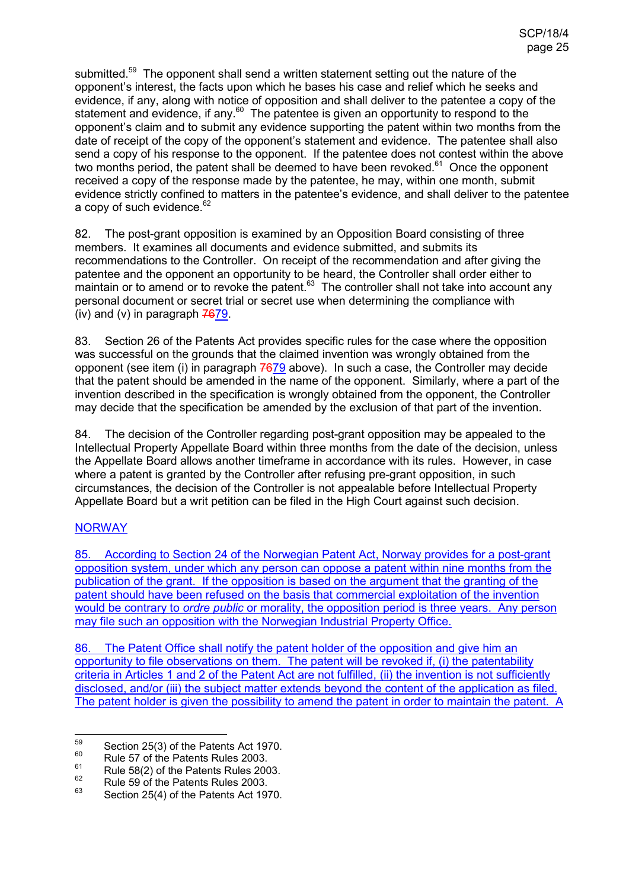submitted.[59] The opponent shall send a written statement setting out the nature of the opponent's interest, the facts upon which he bases his case and relief which he seeks and evidence, if any, along with notice of opposition and shall deliver to the patentee a copy of the statement and evidence, if any.[60] The patentee is given an opportunity to respond to the opponent's claim and to submit any evidence supporting the patent within two months from the date of receipt of the copy of the opponent's statement and evidence. The patentee shall also send a copy of his response to the opponent. If the patentee does not contest within the above two months period, the patent shall be deemed to have been revoked.[61] Once the opponent received a copy of the response made by the patentee, he may, within one month, submit evidence strictly confined to matters in the patentee's evidence, and shall deliver to the patentee a copy of such evidence.[62]

82. The post-grant opposition is examined by an Opposition Board consisting of three members. It examines all documents and evidence submitted, and submits its recommendations to the Controller. On receipt of the recommendation and after giving the patentee and the opponent an opportunity to be heard, the Controller shall order either to maintain or to amend or to revoke the patent.[63] The controller shall not take into account any personal document or secret trial or secret use when determining the compliance with (iv) and (v) in paragraph ~~76~~79.

83. Section 26 of the Patents Act provides specific rules for the case where the opposition was successful on the grounds that the claimed invention was wrongly obtained from the opponent (see item (i) in paragraph ~~76~~79 above). In such a case, the Controller may decide that the patent should be amended in the name of the opponent. Similarly, where a part of the invention described in the specification is wrongly obtained from the opponent, the Controller may decide that the specification be amended by the exclusion of that part of the invention.

84. The decision of the Controller regarding post-grant opposition may be appealed to the Intellectual Property Appellate Board within three months from the date of the decision, unless the Appellate Board allows another timeframe in accordance with its rules. However, in case where a patent is granted by the Controller after refusing pre-grant opposition, in such circumstances, the decision of the Controller is not appealable before Intellectual Property Appellate Board but a writ petition can be filed in the High Court against such decision.

NORWAY

85. According to Section 24 of the Norwegian Patent Act, Norway provides for a post-grant opposition system, under which any person can oppose a patent within nine months from the publication of the grant. If the opposition is based on the argument that the granting of the patent should have been refused on the basis that commercial exploitation of the invention would be contrary to *ordre public* or morality, the opposition period is three years. Any person may file such an opposition with the Norwegian Industrial Property Office.

86. The Patent Office shall notify the patent holder of the opposition and give him an opportunity to file observations on them. The patent will be revoked if, (i) the patentability criteria in Articles 1 and 2 of the Patent Act are not fulfilled, (ii) the invention is not sufficiently disclosed, and/or (iii) the subject matter extends beyond the content of the application as filed. The patent holder is given the possibility to amend the patent in order to maintain the patent. A

---

[59] Section 25(3) of the Patents Act 1970.

[60] Rule 57 of the Patents Rules 2003.

[61] Rule 58(2) of the Patents Rules 2003.

[62] Rule 59 of the Patents Rules 2003.

[63] Section 25(4) of the Patents Act 1970.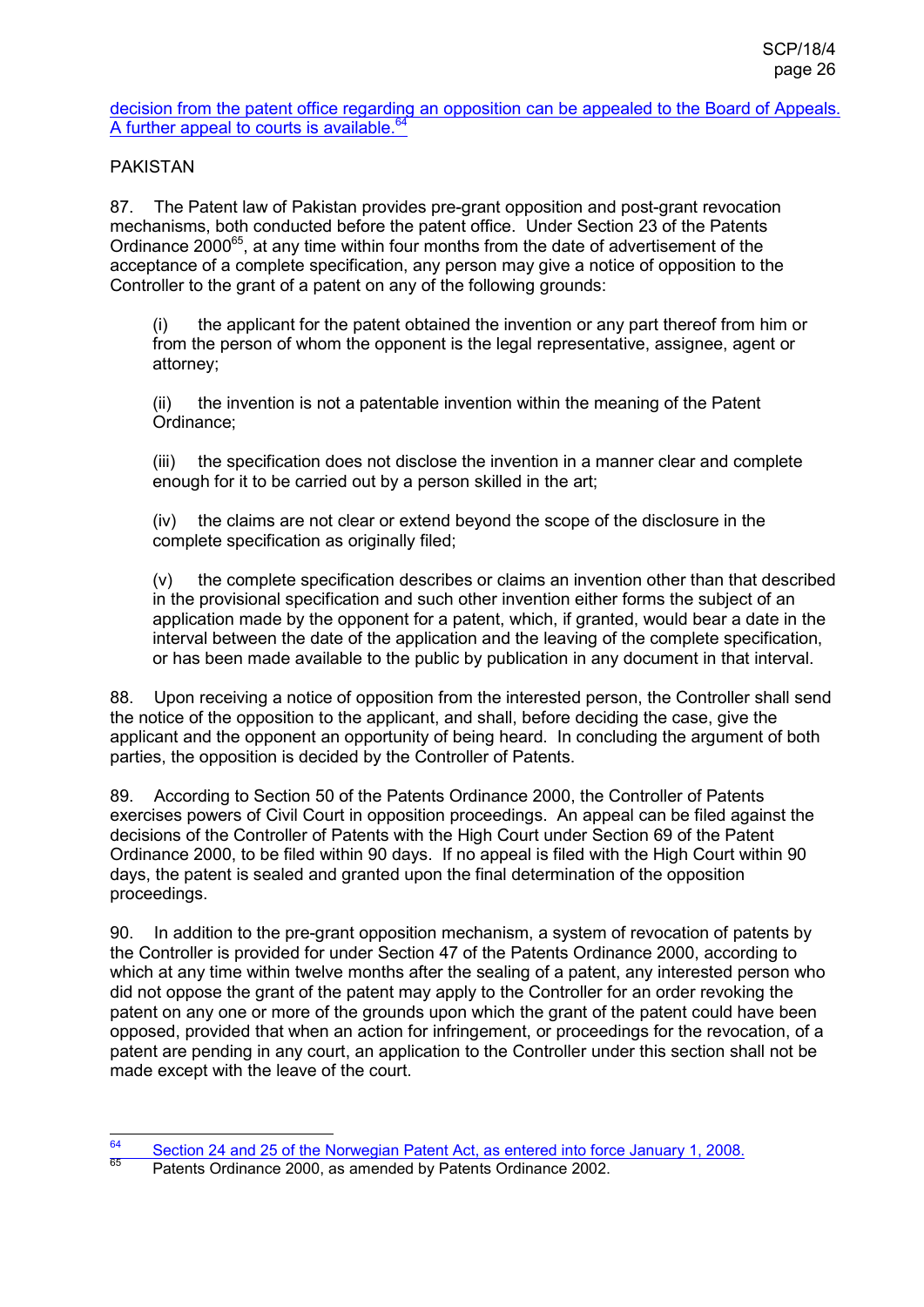decision from the patent office regarding an opposition can be appealed to the Board of Appeals. A further appeal to courts is available.[64]

PAKISTAN

87. The Patent law of Pakistan provides pre-grant opposition and post-grant revocation mechanisms, both conducted before the patent office. Under Section 23 of the Patents Ordinance 2000[65], at any time within four months from the date of advertisement of the acceptance of a complete specification, any person may give a notice of opposition to the Controller to the grant of a patent on any of the following grounds:

(i) the applicant for the patent obtained the invention or any part thereof from him or from the person of whom the opponent is the legal representative, assignee, agent or attorney;

(ii) the invention is not a patentable invention within the meaning of the Patent Ordinance;

(iii) the specification does not disclose the invention in a manner clear and complete enough for it to be carried out by a person skilled in the art;

(iv) the claims are not clear or extend beyond the scope of the disclosure in the complete specification as originally filed;

(v) the complete specification describes or claims an invention other than that described in the provisional specification and such other invention either forms the subject of an application made by the opponent for a patent, which, if granted, would bear a date in the interval between the date of the application and the leaving of the complete specification, or has been made available to the public by publication in any document in that interval.

88. Upon receiving a notice of opposition from the interested person, the Controller shall send the notice of the opposition to the applicant, and shall, before deciding the case, give the applicant and the opponent an opportunity of being heard. In concluding the argument of both parties, the opposition is decided by the Controller of Patents.

89. According to Section 50 of the Patents Ordinance 2000, the Controller of Patents exercises powers of Civil Court in opposition proceedings. An appeal can be filed against the decisions of the Controller of Patents with the High Court under Section 69 of the Patent Ordinance 2000, to be filed within 90 days. If no appeal is filed with the High Court within 90 days, the patent is sealed and granted upon the final determination of the opposition proceedings.

90. In addition to the pre-grant opposition mechanism, a system of revocation of patents by the Controller is provided for under Section 47 of the Patents Ordinance 2000, according to which at any time within twelve months after the sealing of a patent, any interested person who did not oppose the grant of the patent may apply to the Controller for an order revoking the patent on any one or more of the grounds upon which the grant of the patent could have been opposed, provided that when an action for infringement, or proceedings for the revocation, of a patent are pending in any court, an application to the Controller under this section shall not be made except with the leave of the court.

---

[64] Section 24 and 25 of the Norwegian Patent Act, as entered into force January 1, 2008.

[65] Patents Ordinance 2000, as amended by Patents Ordinance 2002.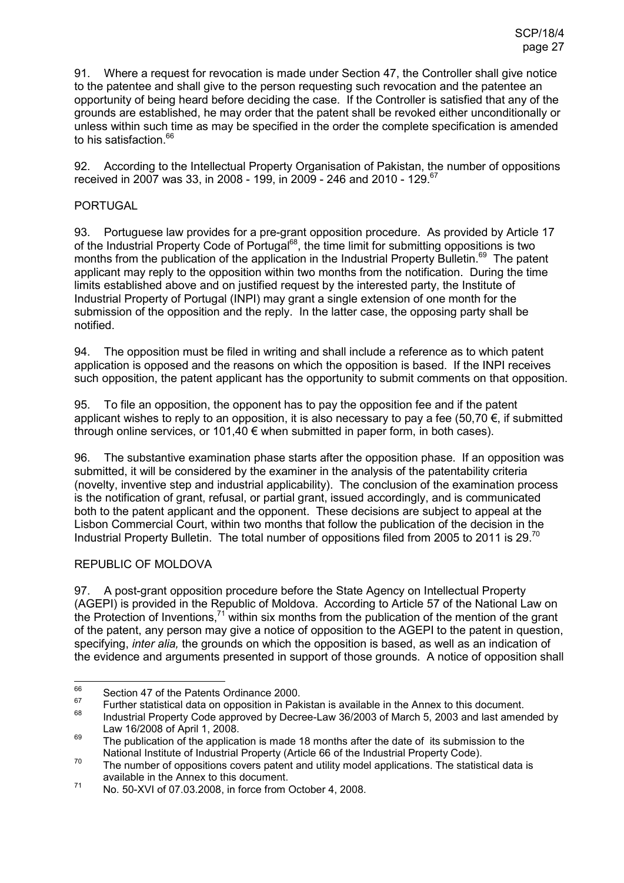91. Where a request for revocation is made under Section 47, the Controller shall give notice to the patentee and shall give to the person requesting such revocation and the patentee an opportunity of being heard before deciding the case. If the Controller is satisfied that any of the grounds are established, he may order that the patent shall be revoked either unconditionally or unless within such time as may be specified in the order the complete specification is amended to his satisfaction.[66]

92. According to the Intellectual Property Organisation of Pakistan, the number of oppositions received in 2007 was 33, in 2008 - 199, in 2009 - 246 and 2010 - 129.[67]

PORTUGAL

93. Portuguese law provides for a pre-grant opposition procedure. As provided by Article 17 of the Industrial Property Code of Portugal[68], the time limit for submitting oppositions is two months from the publication of the application in the Industrial Property Bulletin.[69] The patent applicant may reply to the opposition within two months from the notification. During the time limits established above and on justified request by the interested party, the Institute of Industrial Property of Portugal (INPI) may grant a single extension of one month for the submission of the opposition and the reply. In the latter case, the opposing party shall be notified.

94. The opposition must be filed in writing and shall include a reference as to which patent application is opposed and the reasons on which the opposition is based. If the INPI receives such opposition, the patent applicant has the opportunity to submit comments on that opposition.

95. To file an opposition, the opponent has to pay the opposition fee and if the patent applicant wishes to reply to an opposition, it is also necessary to pay a fee (50,70 €, if submitted through online services, or 101,40 € when submitted in paper form, in both cases).

96. The substantive examination phase starts after the opposition phase. If an opposition was submitted, it will be considered by the examiner in the analysis of the patentability criteria (novelty, inventive step and industrial applicability). The conclusion of the examination process is the notification of grant, refusal, or partial grant, issued accordingly, and is communicated both to the patent applicant and the opponent. These decisions are subject to appeal at the Lisbon Commercial Court, within two months that follow the publication of the decision in the Industrial Property Bulletin. The total number of oppositions filed from 2005 to 2011 is 29.[70]

REPUBLIC OF MOLDOVA

97. A post-grant opposition procedure before the State Agency on Intellectual Property (AGEPI) is provided in the Republic of Moldova. According to Article 57 of the National Law on the Protection of Inventions,[71] within six months from the publication of the mention of the grant of the patent, any person may give a notice of opposition to the AGEPI to the patent in question, specifying, *inter alia,* the grounds on which the opposition is based, as well as an indication of the evidence and arguments presented in support of those grounds. A notice of opposition shall

---

[66] Section 47 of the Patents Ordinance 2000.

[67] Further statistical data on opposition in Pakistan is available in the Annex to this document.

[68] Industrial Property Code approved by Decree-Law 36/2003 of March 5, 2003 and last amended by Law 16/2008 of April 1, 2008.

[69] The publication of the application is made 18 months after the date of its submission to the National Institute of Industrial Property (Article 66 of the Industrial Property Code).

[70] The number of oppositions covers patent and utility model applications. The statistical data is available in the Annex to this document.

[71] No. 50-XVI of 07.03.2008, in force from October 4, 2008.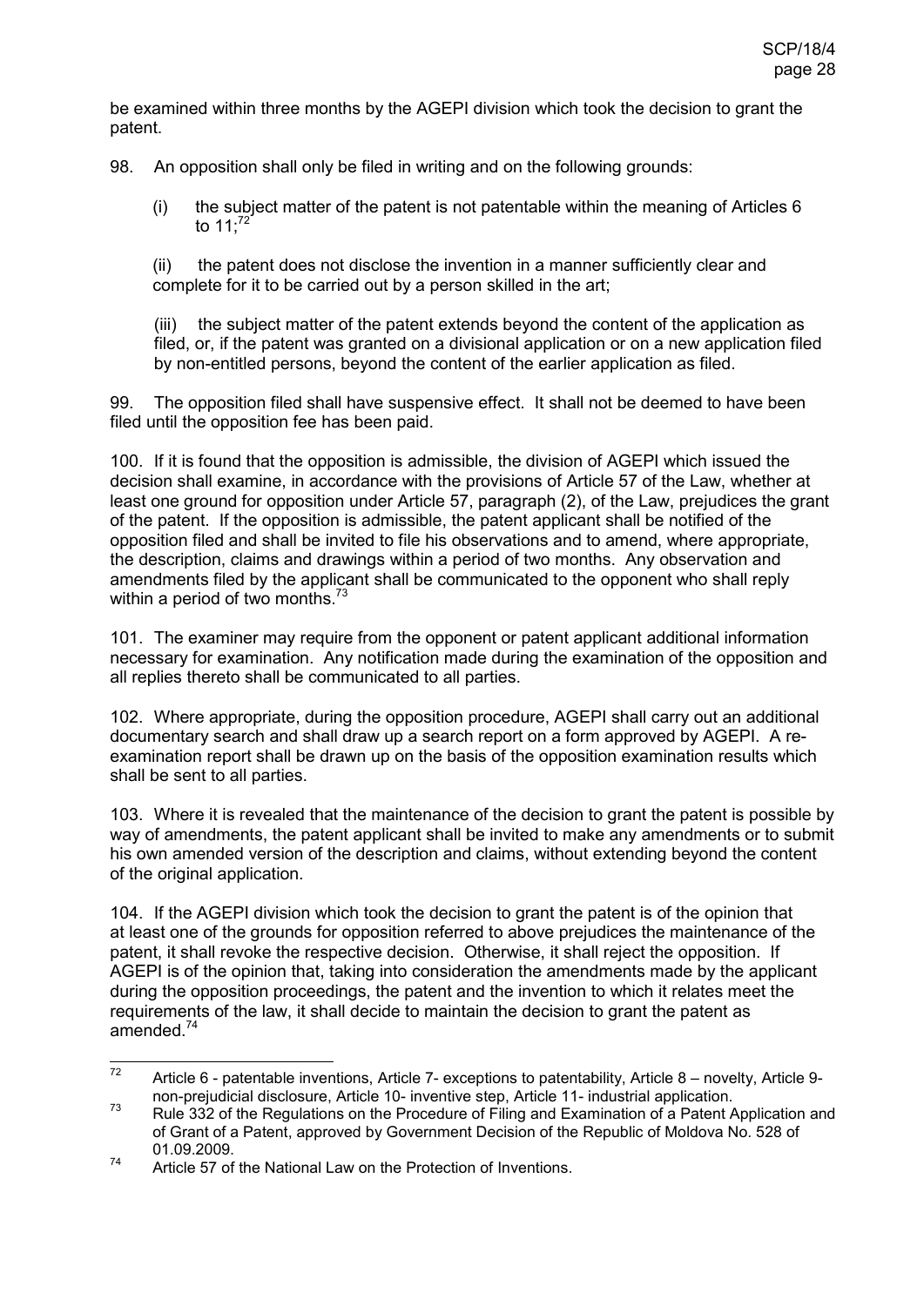be examined within three months by the AGEPI division which took the decision to grant the patent.

98. An opposition shall only be filed in writing and on the following grounds:

(i) the subject matter of the patent is not patentable within the meaning of Articles 6 to 11;[72]

(ii) the patent does not disclose the invention in a manner sufficiently clear and complete for it to be carried out by a person skilled in the art;

(iii) the subject matter of the patent extends beyond the content of the application as filed, or, if the patent was granted on a divisional application or on a new application filed by non-entitled persons, beyond the content of the earlier application as filed.

99. The opposition filed shall have suspensive effect. It shall not be deemed to have been filed until the opposition fee has been paid.

100. If it is found that the opposition is admissible, the division of AGEPI which issued the decision shall examine, in accordance with the provisions of Article 57 of the Law, whether at least one ground for opposition under Article 57, paragraph (2), of the Law, prejudices the grant of the patent. If the opposition is admissible, the patent applicant shall be notified of the opposition filed and shall be invited to file his observations and to amend, where appropriate, the description, claims and drawings within a period of two months. Any observation and amendments filed by the applicant shall be communicated to the opponent who shall reply within a period of two months.[73]

101. The examiner may require from the opponent or patent applicant additional information necessary for examination. Any notification made during the examination of the opposition and all replies thereto shall be communicated to all parties.

102. Where appropriate, during the opposition procedure, AGEPI shall carry out an additional documentary search and shall draw up a search report on a form approved by AGEPI. A re-examination report shall be drawn up on the basis of the opposition examination results which shall be sent to all parties.

103. Where it is revealed that the maintenance of the decision to grant the patent is possible by way of amendments, the patent applicant shall be invited to make any amendments or to submit his own amended version of the description and claims, without extending beyond the content of the original application.

104. If the AGEPI division which took the decision to grant the patent is of the opinion that at least one of the grounds for opposition referred to above prejudices the maintenance of the patent, it shall revoke the respective decision. Otherwise, it shall reject the opposition. If AGEPI is of the opinion that, taking into consideration the amendments made by the applicant during the opposition proceedings, the patent and the invention to which it relates meet the requirements of the law, it shall decide to maintain the decision to grant the patent as amended.[74]

---

[72] Article 6 - patentable inventions, Article 7- exceptions to patentability, Article 8 – novelty, Article 9- non-prejudicial disclosure, Article 10- inventive step, Article 11- industrial application.

[73] Rule 332 of the Regulations on the Procedure of Filing and Examination of a Patent Application and of Grant of a Patent, approved by Government Decision of the Republic of Moldova No. 528 of 01.09.2009.

[74] Article 57 of the National Law on the Protection of Inventions.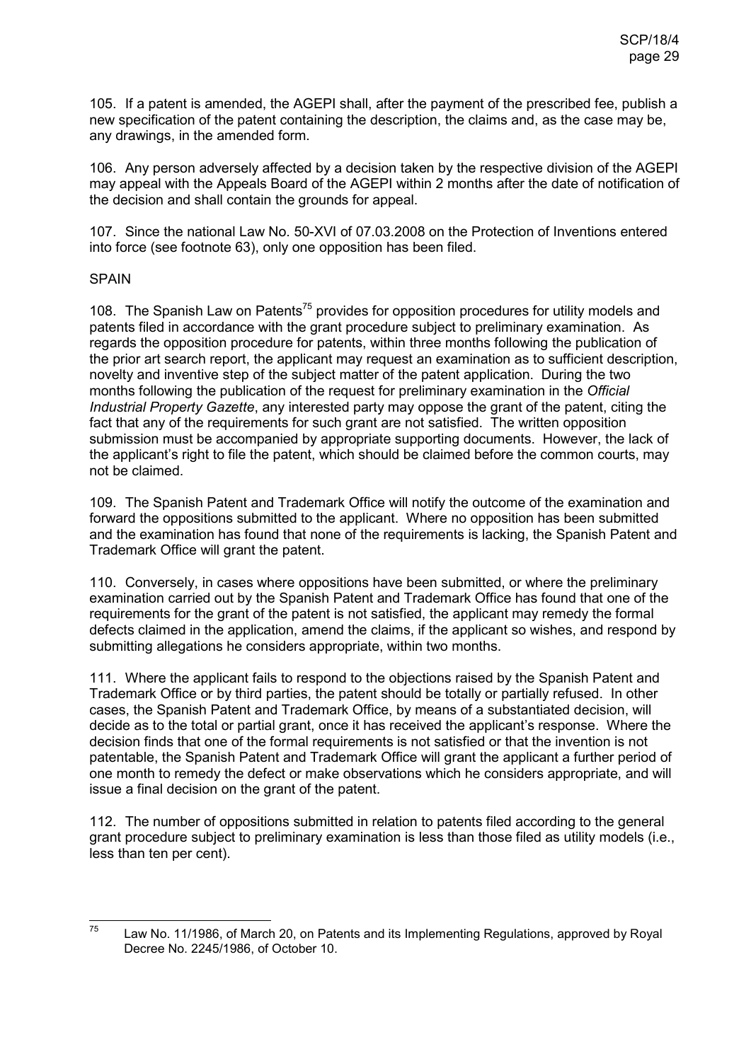105. If a patent is amended, the AGEPI shall, after the payment of the prescribed fee, publish a new specification of the patent containing the description, the claims and, as the case may be, any drawings, in the amended form.

106. Any person adversely affected by a decision taken by the respective division of the AGEPI may appeal with the Appeals Board of the AGEPI within 2 months after the date of notification of the decision and shall contain the grounds for appeal.

107. Since the national Law No. 50-XVI of 07.03.2008 on the Protection of Inventions entered into force (see footnote 63), only one opposition has been filed.

## SPAIN

108. The Spanish Law on Patents[75] provides for opposition procedures for utility models and patents filed in accordance with the grant procedure subject to preliminary examination. As regards the opposition procedure for patents, within three months following the publication of the prior art search report, the applicant may request an examination as to sufficient description, novelty and inventive step of the subject matter of the patent application. During the two months following the publication of the request for preliminary examination in the *Official Industrial Property Gazette*, any interested party may oppose the grant of the patent, citing the fact that any of the requirements for such grant are not satisfied. The written opposition submission must be accompanied by appropriate supporting documents. However, the lack of the applicant's right to file the patent, which should be claimed before the common courts, may not be claimed.

109. The Spanish Patent and Trademark Office will notify the outcome of the examination and forward the oppositions submitted to the applicant. Where no opposition has been submitted and the examination has found that none of the requirements is lacking, the Spanish Patent and Trademark Office will grant the patent.

110. Conversely, in cases where oppositions have been submitted, or where the preliminary examination carried out by the Spanish Patent and Trademark Office has found that one of the requirements for the grant of the patent is not satisfied, the applicant may remedy the formal defects claimed in the application, amend the claims, if the applicant so wishes, and respond by submitting allegations he considers appropriate, within two months.

111. Where the applicant fails to respond to the objections raised by the Spanish Patent and Trademark Office or by third parties, the patent should be totally or partially refused. In other cases, the Spanish Patent and Trademark Office, by means of a substantiated decision, will decide as to the total or partial grant, once it has received the applicant's response. Where the decision finds that one of the formal requirements is not satisfied or that the invention is not patentable, the Spanish Patent and Trademark Office will grant the applicant a further period of one month to remedy the defect or make observations which he considers appropriate, and will issue a final decision on the grant of the patent.

112. The number of oppositions submitted in relation to patents filed according to the general grant procedure subject to preliminary examination is less than those filed as utility models (i.e., less than ten per cent).

---

[75] Law No. 11/1986, of March 20, on Patents and its Implementing Regulations, approved by Royal Decree No. 2245/1986, of October 10.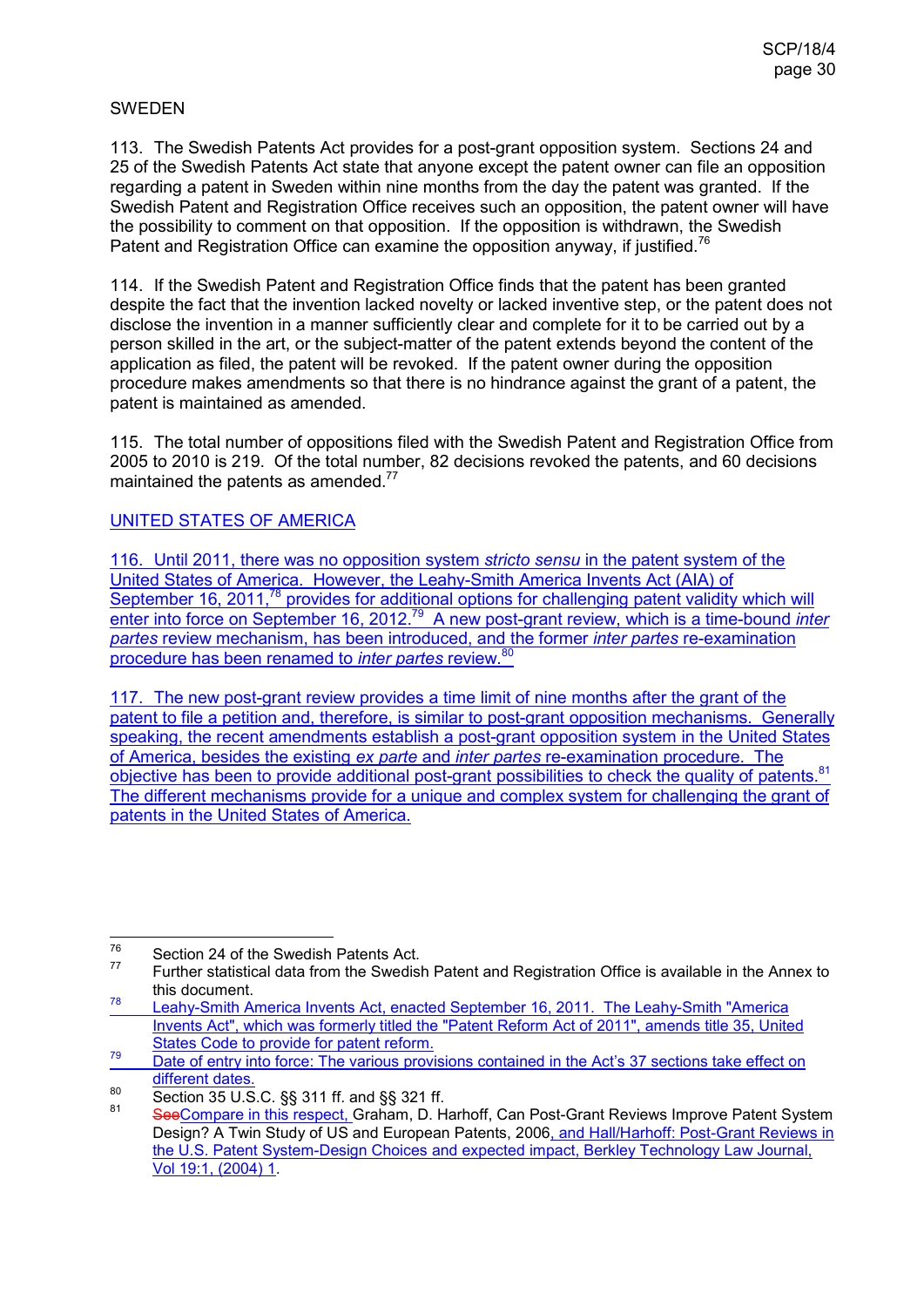SWEDEN

113. The Swedish Patents Act provides for a post-grant opposition system. Sections 24 and 25 of the Swedish Patents Act state that anyone except the patent owner can file an opposition regarding a patent in Sweden within nine months from the day the patent was granted. If the Swedish Patent and Registration Office receives such an opposition, the patent owner will have the possibility to comment on that opposition. If the opposition is withdrawn, the Swedish Patent and Registration Office can examine the opposition anyway, if justified.[76]

114. If the Swedish Patent and Registration Office finds that the patent has been granted despite the fact that the invention lacked novelty or lacked inventive step, or the patent does not disclose the invention in a manner sufficiently clear and complete for it to be carried out by a person skilled in the art, or the subject-matter of the patent extends beyond the content of the application as filed, the patent will be revoked. If the patent owner during the opposition procedure makes amendments so that there is no hindrance against the grant of a patent, the patent is maintained as amended.

115. The total number of oppositions filed with the Swedish Patent and Registration Office from 2005 to 2010 is 219. Of the total number, 82 decisions revoked the patents, and 60 decisions maintained the patents as amended.[77]

UNITED STATES OF AMERICA

116. Until 2011, there was no opposition system *stricto sensu* in the patent system of the United States of America. However, the Leahy-Smith America Invents Act (AIA) of September 16, 2011,[78] provides for additional options for challenging patent validity which will enter into force on September 16, 2012.[79] A new post-grant review, which is a time-bound *inter partes* review mechanism, has been introduced, and the former *inter partes* re-examination procedure has been renamed to *inter partes* review.[80]

117. The new post-grant review provides a time limit of nine months after the grant of the patent to file a petition and, therefore, is similar to post-grant opposition mechanisms. Generally speaking, the recent amendments establish a post-grant opposition system in the United States of America, besides the existing *ex parte* and *inter partes* re-examination procedure. The objective has been to provide additional post-grant possibilities to check the quality of patents.[81] The different mechanisms provide for a unique and complex system for challenging the grant of patents in the United States of America.

---

[76] Section 24 of the Swedish Patents Act.

[77] Further statistical data from the Swedish Patent and Registration Office is available in the Annex to this document.

[78] Leahy-Smith America Invents Act, enacted September 16, 2011. The Leahy-Smith "America Invents Act", which was formerly titled the "Patent Reform Act of 2011", amend title 35, United States Code to provide for patent reform.

[79] Date of entry into force: The various provisions contained in the Act's 37 sections take effect on different dates.

[80] Section 35 U.S.C. §§ 311 ff. and §§ 321 ff.

[81] ~~See~~Compare in this respect, Graham, D. Harhoff, Can Post-Grant Reviews Improve Patent System Design? A Twin Study of US and European Patents, 2006, and Hall/Harhoff: Post-Grant Reviews in the U.S. Patent System-Design Choices and expected impact, Berkley Technology Law Journal, Vol 19:1, (2004) 1.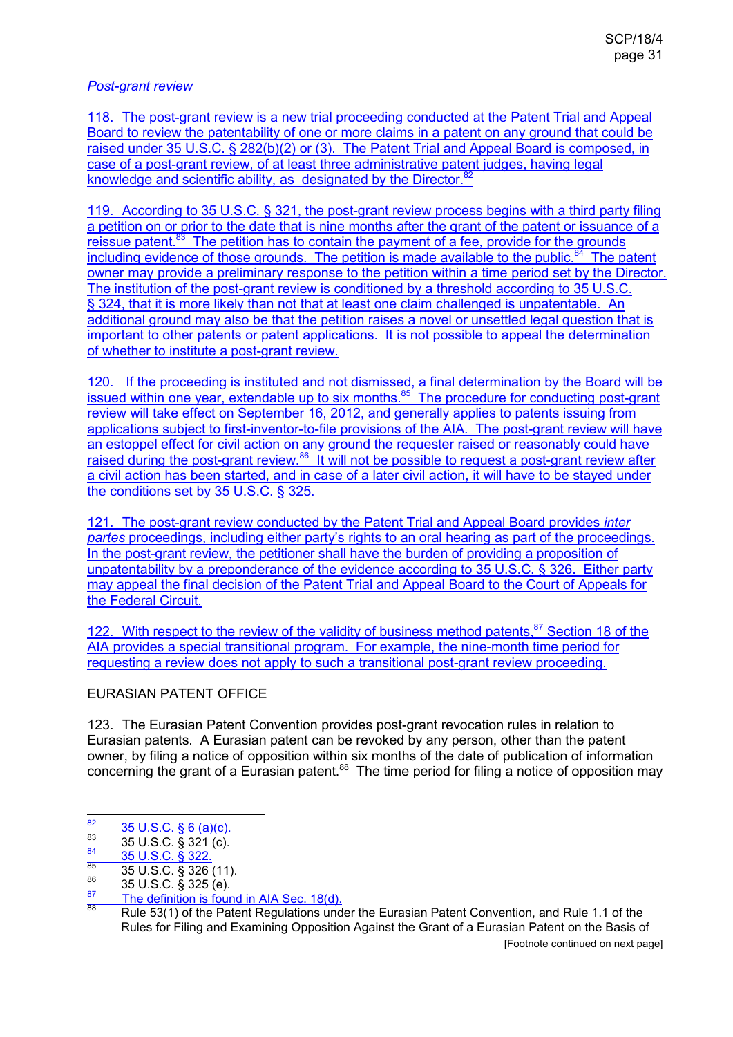*Post-grant review*

118. The post-grant review is a new trial proceeding conducted at the Patent Trial and Appeal Board to review the patentability of one or more claims in a patent on any ground that could be raised under 35 U.S.C. § 282(b)(2) or (3). The Patent Trial and Appeal Board is composed, in case of a post-grant review, of at least three administrative patent judges, having legal knowledge and scientific ability, as designated by the Director.[82]

119. According to 35 U.S.C. § 321, the post-grant review process begins with a third party filing a petition on or prior to the date that is nine months after the grant of the patent or issuance of a reissue patent.[83] The petition has to contain the payment of a fee, provide for the grounds including evidence of those grounds. The petition is made available to the public.[84] The patent owner may provide a preliminary response to the petition within a time period set by the Director. The institution of the post-grant review is conditioned by a threshold according to 35 U.S.C. § 324, that it is more likely than not that at least one claim challenged is unpatentable. An additional ground may also be that the petition raises a novel or unsettled legal question that is important to other patents or patent applications. It is not possible to appeal the determination of whether to institute a post-grant review.

120. If the proceeding is instituted and not dismissed, a final determination by the Board will be issued within one year, extendable up to six months.[85] The procedure for conducting post-grant review will take effect on September 16, 2012, and generally applies to patents issuing from applications subject to first-inventor-to-file provisions of the AIA. The post-grant review will have an estoppel effect for civil action on any ground the requester raised or reasonably could have raised during the post-grant review.[86] It will not be possible to request a post-grant review after a civil action has been started, and in case of a later civil action, it will have to be stayed under the conditions set by 35 U.S.C. § 325.

121. The post-grant review conducted by the Patent Trial and Appeal Board provides *inter partes* proceedings, including either party's rights to an oral hearing as part of the proceedings. In the post-grant review, the petitioner shall have the burden of providing a proposition of unpatentability by a preponderance of the evidence according to 35 U.S.C. § 326. Either party may appeal the final decision of the Patent Trial and Appeal Board to the Court of Appeals for the Federal Circuit.

122. With respect to the review of the validity of business method patents,[87] Section 18 of the AIA provides a special transitional program. For example, the nine-month time period for requesting a review does not apply to such a transitional post-grant review proceeding.

## EURASIAN PATENT OFFICE

123. The Eurasian Patent Convention provides post-grant revocation rules in relation to Eurasian patents. A Eurasian patent can be revoked by any person, other than the patent owner, by filing a notice of opposition within six months of the date of publication of information concerning the grant of a Eurasian patent.[88] The time period for filing a notice of opposition may

---

[82] 35 U.S.C. § 6 (a)(c).

[83] 35 U.S.C. § 321 (c).

[84] 35 U.S.C. § 322.

[85] 35 U.S.C. § 326 (11).

[86] 35 U.S.C. § 325 (e).

[87] The definition is found in AIA Sec. 18(d).

[88] Rule 53(1) of the Patent Regulations under the Eurasian Patent Convention, and Rule 1.1 of the Rules for Filing and Examining Opposition Against the Grant of a Eurasian Patent on the Basis of

[Footnote continued on next page]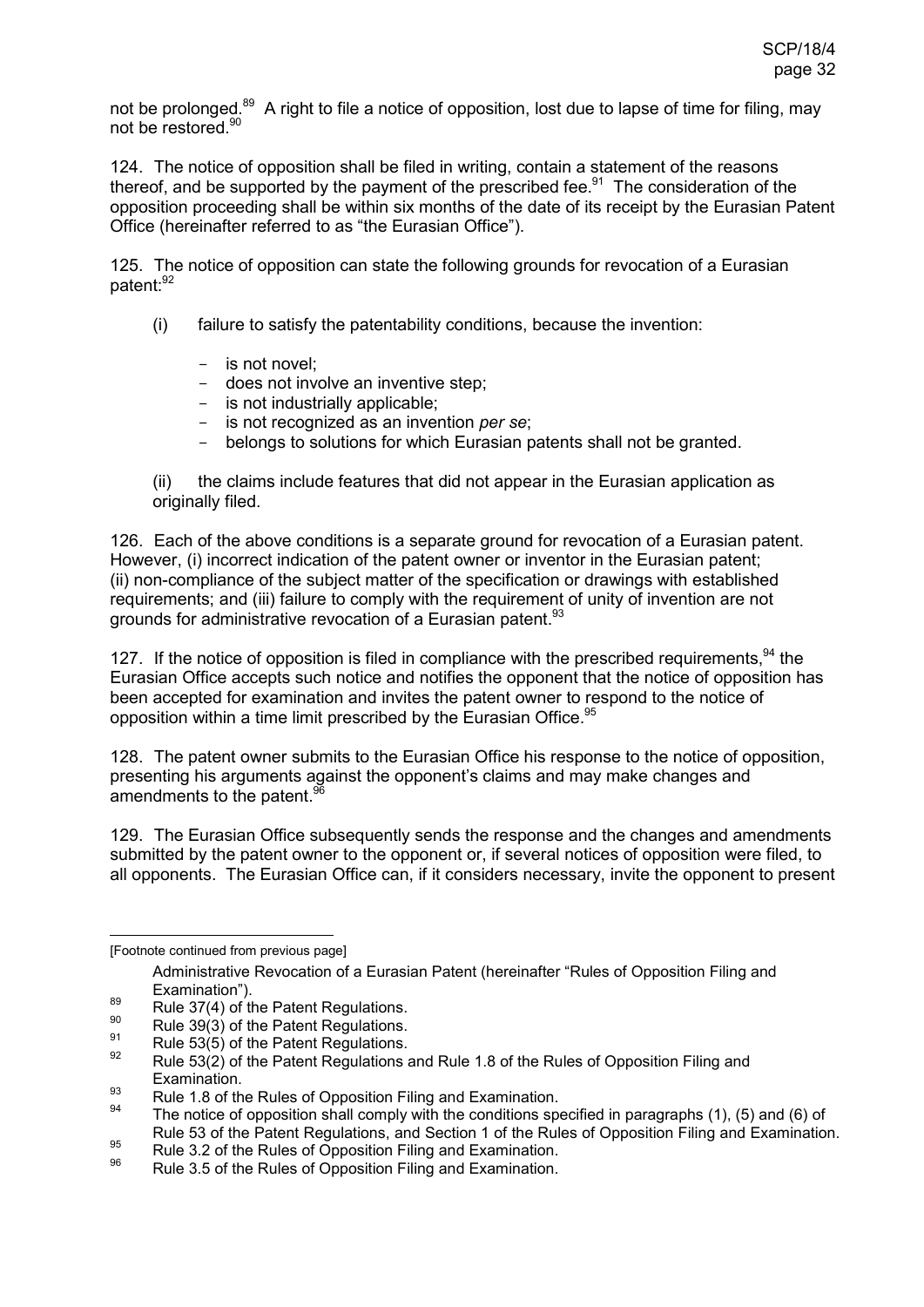not be prolonged.[89] A right to file a notice of opposition, lost due to lapse of time for filing, may not be restored.[90]

124. The notice of opposition shall be filed in writing, contain a statement of the reasons thereof, and be supported by the payment of the prescribed fee.[91] The consideration of the opposition proceeding shall be within six months of the date of its receipt by the Eurasian Patent Office (hereinafter referred to as "the Eurasian Office").

125. The notice of opposition can state the following grounds for revocation of a Eurasian patent:[92]

(i) failure to satisfy the patentability conditions, because the invention:

- is not novel;
- does not involve an inventive step;
- is not industrially applicable;
- is not recognized as an invention *per se*;
- belongs to solutions for which Eurasian patents shall not be granted.

(ii) the claims include features that did not appear in the Eurasian application as originally filed.

126. Each of the above conditions is a separate ground for revocation of a Eurasian patent. However, (i) incorrect indication of the patent owner or inventor in the Eurasian patent; (ii) non-compliance of the subject matter of the specification or drawings with established requirements; and (iii) failure to comply with the requirement of unity of invention are not grounds for administrative revocation of a Eurasian patent.[93]

127. If the notice of opposition is filed in compliance with the prescribed requirements,[94] the Eurasian Office accepts such notice and notifies the opponent that the notice of opposition has been accepted for examination and invites the patent owner to respond to the notice of opposition within a time limit prescribed by the Eurasian Office.[95]

128. The patent owner submits to the Eurasian Office his response to the notice of opposition, presenting his arguments against the opponent's claims and may make changes and amendments to the patent.[96]

129. The Eurasian Office subsequently sends the response and the changes and amendments submitted by the patent owner to the opponent or, if several notices of opposition were filed, to all opponents. The Eurasian Office can, if it considers necessary, invite the opponent to present

---

[Footnote continued from previous page]

Administrative Revocation of a Eurasian Patent (hereinafter "Rules of Opposition Filing and Examination").

[89] Rule 37(4) of the Patent Regulations.

[90] Rule 39(3) of the Patent Regulations.

[91] Rule 53(5) of the Patent Regulations.

[92] Rule 53(2) of the Patent Regulations and Rule 1.8 of the Rules of Opposition Filing and Examination.

[93] Rule 1.8 of the Rules of Opposition Filing and Examination.

[94] The notice of opposition shall comply with the conditions specified in paragraphs (1), (5) and (6) of Rule 53 of the Patent Regulations, and Section 1 of the Rules of Opposition Filing and Examination.

[95] Rule 3.2 of the Rules of Opposition Filing and Examination.

[96] Rule 3.5 of the Rules of Opposition Filing and Examination.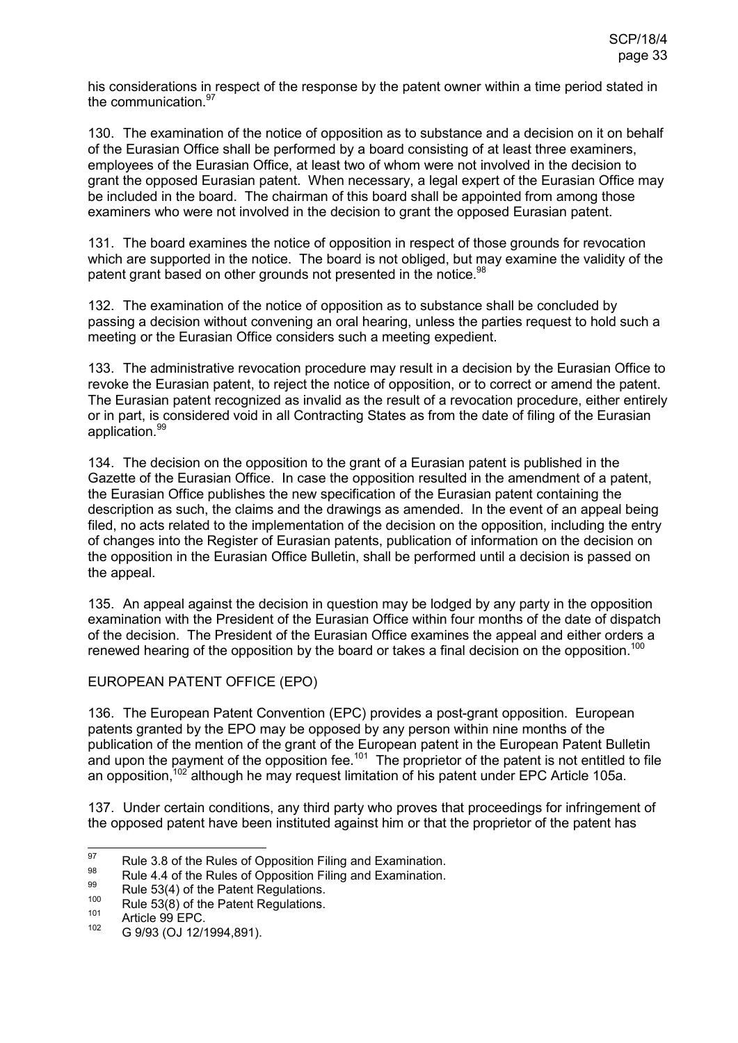his considerations in respect of the response by the patent owner within a time period stated in the communication.[97]

130. The examination of the notice of opposition as to substance and a decision on it on behalf of the Eurasian Office shall be performed by a board consisting of at least three examiners, employees of the Eurasian Office, at least two of whom were not involved in the decision to grant the opposed Eurasian patent. When necessary, a legal expert of the Eurasian Office may be included in the board. The chairman of this board shall be appointed from among those examiners who were not involved in the decision to grant the opposed Eurasian patent.

131. The board examines the notice of opposition in respect of those grounds for revocation which are supported in the notice. The board is not obliged, but may examine the validity of the patent grant based on other grounds not presented in the notice.[98]

132. The examination of the notice of opposition as to substance shall be concluded by passing a decision without convening an oral hearing, unless the parties request to hold such a meeting or the Eurasian Office considers such a meeting expedient.

133. The administrative revocation procedure may result in a decision by the Eurasian Office to revoke the Eurasian patent, to reject the notice of opposition, or to correct or amend the patent. The Eurasian patent recognized as invalid as the result of a revocation procedure, either entirely or in part, is considered void in all Contracting States as from the date of filing of the Eurasian application.[99]

134. The decision on the opposition to the grant of a Eurasian patent is published in the Gazette of the Eurasian Office. In case the opposition resulted in the amendment of a patent, the Eurasian Office publishes the new specification of the Eurasian patent containing the description as such, the claims and the drawings as amended. In the event of an appeal being filed, no acts related to the implementation of the decision on the opposition, including the entry of changes into the Register of Eurasian patents, publication of information on the decision on the opposition in the Eurasian Office Bulletin, shall be performed until a decision is passed on the appeal.

135. An appeal against the decision in question may be lodged by any party in the opposition examination with the President of the Eurasian Office within four months of the date of dispatch of the decision. The President of the Eurasian Office examines the appeal and either orders a renewed hearing of the opposition by the board or takes a final decision on the opposition.[100]

EUROPEAN PATENT OFFICE (EPO)

136. The European Patent Convention (EPC) provides a post-grant opposition. European patents granted by the EPO may be opposed by any person within nine months of the publication of the mention of the grant of the European patent in the European Patent Bulletin and upon the payment of the opposition fee.[101] The proprietor of the patent is not entitled to file an opposition,[102] although he may request limitation of his patent under EPC Article 105a.

137. Under certain conditions, any third party who proves that proceedings for infringement of the opposed patent have been instituted against him or that the proprietor of the patent has

---

[97] Rule 3.8 of the Rules of Opposition Filing and Examination.

[98] Rule 4.4 of the Rules of Opposition Filing and Examination.

[99] Rule 53(4) of the Patent Regulations.

[100] Rule 53(8) of the Patent Regulations.

[101] Article 99 EPC.

[102] G 9/93 (OJ 12/1994,891).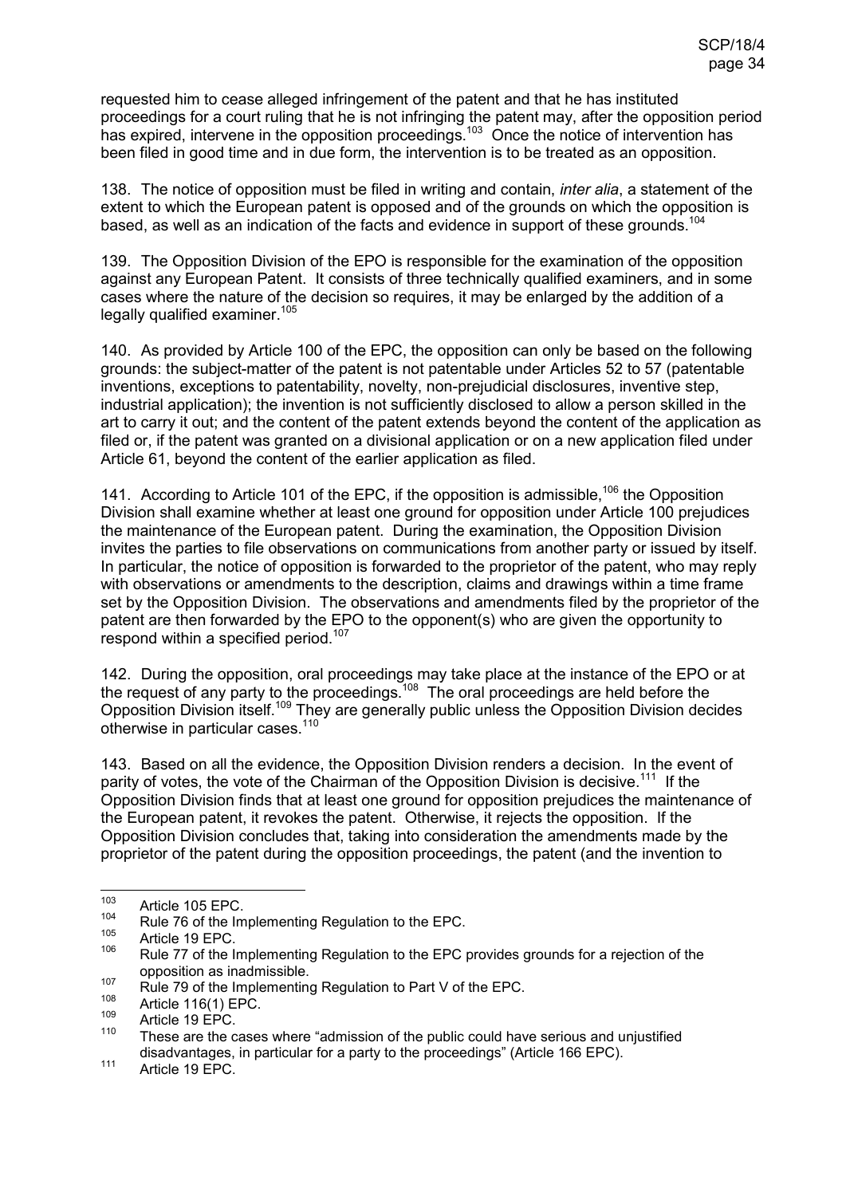requested him to cease alleged infringement of the patent and that he has instituted proceedings for a court ruling that he is not infringing the patent may, after the opposition period has expired, intervene in the opposition proceedings.[103] Once the notice of intervention has been filed in good time and in due form, the intervention is to be treated as an opposition.

138. The notice of opposition must be filed in writing and contain, *inter alia*, a statement of the extent to which the European patent is opposed and of the grounds on which the opposition is based, as well as an indication of the facts and evidence in support of these grounds.[104]

139. The Opposition Division of the EPO is responsible for the examination of the opposition against any European Patent. It consists of three technically qualified examiners, and in some cases where the nature of the decision so requires, it may be enlarged by the addition of a legally qualified examiner.[105]

140. As provided by Article 100 of the EPC, the opposition can only be based on the following grounds: the subject-matter of the patent is not patentable under Articles 52 to 57 (patentable inventions, exceptions to patentability, novelty, non-prejudicial disclosures, inventive step, industrial application); the invention is not sufficiently disclosed to allow a person skilled in the art to carry it out; and the content of the patent extends beyond the content of the application as filed or, if the patent was granted on a divisional application or on a new application filed under Article 61, beyond the content of the earlier application as filed.

141. According to Article 101 of the EPC, if the opposition is admissible,[106] the Opposition Division shall examine whether at least one ground for opposition under Article 100 prejudices the maintenance of the European patent. During the examination, the Opposition Division invites the parties to file observations on communications from another party or issued by itself. In particular, the notice of opposition is forwarded to the proprietor of the patent, who may reply with observations or amendments to the description, claims and drawings within a time frame set by the Opposition Division. The observations and amendments filed by the proprietor of the patent are then forwarded by the EPO to the opponent(s) who are given the opportunity to respond within a specified period.[107]

142. During the opposition, oral proceedings may take place at the instance of the EPO or at the request of any party to the proceedings.[108] The oral proceedings are held before the Opposition Division itself.[109] They are generally public unless the Opposition Division decides otherwise in particular cases.[110]

143. Based on all the evidence, the Opposition Division renders a decision. In the event of parity of votes, the vote of the Chairman of the Opposition Division is decisive.[111] If the Opposition Division finds that at least one ground for opposition prejudices the maintenance of the European patent, it revokes the patent. Otherwise, it rejects the opposition. If the Opposition Division concludes that, taking into consideration the amendments made by the proprietor of the patent during the opposition proceedings, the patent (and the invention to

---

[103] Article 105 EPC.

[104] Rule 76 of the Implementing Regulation to the EPC.

[105] Article 19 EPC.

[106] Rule 77 of the Implementing Regulation to the EPC provides grounds for a rejection of the opposition as inadmissible.

[107] Rule 79 of the Implementing Regulation to Part V of the EPC.

[108] Article 116(1) EPC.

[109] Article 19 EPC.

[110] These are the cases where "admission of the public could have serious and unjustified disadvantages, in particular for a party to the proceedings" (Article 166 EPC).

[111] Article 19 EPC.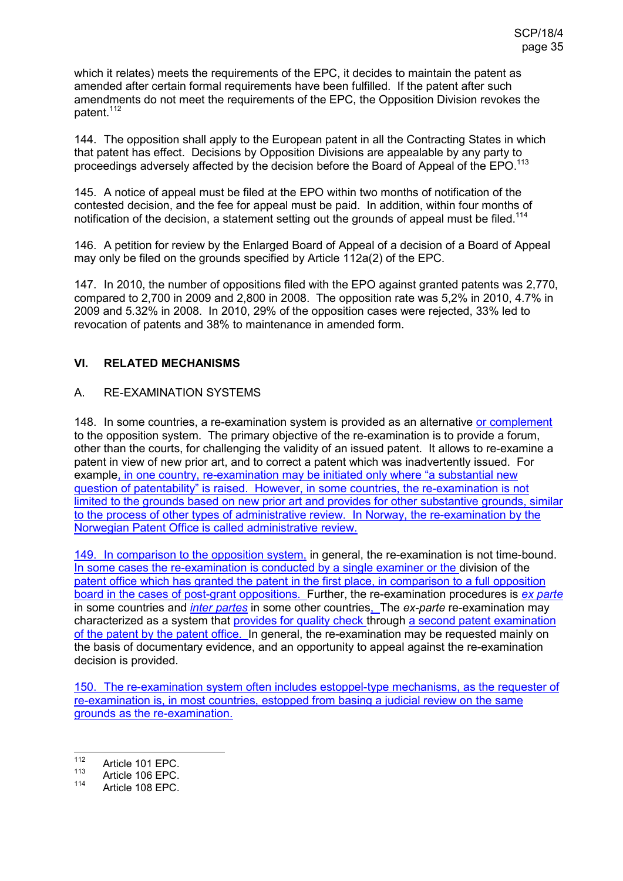which it relates) meets the requirements of the EPC, it decides to maintain the patent as amended after certain formal requirements have been fulfilled. If the patent after such amendments do not meet the requirements of the EPC, the Opposition Division revokes the patent.[112]

144. The opposition shall apply to the European patent in all the Contracting States in which that patent has effect. Decisions by Opposition Divisions are appealable by any party to proceedings adversely affected by the decision before the Board of Appeal of the EPO.[113]

145. A notice of appeal must be filed at the EPO within two months of notification of the contested decision, and the fee for appeal must be paid. In addition, within four months of notification of the decision, a statement setting out the grounds of appeal must be filed.[114]

146. A petition for review by the Enlarged Board of Appeal of a decision of a Board of Appeal may only be filed on the grounds specified by Article 112a(2) of the EPC.

147. In 2010, the number of oppositions filed with the EPO against granted patents was 2,770, compared to 2,700 in 2009 and 2,800 in 2008. The opposition rate was 5,2% in 2010, 4.7% in 2009 and 5.32% in 2008. In 2010, 29% of the opposition cases were rejected, 33% led to revocation of patents and 38% to maintenance in amended form.

## VI. RELATED MECHANISMS

### A. RE-EXAMINATION SYSTEMS

148. In some countries, a re-examination system is provided as an alternative or complement to the opposition system. The primary objective of the re-examination is to provide a forum, other than the courts, for challenging the validity of an issued patent. It allows to re-examine a patent in view of new prior art, and to correct a patent which was inadvertently issued. For example, in one country, re-examination may be initiated only where "a substantial new question of patentability" is raised. However, in some countries, the re-examination is not limited to the grounds based on new prior art and provides for other substantive grounds, similar to the process of other types of administrative review. In Norway, the re-examination by the Norwegian Patent Office is called administrative review.

149. In comparison to the opposition system, in general, the re-examination is not time-bound. In some cases the re-examination is conducted by a single examiner or the division of the patent office which has granted the patent in the first place, in comparison to a full opposition board in the cases of post-grant oppositions. Further, the re-examination procedures is *ex parte* in some countries and *inter partes* in some other countries, The *ex-parte* re-examination may characterized as a system that provides for quality check through a second patent examination of the patent by the patent office. In general, the re-examination may be requested mainly on the basis of documentary evidence, and an opportunity to appeal against the re-examination decision is provided.

150. The re-examination system often includes estoppel-type mechanisms, as the requester of re-examination is, in most countries, estopped from basing a judicial review on the same grounds as the re-examination.

---

[112] Article 101 EPC.
[113] Article 106 EPC.
[114] Article 108 EPC.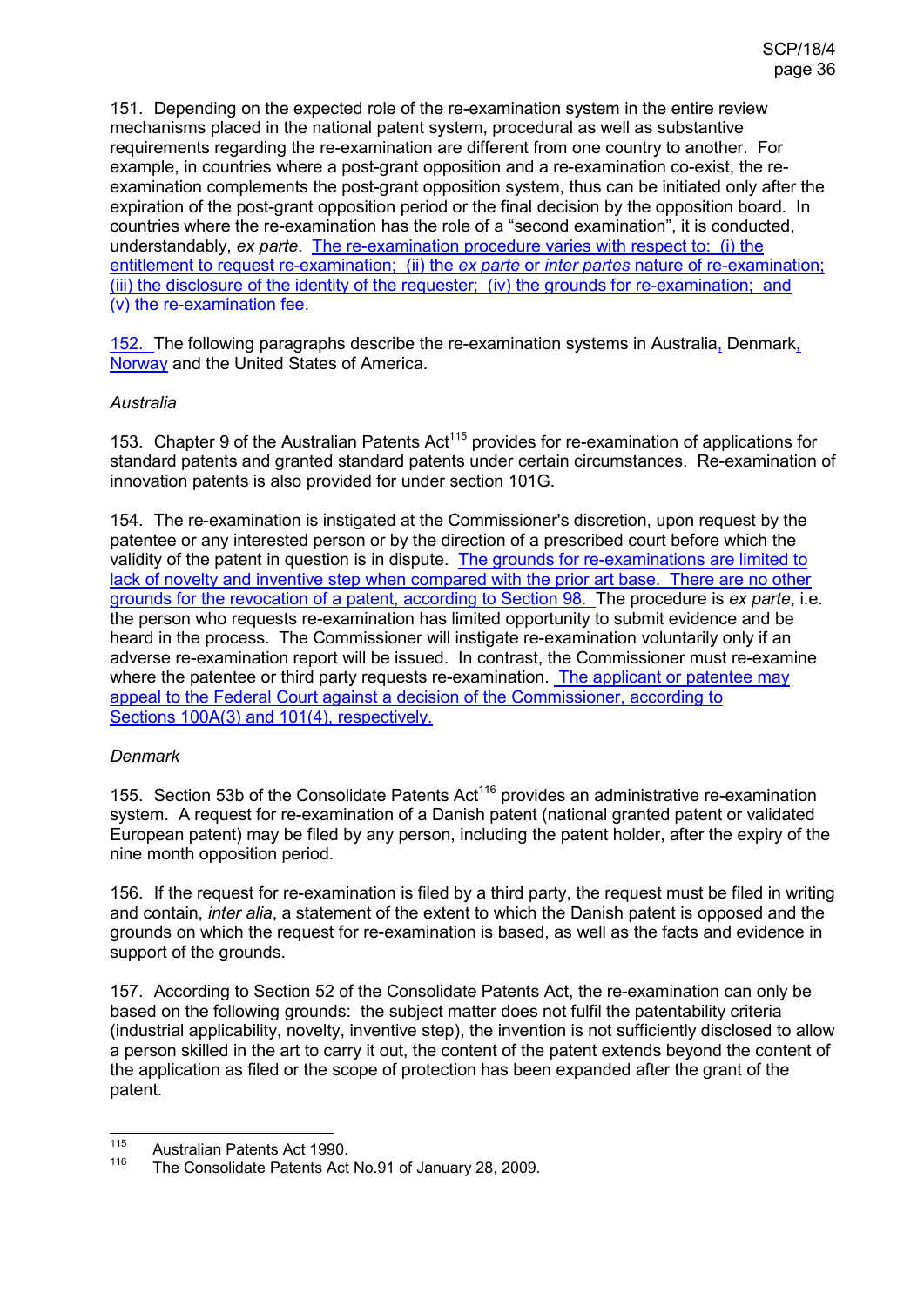151. Depending on the expected role of the re-examination system in the entire review mechanisms placed in the national patent system, procedural as well as substantive requirements regarding the re-examination are different from one country to another. For example, in countries where a post-grant opposition and a re-examination co-exist, the re-examination complements the post-grant opposition system, thus can be initiated only after the expiration of the post-grant opposition period or the final decision by the opposition board. In countries where the re-examination has the role of a "second examination", it is conducted, understandably, *ex parte*. The re-examination procedure varies with respect to: (i) the entitlement to request re-examination; (ii) the *ex parte* or *inter partes* nature of re-examination; (iii) the disclosure of the identity of the requester; (iv) the grounds for re-examination; and (v) the re-examination fee.

152. The following paragraphs describe the re-examination systems in Australia, Denmark, Norway and the United States of America.

*Australia*

153. Chapter 9 of the Australian Patents Act[115] provides for re-examination of applications for standard patents and granted standard patents under certain circumstances. Re-examination of innovation patents is also provided for under section 101G.

154. The re-examination is instigated at the Commissioner's discretion, upon request by the patentee or any interested person or by the direction of a prescribed court before which the validity of the patent in question is in dispute. The grounds for re-examinations are limited to lack of novelty and inventive step when compared with the prior art base. There are no other grounds for the revocation of a patent, according to Section 98. The procedure is *ex parte*, i.e. the person who requests re-examination has limited opportunity to submit evidence and be heard in the process. The Commissioner will instigate re-examination voluntarily only if an adverse re-examination report will be issued. In contrast, the Commissioner must re-examine where the patentee or third party requests re-examination. The applicant or patentee may appeal to the Federal Court against a decision of the Commissioner, according to Sections 100A(3) and 101(4), respectively.

*Denmark*

155. Section 53b of the Consolidate Patents Act[116] provides an administrative re-examination system. A request for re-examination of a Danish patent (national granted patent or validated European patent) may be filed by any person, including the patent holder, after the expiry of the nine month opposition period.

156. If the request for re-examination is filed by a third party, the request must be filed in writing and contain, *inter alia*, a statement of the extent to which the Danish patent is opposed and the grounds on which the request for re-examination is based, as well as the facts and evidence in support of the grounds.

157. According to Section 52 of the Consolidate Patents Act, the re-examination can only be based on the following grounds: the subject matter does not fulfil the patentability criteria (industrial applicability, novelty, inventive step), the invention is not sufficiently disclosed to allow a person skilled in the art to carry it out, the content of the patent extends beyond the content of the application as filed or the scope of protection has been expanded after the grant of the patent.

---

[115] Australian Patents Act 1990.

[116] The Consolidate Patents Act No.91 of January 28, 2009.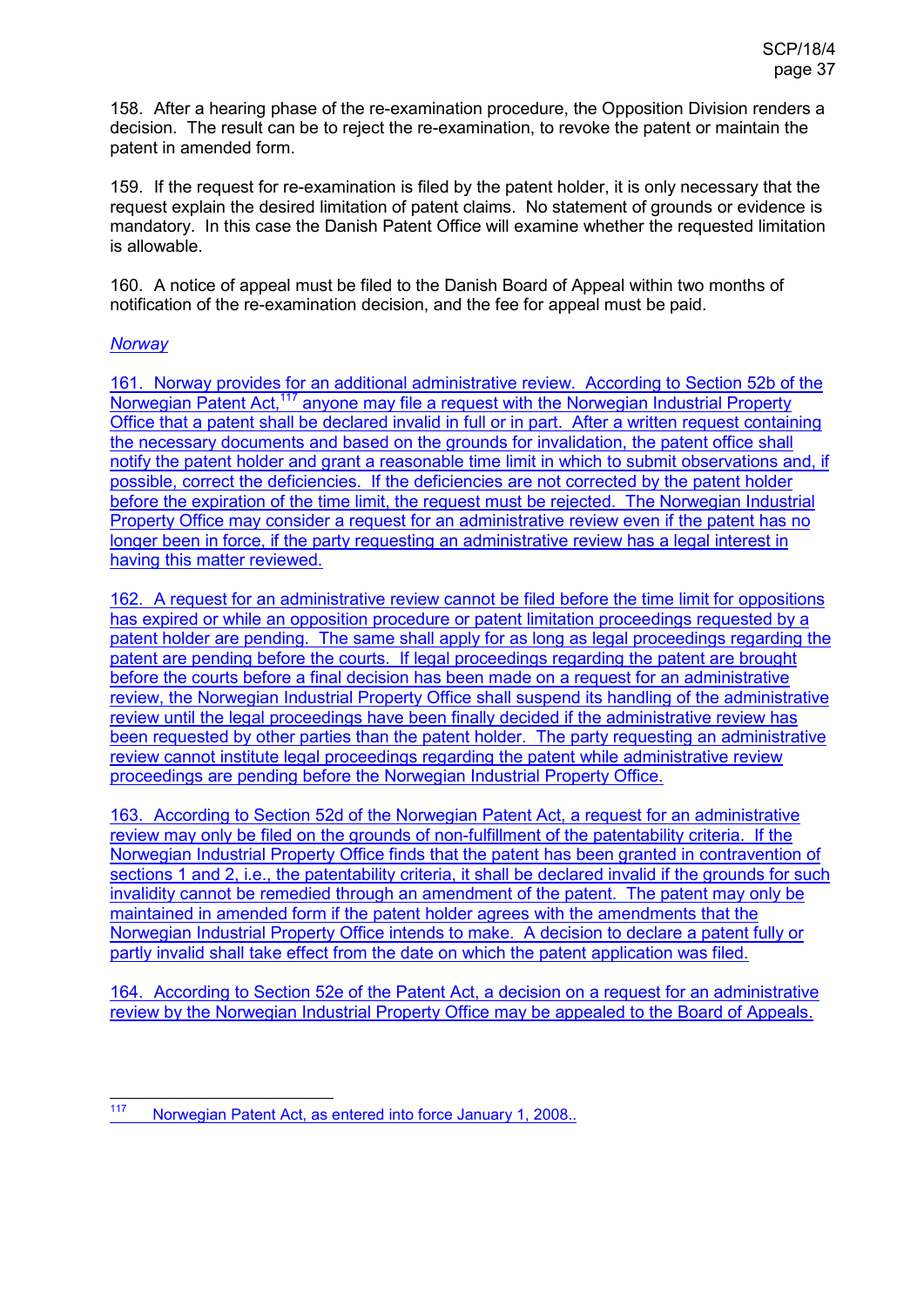158. After a hearing phase of the re-examination procedure, the Opposition Division renders a decision. The result can be to reject the re-examination, to revoke the patent or maintain the patent in amended form.

159. If the request for re-examination is filed by the patent holder, it is only necessary that the request explain the desired limitation of patent claims. No statement of grounds or evidence is mandatory. In this case the Danish Patent Office will examine whether the requested limitation is allowable.

160. A notice of appeal must be filed to the Danish Board of Appeal within two months of notification of the re-examination decision, and the fee for appeal must be paid.

*Norway*

161. Norway provides for an additional administrative review. According to Section 52b of the Norwegian Patent Act,[117] anyone may file a request with the Norwegian Industrial Property Office that a patent shall be declared invalid in full or in part. After a written request containing the necessary documents and based on the grounds for invalidation, the patent office shall notify the patent holder and grant a reasonable time limit in which to submit observations and, if possible, correct the deficiencies. If the deficiencies are not corrected by the patent holder before the expiration of the time limit, the request must be rejected. The Norwegian Industrial Property Office may consider a request for an administrative review even if the patent has no longer been in force, if the party requesting an administrative review has a legal interest in having this matter reviewed.

162. A request for an administrative review cannot be filed before the time limit for oppositions has expired or while an opposition procedure or patent limitation proceedings requested by a patent holder are pending. The same shall apply for as long as legal proceedings regarding the patent are pending before the courts. If legal proceedings regarding the patent are brought before the courts before a final decision has been made on a request for an administrative review, the Norwegian Industrial Property Office shall suspend its handling of the administrative review until the legal proceedings have been finally decided if the administrative review has been requested by other parties than the patent holder. The party requesting an administrative review cannot institute legal proceedings regarding the patent while administrative review proceedings are pending before the Norwegian Industrial Property Office.

163. According to Section 52d of the Norwegian Patent Act, a request for an administrative review may only be filed on the grounds of non-fulfillment of the patentability criteria. If the Norwegian Industrial Property Office finds that the patent has been granted in contravention of sections 1 and 2, i.e., the patentability criteria, it shall be declared invalid if the grounds for such invalidity cannot be remedied through an amendment of the patent. The patent may only be maintained in amended form if the patent holder agrees with the amendments that the Norwegian Industrial Property Office intends to make. A decision to declare a patent fully or partly invalid shall take effect from the date on which the patent application was filed.

164. According to Section 52e of the Patent Act, a decision on a request for an administrative review by the Norwegian Industrial Property Office may be appealed to the Board of Appeals.

---

[117] Norwegian Patent Act, as entered into force January 1, 2008..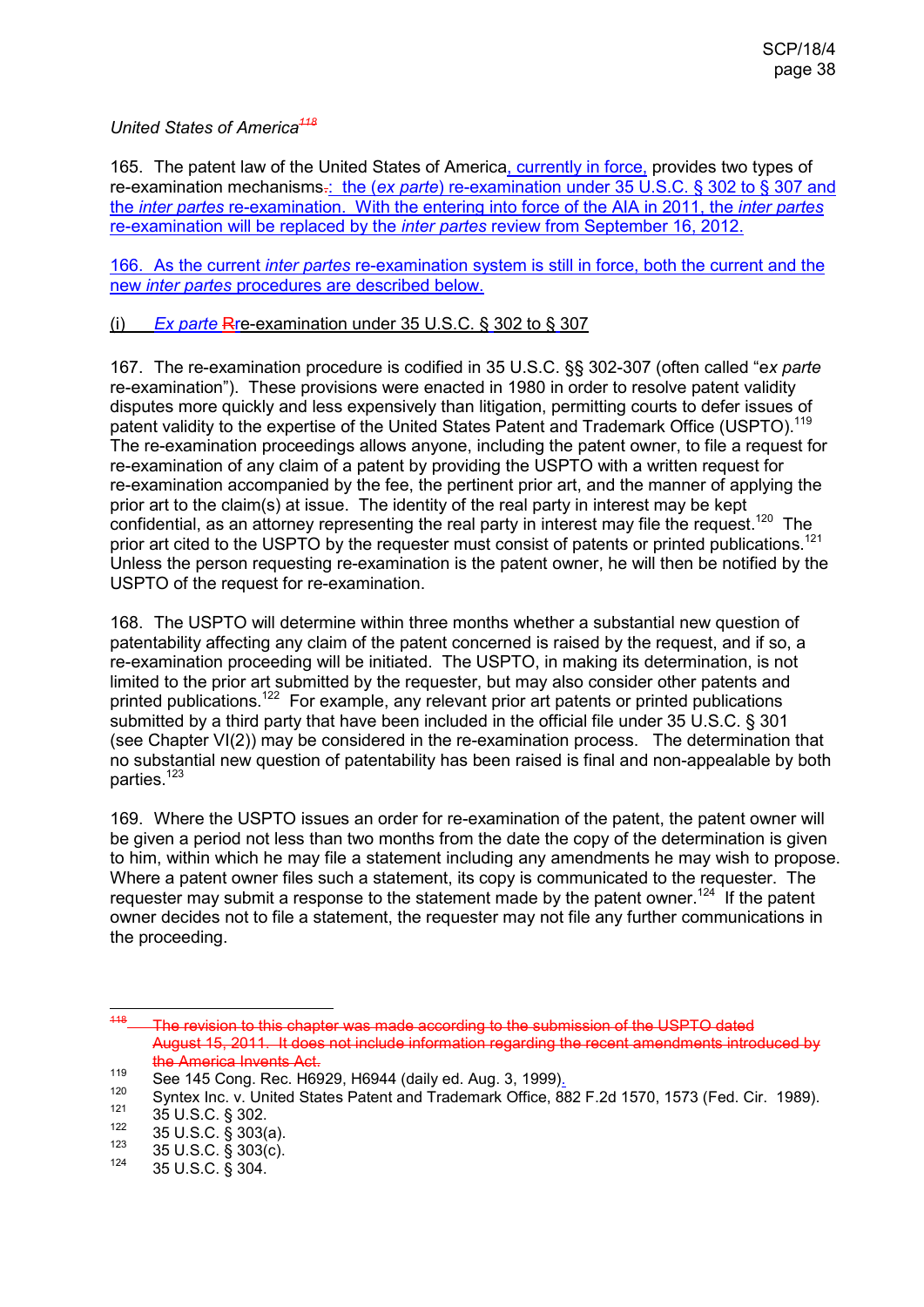*United States of America*[118]

165. The patent law of the United States of America, currently in force, provides two types of re-examination mechanisms.: the (*ex parte*) re-examination under 35 U.S.C. § 302 to § 307 and the *inter partes* re-examination. With the entering into force of the AIA in 2011, the *inter partes* re-examination will be replaced by the *inter partes* review from September 16, 2012.

166. As the current *inter partes* re-examination system is still in force, both the current and the new *inter partes* procedures are described below.

(i) *Ex parte* Rre-examination under 35 U.S.C. § 302 to § 307

167. The re-examination procedure is codified in 35 U.S.C. §§ 302-307 (often called "e*x parte* re-examination"). These provisions were enacted in 1980 in order to resolve patent validity disputes more quickly and less expensively than litigation, permitting courts to defer issues of patent validity to the expertise of the United States Patent and Trademark Office (USPTO).[119] The re-examination proceedings allows anyone, including the patent owner, to file a request for re-examination of any claim of a patent by providing the USPTO with a written request for re-examination accompanied by the fee, the pertinent prior art, and the manner of applying the prior art to the claim(s) at issue. The identity of the real party in interest may be kept confidential, as an attorney representing the real party in interest may file the request.[120] The prior art cited to the USPTO by the requester must consist of patents or printed publications.[121] Unless the person requesting re-examination is the patent owner, he will then be notified by the USPTO of the request for re-examination.

168. The USPTO will determine within three months whether a substantial new question of patentability affecting any claim of the patent concerned is raised by the request, and if so, a re-examination proceeding will be initiated. The USPTO, in making its determination, is not limited to the prior art submitted by the requester, but may also consider other patents and printed publications.[122] For example, any relevant prior art patents or printed publications submitted by a third party that have been included in the official file under 35 U.S.C. § 301 (see Chapter VI(2)) may be considered in the re-examination process. The determination that no substantial new question of patentability has been raised is final and non-appealable by both parties.[123]

169. Where the USPTO issues an order for re-examination of the patent, the patent owner will be given a period not less than two months from the date the copy of the determination is given to him, within which he may file a statement including any amendments he may wish to propose. Where a patent owner files such a statement, its copy is communicated to the requester. The requester may submit a response to the statement made by the patent owner.[124] If the patent owner decides not to file a statement, the requester may not file any further communications in the proceeding.

---

[118] The revision to this chapter was made according to the submission of the USPTO dated August 15, 2011. It does not include information regarding the recent amendments introduced by the America Invents Act.

[119] See 145 Cong. Rec. H6929, H6944 (daily ed. Aug. 3, 1999).

[120] Syntex Inc. v. United States Patent and Trademark Office, 882 F.2d 1570, 1573 (Fed. Cir. 1989).

[121] 35 U.S.C. § 302.

[122] 35 U.S.C. § 303(a).

[123] 35 U.S.C. § 303(c).

[124] 35 U.S.C. § 304.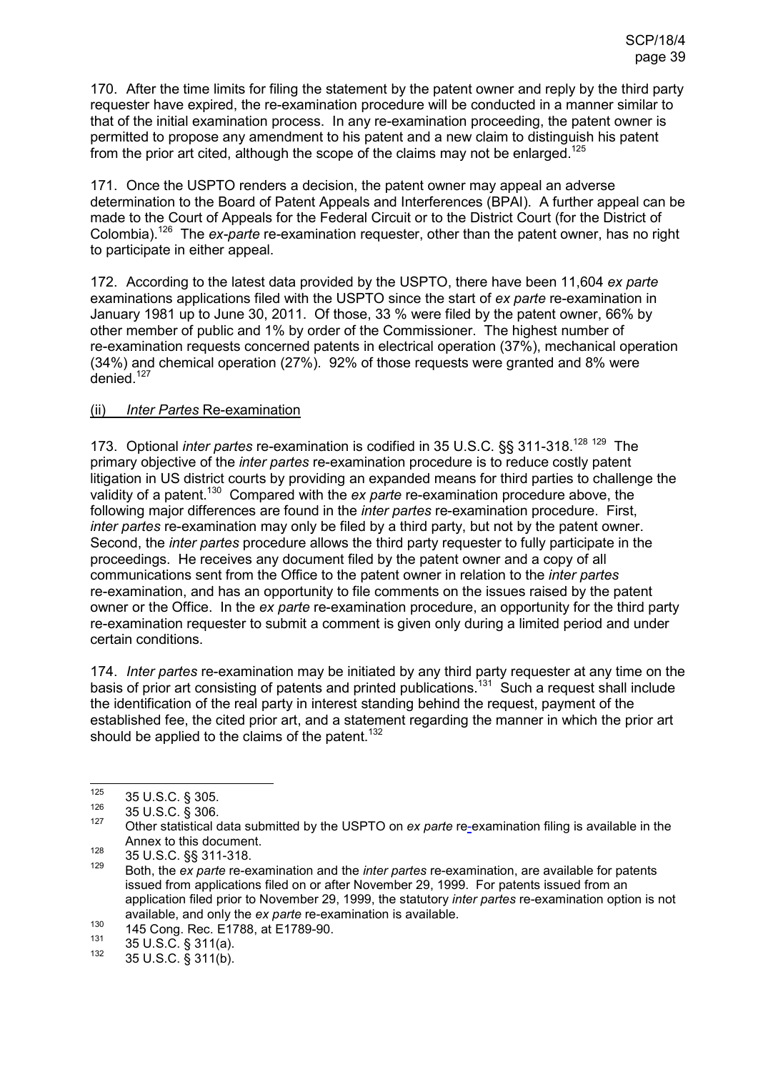170. After the time limits for filing the statement by the patent owner and reply by the third party requester have expired, the re-examination procedure will be conducted in a manner similar to that of the initial examination process. In any re-examination proceeding, the patent owner is permitted to propose any amendment to his patent and a new claim to distinguish his patent from the prior art cited, although the scope of the claims may not be enlarged.[125]

171. Once the USPTO renders a decision, the patent owner may appeal an adverse determination to the Board of Patent Appeals and Interferences (BPAI). A further appeal can be made to the Court of Appeals for the Federal Circuit or to the District Court (for the District of Colombia).[126] The *ex-parte* re-examination requester, other than the patent owner, has no right to participate in either appeal.

172. According to the latest data provided by the USPTO, there have been 11,604 *ex parte* examinations applications filed with the USPTO since the start of *ex parte* re-examination in January 1981 up to June 30, 2011. Of those, 33 % were filed by the patent owner, 66% by other member of public and 1% by order of the Commissioner. The highest number of re-examination requests concerned patents in electrical operation (37%), mechanical operation (34%) and chemical operation (27%). 92% of those requests were granted and 8% were denied.[127]

(ii) *Inter Partes* Re-examination

173. Optional *inter partes* re-examination is codified in 35 U.S.C. §§ 311-318.[128] [129] The primary objective of the *inter partes* re-examination procedure is to reduce costly patent litigation in US district courts by providing an expanded means for third parties to challenge the validity of a patent.[130] Compared with the *ex parte* re-examination procedure above, the following major differences are found in the *inter partes* re-examination procedure. First, *inter partes* re-examination may only be filed by a third party, but not by the patent owner. Second, the *inter partes* procedure allows the third party requester to fully participate in the proceedings. He receives any document filed by the patent owner and a copy of all communications sent from the Office to the patent owner in relation to the *inter partes* re-examination, and has an opportunity to file comments on the issues raised by the patent owner or the Office. In the *ex parte* re-examination procedure, an opportunity for the third party re-examination requester to submit a comment is given only during a limited period and under certain conditions.

174. *Inter partes* re-examination may be initiated by any third party requester at any time on the basis of prior art consisting of patents and printed publications.[131] Such a request shall include the identification of the real party in interest standing behind the request, payment of the established fee, the cited prior art, and a statement regarding the manner in which the prior art should be applied to the claims of the patent.[132]

---

[125] 35 U.S.C. § 305.

[126] 35 U.S.C. § 306.

[127] Other statistical data submitted by the USPTO on *ex parte* re-examination filing is available in the Annex to this document.

[128] 35 U.S.C. §§ 311-318.

[129] Both, the *ex parte* re-examination and the *inter partes* re-examination, are available for patents issued from applications filed on or after November 29, 1999. For patents issued from an application filed prior to November 29, 1999, the statutory *inter partes* re-examination option is not available, and only the *ex parte* re-examination is available.

[130] 145 Cong. Rec. E1788, at E1789-90.

[131] 35 U.S.C. § 311(a).

[132] 35 U.S.C. § 311(b).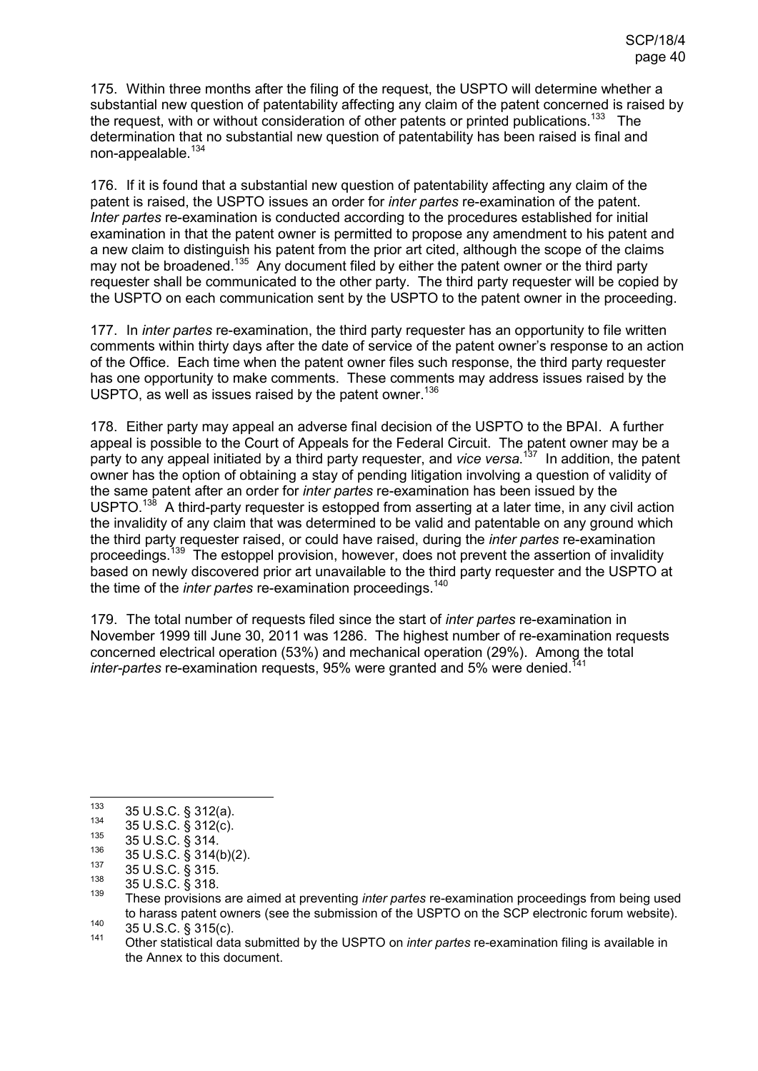175. Within three months after the filing of the request, the USPTO will determine whether a substantial new question of patentability affecting any claim of the patent concerned is raised by the request, with or without consideration of other patents or printed publications.[133] The determination that no substantial new question of patentability has been raised is final and non-appealable.[134]

176. If it is found that a substantial new question of patentability affecting any claim of the patent is raised, the USPTO issues an order for *inter partes* re-examination of the patent. *Inter partes* re-examination is conducted according to the procedures established for initial examination in that the patent owner is permitted to propose any amendment to his patent and a new claim to distinguish his patent from the prior art cited, although the scope of the claims may not be broadened.[135] Any document filed by either the patent owner or the third party requester shall be communicated to the other party. The third party requester will be copied by the USPTO on each communication sent by the USPTO to the patent owner in the proceeding.

177. In *inter partes* re-examination, the third party requester has an opportunity to file written comments within thirty days after the date of service of the patent owner's response to an action of the Office. Each time when the patent owner files such response, the third party requester has one opportunity to make comments. These comments may address issues raised by the USPTO, as well as issues raised by the patent owner.[136]

178. Either party may appeal an adverse final decision of the USPTO to the BPAI. A further appeal is possible to the Court of Appeals for the Federal Circuit. The patent owner may be a party to any appeal initiated by a third party requester, and *vice versa*.[137] In addition, the patent owner has the option of obtaining a stay of pending litigation involving a question of validity of the same patent after an order for *inter partes* re-examination has been issued by the USPTO.[138] A third-party requester is estopped from asserting at a later time, in any civil action the invalidity of any claim that was determined to be valid and patentable on any ground which the third party requester raised, or could have raised, during the *inter partes* re-examination proceedings.[139] The estoppel provision, however, does not prevent the assertion of invalidity based on newly discovered prior art unavailable to the third party requester and the USPTO at the time of the *inter partes* re-examination proceedings.[140]

179. The total number of requests filed since the start of *inter partes* re-examination in November 1999 till June 30, 2011 was 1286. The highest number of re-examination requests concerned electrical operation (53%) and mechanical operation (29%). Among the total *inter-partes* re-examination requests, 95% were granted and 5% were denied.[141]

---

[133] 35 U.S.C. § 312(a).

[134] 35 U.S.C. § 312(c).

[135] 35 U.S.C. § 314.

[136] 35 U.S.C. § 314(b)(2).

[137] 35 U.S.C. § 315.

[138] 35 U.S.C. § 318.

[139] These provisions are aimed at preventing *inter partes* re-examination proceedings from being used to harass patent owners (see the submission of the USPTO on the SCP electronic forum website).

[140] 35 U.S.C. § 315(c).

[141] Other statistical data submitted by the USPTO on *inter partes* re-examination filing is available in the Annex to this document.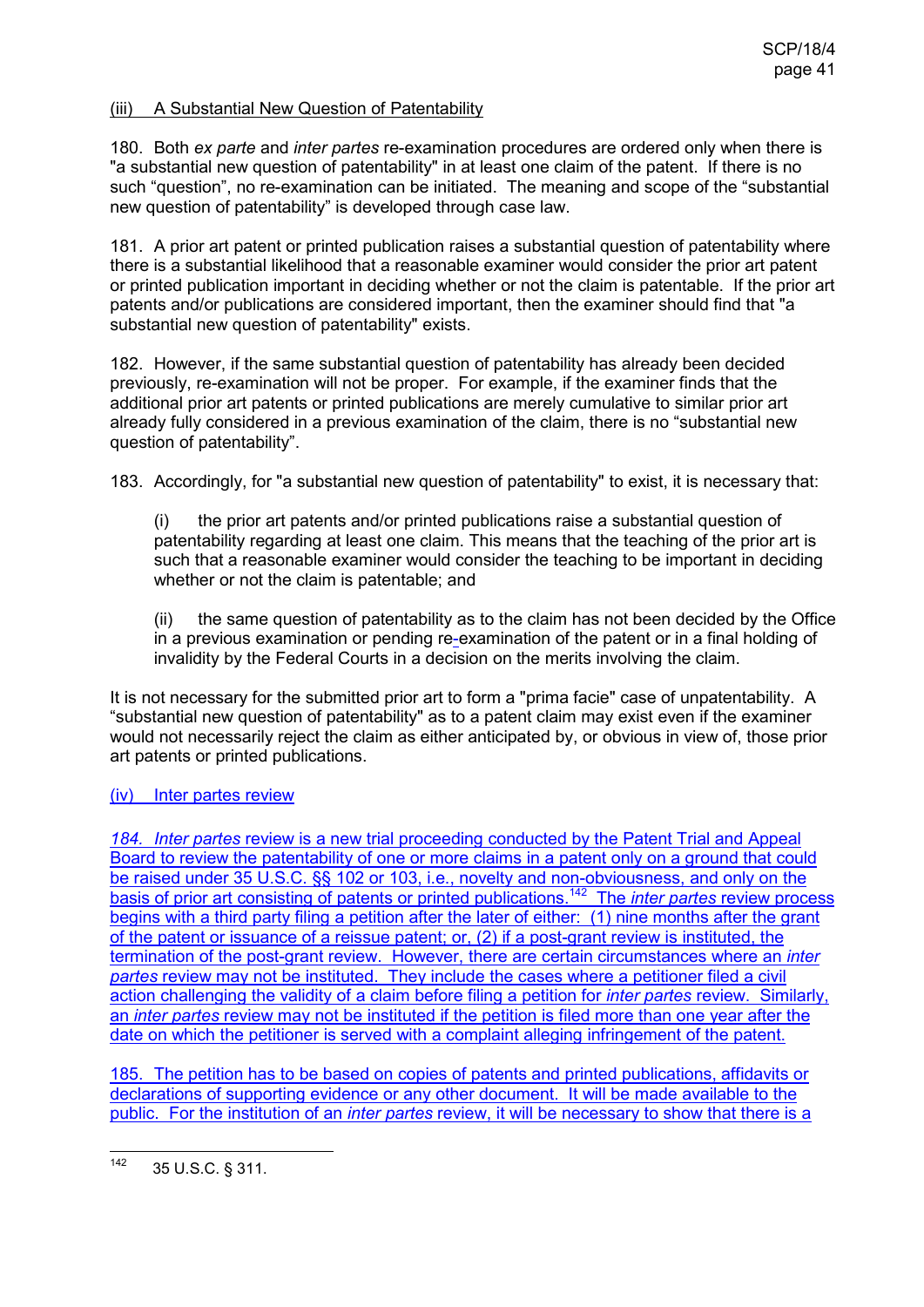(iii) A Substantial New Question of Patentability

180. Both *ex parte* and *inter partes* re-examination procedures are ordered only when there is "a substantial new question of patentability" in at least one claim of the patent. If there is no such "question", no re-examination can be initiated. The meaning and scope of the "substantial new question of patentability" is developed through case law.

181. A prior art patent or printed publication raises a substantial question of patentability where there is a substantial likelihood that a reasonable examiner would consider the prior art patent or printed publication important in deciding whether or not the claim is patentable. If the prior art patents and/or publications are considered important, then the examiner should find that "a substantial new question of patentability" exists.

182. However, if the same substantial question of patentability has already been decided previously, re-examination will not be proper. For example, if the examiner finds that the additional prior art patents or printed publications are merely cumulative to similar prior art already fully considered in a previous examination of the claim, there is no "substantial new question of patentability".

183. Accordingly, for "a substantial new question of patentability" to exist, it is necessary that:

(i) the prior art patents and/or printed publications raise a substantial question of patentability regarding at least one claim. This means that the teaching of the prior art is such that a reasonable examiner would consider the teaching to be important in deciding whether or not the claim is patentable; and

(ii) the same question of patentability as to the claim has not been decided by the Office in a previous examination or pending re-examination of the patent or in a final holding of invalidity by the Federal Courts in a decision on the merits involving the claim.

It is not necessary for the submitted prior art to form a "prima facie" case of unpatentability. A "substantial new question of patentability" as to a patent claim may exist even if the examiner would not necessarily reject the claim as either anticipated by, or obvious in view of, those prior art patents or printed publications.

(iv) Inter partes review

*184. Inter partes* review is a new trial proceeding conducted by the Patent Trial and Appeal Board to review the patentability of one or more claims in a patent only on a ground that could be raised under 35 U.S.C. §§ 102 or 103, i.e., novelty and non-obviousness, and only on the basis of prior art consisting of patents or printed publications.[142] The *inter partes* review process begins with a third party filing a petition after the later of either: (1) nine months after the grant of the patent or issuance of a reissue patent; or, (2) if a post-grant review is instituted, the termination of the post-grant review. However, there are certain circumstances where an *inter partes* review may not be instituted. They include the cases where a petitioner filed a civil action challenging the validity of a claim before filing a petition for *inter partes* review. Similarly, an *inter partes* review may not be instituted if the petition is filed more than one year after the date on which the petitioner is served with a complaint alleging infringement of the patent.

185. The petition has to be based on copies of patents and printed publications, affidavits or declarations of supporting evidence or any other document. It will be made available to the public. For the institution of an *inter partes* review, it will be necessary to show that there is a

[142] 35 U.S.C. § 311.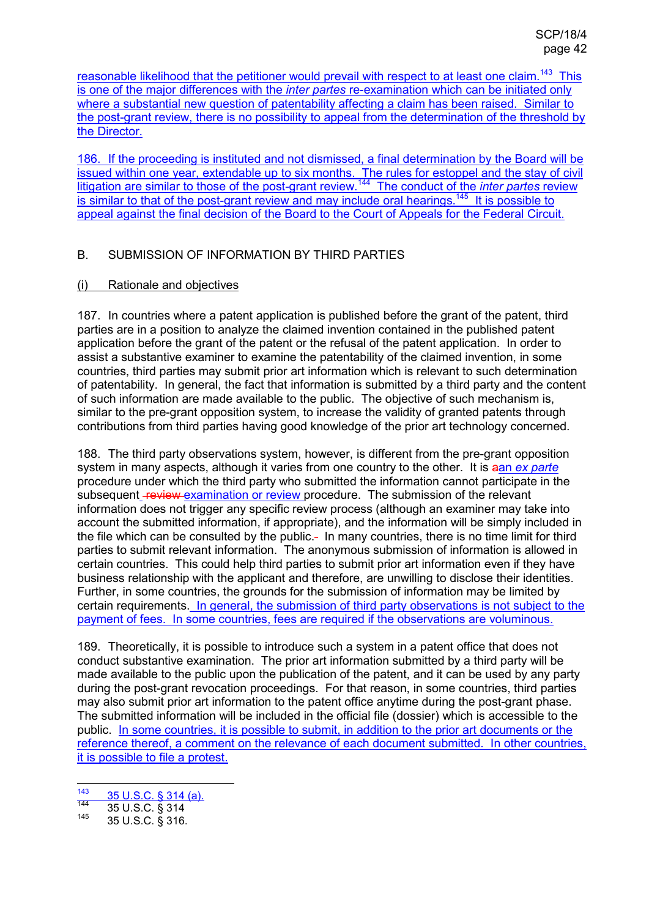reasonable likelihood that the petitioner would prevail with respect to at least one claim.[143] This is one of the major differences with the *inter partes* re-examination which can be initiated only where a substantial new question of patentability affecting a claim has been raised. Similar to the post-grant review, there is no possibility to appeal from the determination of the threshold by the Director.

186. If the proceeding is instituted and not dismissed, a final determination by the Board will be issued within one year, extendable up to six months. The rules for estoppel and the stay of civil litigation are similar to those of the post-grant review.[144] The conduct of the *inter partes* review is similar to that of the post-grant review and may include oral hearings.[145] It is possible to appeal against the final decision of the Board to the Court of Appeals for the Federal Circuit.

## B. SUBMISSION OF INFORMATION BY THIRD PARTIES

### (i) Rationale and objectives

187. In countries where a patent application is published before the grant of the patent, third parties are in a position to analyze the claimed invention contained in the published patent application before the grant of the patent or the refusal of the patent application. In order to assist a substantive examiner to examine the patentability of the claimed invention, in some countries, third parties may submit prior art information which is relevant to such determination of patentability. In general, the fact that information is submitted by a third party and the content of such information are made available to the public. The objective of such mechanism is, similar to the pre-grant opposition system, to increase the validity of granted patents through contributions from third parties having good knowledge of the prior art technology concerned.

188. The third party observations system, however, is different from the pre-grant opposition system in many aspects, although it varies from one country to the other. It is an *ex parte* procedure under which the third party who submitted the information cannot participate in the subsequent examination or review procedure. The submission of the relevant information does not trigger any specific review process (although an examiner may take into account the submitted information, if appropriate), and the information will be simply included in the file which can be consulted by the public. In many countries, there is no time limit for third parties to submit relevant information. The anonymous submission of information is allowed in certain countries. This could help third parties to submit prior art information even if they have business relationship with the applicant and therefore, are unwilling to disclose their identities. Further, in some countries, the grounds for the submission of information may be limited by certain requirements. In general, the submission of third party observations is not subject to the payment of fees. In some countries, fees are required if the observations are voluminous.

189. Theoretically, it is possible to introduce such a system in a patent office that does not conduct substantive examination. The prior art information submitted by a third party will be made available to the public upon the publication of the patent, and it can be used by any party during the post-grant revocation proceedings. For that reason, in some countries, third parties may also submit prior art information to the patent office anytime during the post-grant phase. The submitted information will be included in the official file (dossier) which is accessible to the public. In some countries, it is possible to submit, in addition to the prior art documents or the reference thereof, a comment on the relevance of each document submitted. In other countries, it is possible to file a protest.

---

[143] 35 U.S.C. § 314 (a).

[144] 35 U.S.C. § 314

[145] 35 U.S.C. § 316.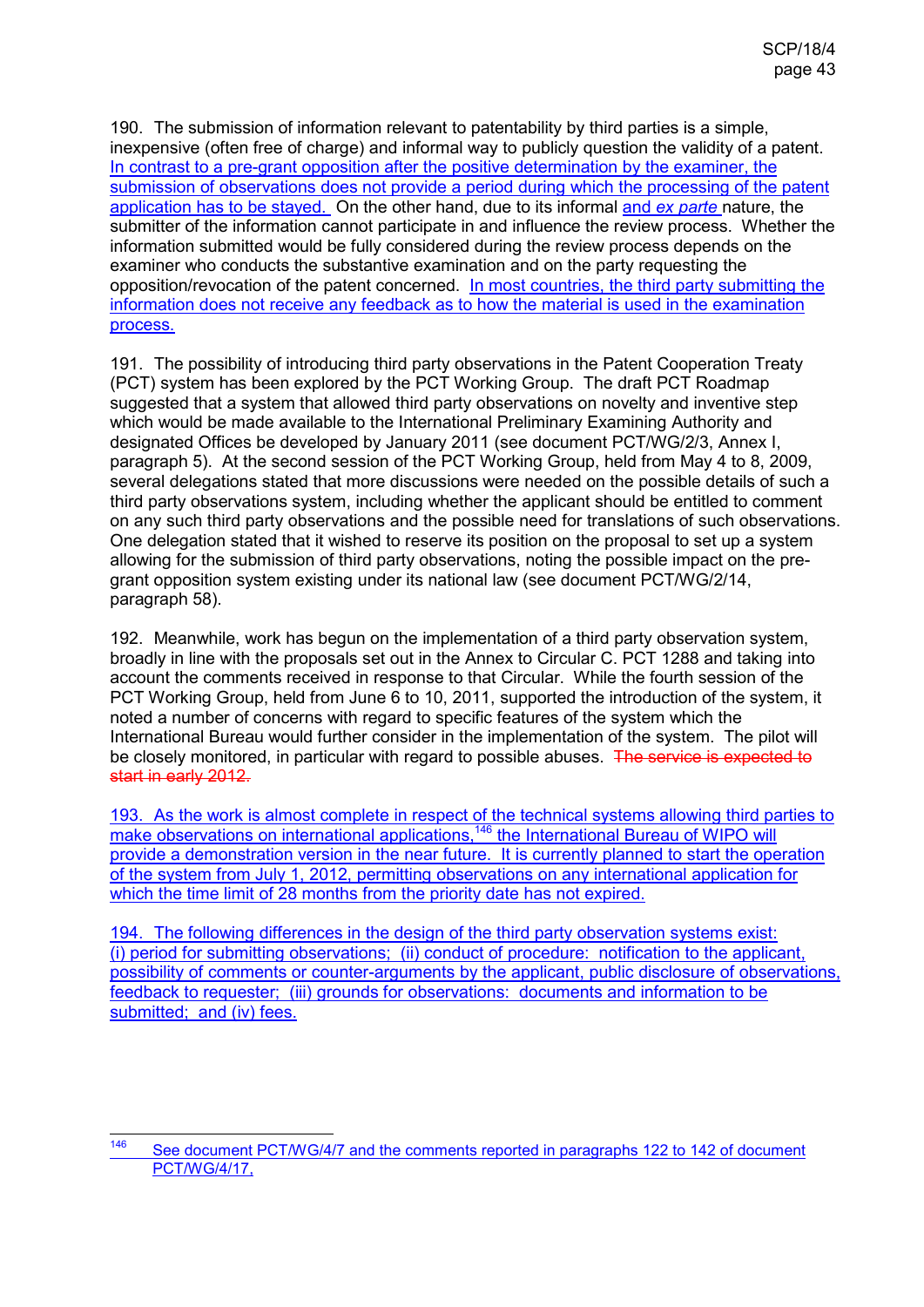190. The submission of information relevant to patentability by third parties is a simple, inexpensive (often free of charge) and informal way to publicly question the validity of a patent. In contrast to a pre-grant opposition after the positive determination by the examiner, the submission of observations does not provide a period during which the processing of the patent application has to be stayed. On the other hand, due to its informal and *ex parte* nature, the submitter of the information cannot participate in and influence the review process. Whether the information submitted would be fully considered during the review process depends on the examiner who conducts the substantive examination and on the party requesting the opposition/revocation of the patent concerned. In most countries, the third party submitting the information does not receive any feedback as to how the material is used in the examination process.

191. The possibility of introducing third party observations in the Patent Cooperation Treaty (PCT) system has been explored by the PCT Working Group. The draft PCT Roadmap suggested that a system that allowed third party observations on novelty and inventive step which would be made available to the International Preliminary Examining Authority and designated Offices be developed by January 2011 (see document PCT/WG/2/3, Annex I, paragraph 5). At the second session of the PCT Working Group, held from May 4 to 8, 2009, several delegations stated that more discussions were needed on the possible details of such a third party observations system, including whether the applicant should be entitled to comment on any such third party observations and the possible need for translations of such observations. One delegation stated that it wished to reserve its position on the proposal to set up a system allowing for the submission of third party observations, noting the possible impact on the pre-grant opposition system existing under its national law (see document PCT/WG/2/14, paragraph 58).

192. Meanwhile, work has begun on the implementation of a third party observation system, broadly in line with the proposals set out in the Annex to Circular C. PCT 1288 and taking into account the comments received in response to that Circular. While the fourth session of the PCT Working Group, held from June 6 to 10, 2011, supported the introduction of the system, it noted a number of concerns with regard to specific features of the system which the International Bureau would further consider in the implementation of the system. The pilot will be closely monitored, in particular with regard to possible abuses. ~~The service is expected to start in early 2012.~~

193. As the work is almost complete in respect of the technical systems allowing third parties to make observations on international applications,[146] the International Bureau of WIPO will provide a demonstration version in the near future. It is currently planned to start the operation of the system from July 1, 2012, permitting observations on any international application for which the time limit of 28 months from the priority date has not expired.

194. The following differences in the design of the third party observation systems exist: (i) period for submitting observations; (ii) conduct of procedure: notification to the applicant, possibility of comments or counter-arguments by the applicant, public disclosure of observations, feedback to requester; (iii) grounds for observations: documents and information to be submitted; and (iv) fees.

---

[146] See document PCT/WG/4/7 and the comments reported in paragraphs 122 to 142 of document PCT/WG/4/17,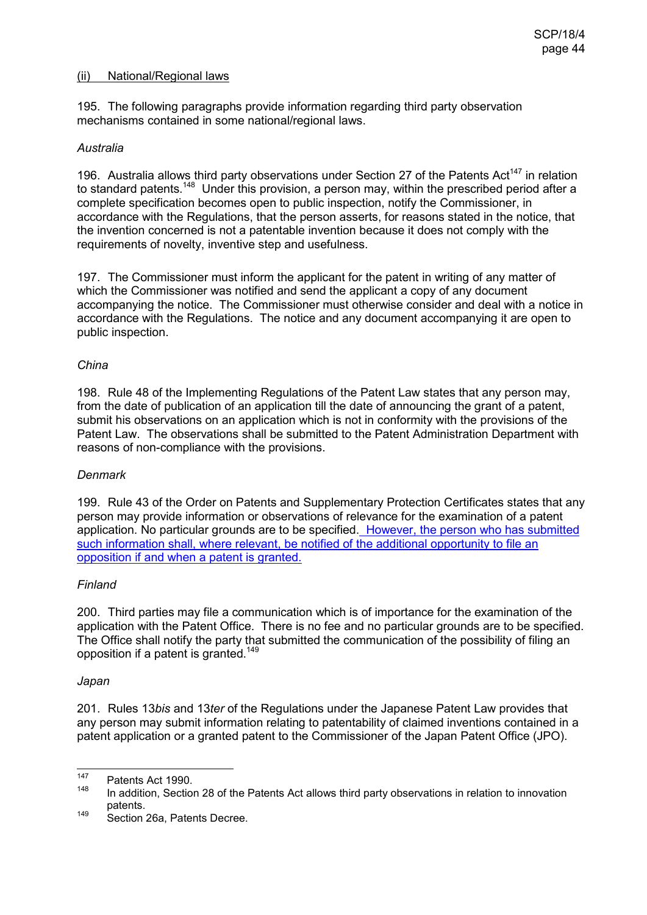(ii) National/Regional laws

195. The following paragraphs provide information regarding third party observation mechanisms contained in some national/regional laws.

*Australia*

196. Australia allows third party observations under Section 27 of the Patents Act[147] in relation to standard patents.[148] Under this provision, a person may, within the prescribed period after a complete specification becomes open to public inspection, notify the Commissioner, in accordance with the Regulations, that the person asserts, for reasons stated in the notice, that the invention concerned is not a patentable invention because it does not comply with the requirements of novelty, inventive step and usefulness.

197. The Commissioner must inform the applicant for the patent in writing of any matter of which the Commissioner was notified and send the applicant a copy of any document accompanying the notice. The Commissioner must otherwise consider and deal with a notice in accordance with the Regulations. The notice and any document accompanying it are open to public inspection.

*China*

198. Rule 48 of the Implementing Regulations of the Patent Law states that any person may, from the date of publication of an application till the date of announcing the grant of a patent, submit his observations on an application which is not in conformity with the provisions of the Patent Law. The observations shall be submitted to the Patent Administration Department with reasons of non-compliance with the provisions.

*Denmark*

199. Rule 43 of the Order on Patents and Supplementary Protection Certificates states that any person may provide information or observations of relevance for the examination of a patent application. No particular grounds are to be specified. However, the person who has submitted such information shall, where relevant, be notified of the additional opportunity to file an opposition if and when a patent is granted.

*Finland*

200. Third parties may file a communication which is of importance for the examination of the application with the Patent Office. There is no fee and no particular grounds are to be specified. The Office shall notify the party that submitted the communication of the possibility of filing an opposition if a patent is granted.[149]

*Japan*

201. Rules 13*bis* and 13*ter* of the Regulations under the Japanese Patent Law provides that any person may submit information relating to patentability of claimed inventions contained in a patent application or a granted patent to the Commissioner of the Japan Patent Office (JPO).

---

[147] Patents Act 1990.

[148] In addition, Section 28 of the Patents Act allows third party observations in relation to innovation patents.

[149] Section 26a, Patents Decree.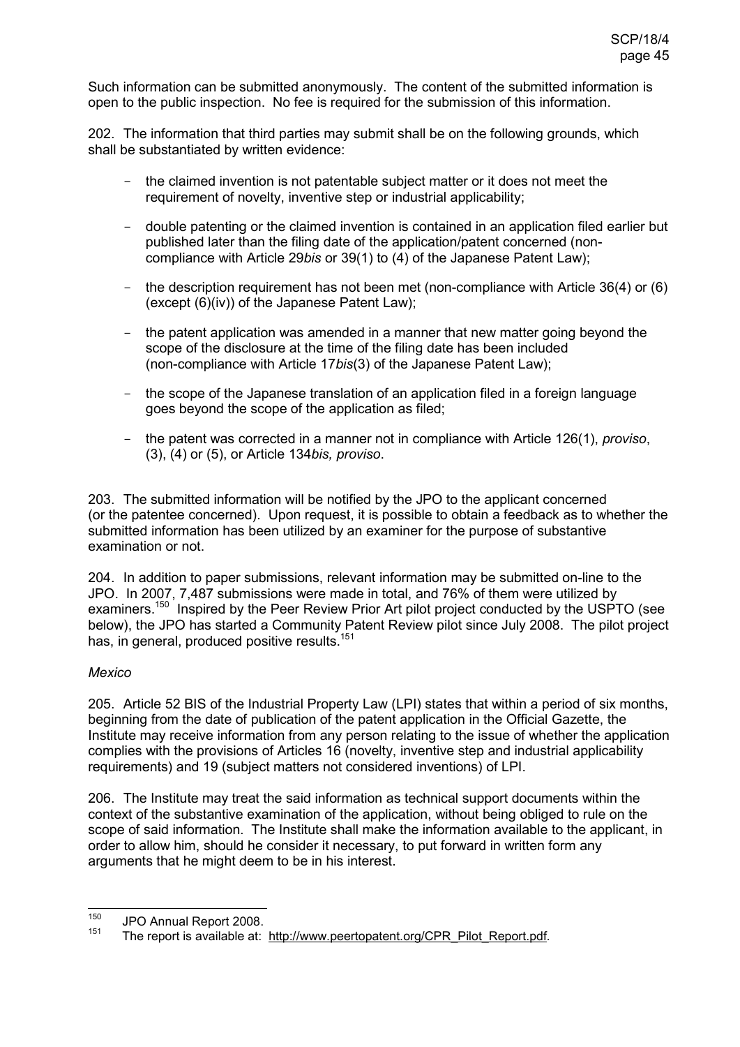Such information can be submitted anonymously. The content of the submitted information is open to the public inspection. No fee is required for the submission of this information.

202. The information that third parties may submit shall be on the following grounds, which shall be substantiated by written evidence:

- the claimed invention is not patentable subject matter or it does not meet the requirement of novelty, inventive step or industrial applicability;
- double patenting or the claimed invention is contained in an application filed earlier but published later than the filing date of the application/patent concerned (non-compliance with Article 29*bis* or 39(1) to (4) of the Japanese Patent Law);
- the description requirement has not been met (non-compliance with Article 36(4) or (6) (except (6)(iv)) of the Japanese Patent Law);
- the patent application was amended in a manner that new matter going beyond the scope of the disclosure at the time of the filing date has been included (non-compliance with Article 17*bis*(3) of the Japanese Patent Law);
- the scope of the Japanese translation of an application filed in a foreign language goes beyond the scope of the application as filed;
- the patent was corrected in a manner not in compliance with Article 126(1), *proviso*, (3), (4) or (5), or Article 134*bis, proviso*.

203. The submitted information will be notified by the JPO to the applicant concerned (or the patentee concerned). Upon request, it is possible to obtain a feedback as to whether the submitted information has been utilized by an examiner for the purpose of substantive examination or not.

204. In addition to paper submissions, relevant information may be submitted on-line to the JPO. In 2007, 7,487 submissions were made in total, and 76% of them were utilized by examiners.[150] Inspired by the Peer Review Prior Art pilot project conducted by the USPTO (see below), the JPO has started a Community Patent Review pilot since July 2008. The pilot project has, in general, produced positive results.[151]

*Mexico*

205. Article 52 BIS of the Industrial Property Law (LPI) states that within a period of six months, beginning from the date of publication of the patent application in the Official Gazette, the Institute may receive information from any person relating to the issue of whether the application complies with the provisions of Articles 16 (novelty, inventive step and industrial applicability requirements) and 19 (subject matters not considered inventions) of LPI.

206. The Institute may treat the said information as technical support documents within the context of the substantive examination of the application, without being obliged to rule on the scope of said information. The Institute shall make the information available to the applicant, in order to allow him, should he consider it necessary, to put forward in written form any arguments that he might deem to be in his interest.

---

[150] JPO Annual Report 2008.

[151] The report is available at: http://www.peertopatent.org/CPR_Pilot_Report.pdf.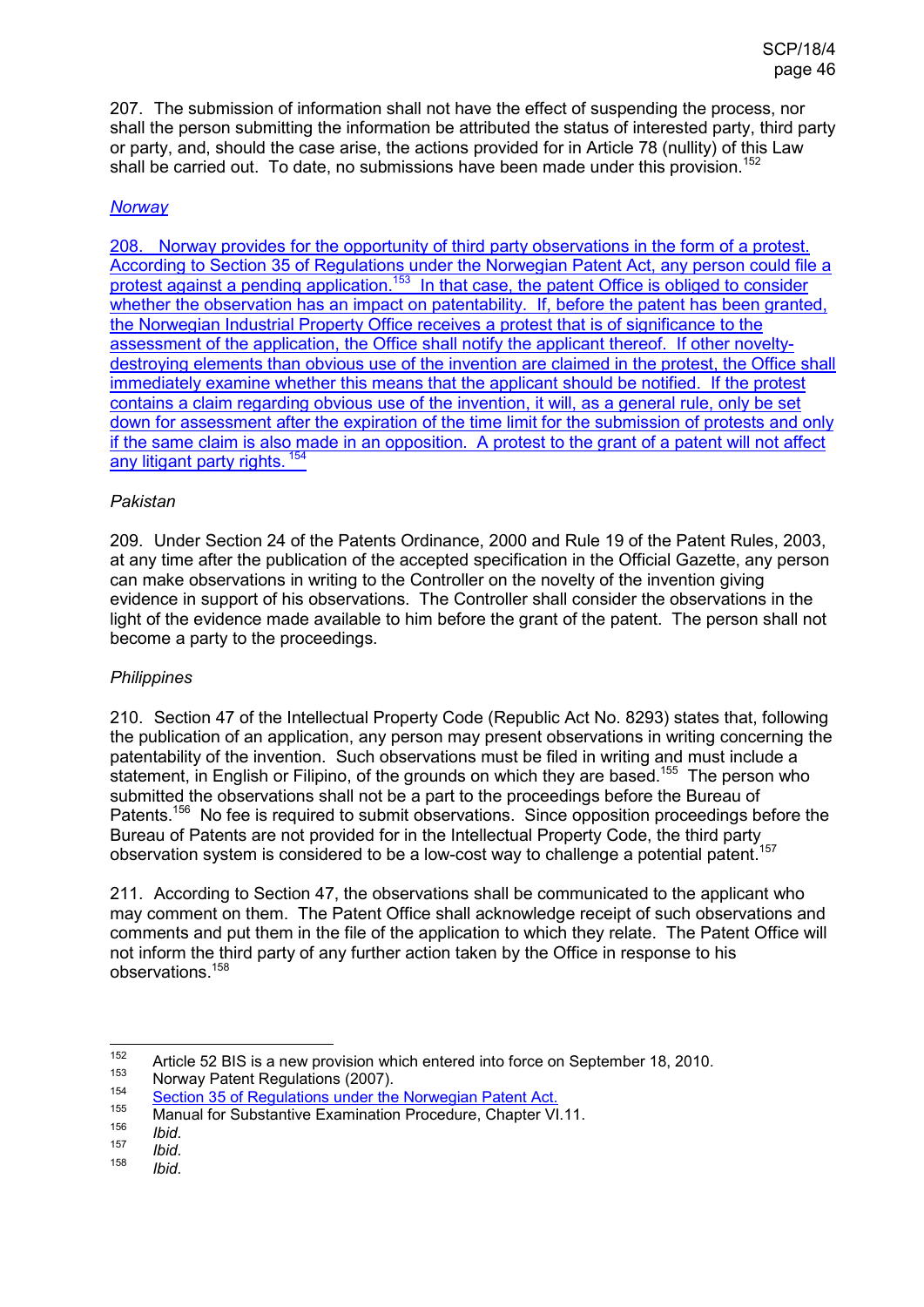207. The submission of information shall not have the effect of suspending the process, nor shall the person submitting the information be attributed the status of interested party, third party or party, and, should the case arise, the actions provided for in Article 78 (nullity) of this Law shall be carried out. To date, no submissions have been made under this provision.[152]

*Norway*

208. Norway provides for the opportunity of third party observations in the form of a protest. According to Section 35 of Regulations under the Norwegian Patent Act, any person could file a protest against a pending application.[153] In that case, the patent Office is obliged to consider whether the observation has an impact on patentability. If, before the patent has been granted, the Norwegian Industrial Property Office receives a protest that is of significance to the assessment of the application, the Office shall notify the applicant thereof. If other novelty-destroying elements than obvious use of the invention are claimed in the protest, the Office shall immediately examine whether this means that the applicant should be notified. If the protest contains a claim regarding obvious use of the invention, it will, as a general rule, only be set down for assessment after the expiration of the time limit for the submission of protests and only if the same claim is also made in an opposition. A protest to the grant of a patent will not affect any litigant party rights.[154]

*Pakistan*

209. Under Section 24 of the Patents Ordinance, 2000 and Rule 19 of the Patent Rules, 2003, at any time after the publication of the accepted specification in the Official Gazette, any person can make observations in writing to the Controller on the novelty of the invention giving evidence in support of his observations. The Controller shall consider the observations in the light of the evidence made available to him before the grant of the patent. The person shall not become a party to the proceedings.

*Philippines*

210. Section 47 of the Intellectual Property Code (Republic Act No. 8293) states that, following the publication of an application, any person may present observations in writing concerning the patentability of the invention. Such observations must be filed in writing and must include a statement, in English or Filipino, of the grounds on which they are based.[155] The person who submitted the observations shall not be a part to the proceedings before the Bureau of Patents.[156] No fee is required to submit observations. Since opposition proceedings before the Bureau of Patents are not provided for in the Intellectual Property Code, the third party observation system is considered to be a low-cost way to challenge a potential patent.[157]

211. According to Section 47, the observations shall be communicated to the applicant who may comment on them. The Patent Office shall acknowledge receipt of such observations and comments and put them in the file of the application to which they relate. The Patent Office will not inform the third party of any further action taken by the Office in response to his observations.[158]

---

[152] Article 52 BIS is a new provision which entered into force on September 18, 2010.

[153] Norway Patent Regulations (2007).

[154] Section 35 of Regulations under the Norwegian Patent Act.

[155] Manual for Substantive Examination Procedure, Chapter VI.11.

[156] *Ibid.*

[157] *Ibid.*

[158] *Ibid.*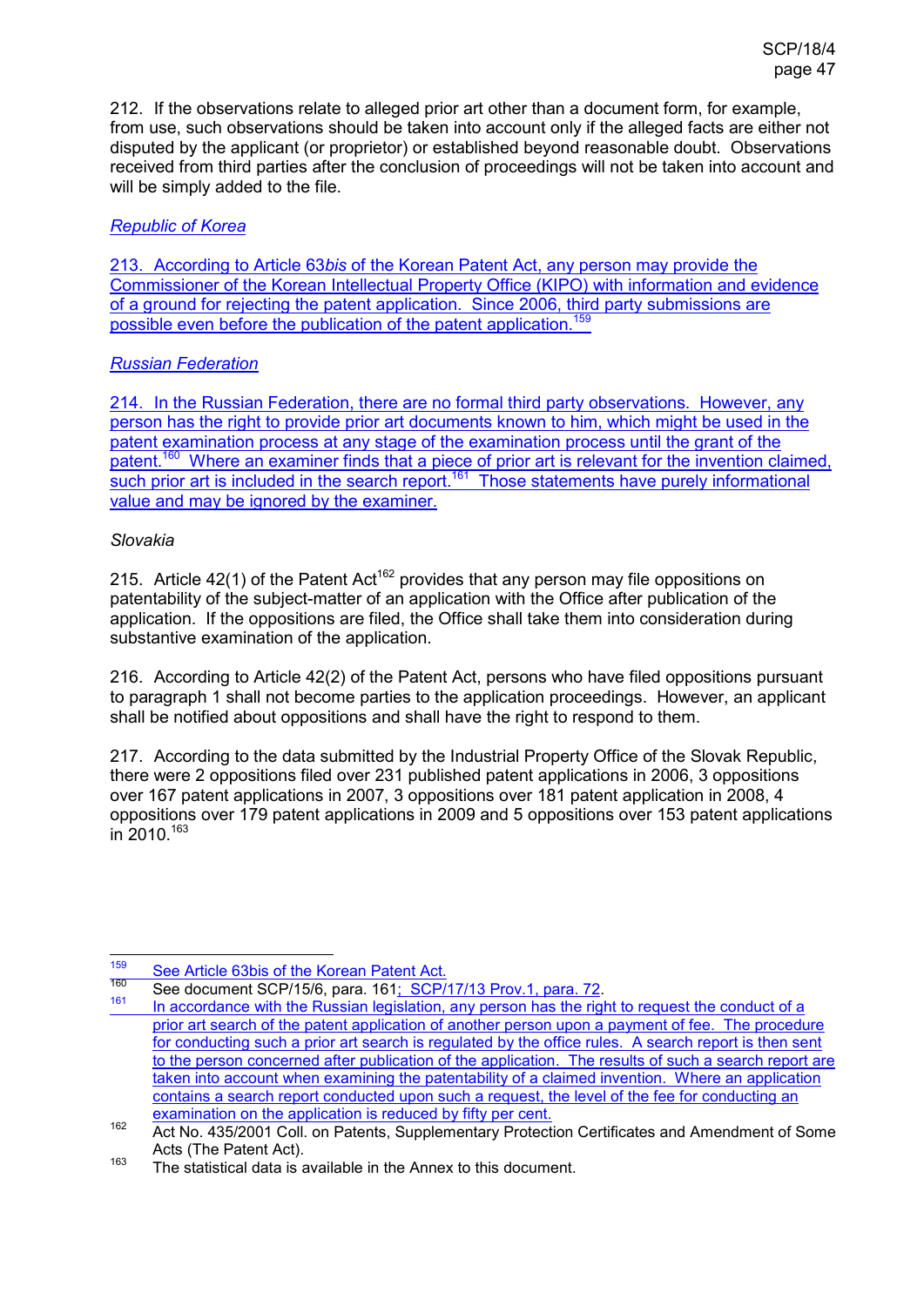212. If the observations relate to alleged prior art other than a document form, for example, from use, such observations should be taken into account only if the alleged facts are either not disputed by the applicant (or proprietor) or established beyond reasonable doubt. Observations received from third parties after the conclusion of proceedings will not be taken into account and will be simply added to the file.

*Republic of Korea*

213. According to Article 63*bis* of the Korean Patent Act, any person may provide the Commissioner of the Korean Intellectual Property Office (KIPO) with information and evidence of a ground for rejecting the patent application. Since 2006, third party submissions are possible even before the publication of the patent application.[159]

*Russian Federation*

214. In the Russian Federation, there are no formal third party observations. However, any person has the right to provide prior art documents known to him, which might be used in the patent examination process at any stage of the examination process until the grant of the patent.[160] Where an examiner finds that a piece of prior art is relevant for the invention claimed, such prior art is included in the search report.[161] Those statements have purely informational value and may be ignored by the examiner.

*Slovakia*

215. Article 42(1) of the Patent Act[162] provides that any person may file oppositions on patentability of the subject-matter of an application with the Office after publication of the application. If the oppositions are filed, the Office shall take them into consideration during substantive examination of the application.

216. According to Article 42(2) of the Patent Act, persons who have filed oppositions pursuant to paragraph 1 shall not become parties to the application proceedings. However, an applicant shall be notified about oppositions and shall have the right to respond to them.

217. According to the data submitted by the Industrial Property Office of the Slovak Republic, there were 2 oppositions filed over 231 published patent applications in 2006, 3 oppositions over 167 patent applications in 2007, 3 oppositions over 181 patent application in 2008, 4 oppositions over 179 patent applications in 2009 and 5 oppositions over 153 patent applications in 2010.[163]

---

[159] See Article 63bis of the Korean Patent Act.

[160] See document SCP/15/6, para. 161; SCP/17/13 Prov.1, para. 72.

[161] In accordance with the Russian legislation, any person has the right to request the conduct of a prior art search of the patent application of another person upon a payment of fee. The procedure for conducting such a prior art search is regulated by the office rules. A search report is then sent to the person concerned after publication of the application. The results of such a search report are taken into account when examining the patentability of a claimed invention. Where an application contains a search report conducted upon such a request, the level of the fee for conducting an examination on the application is reduced by fifty per cent.

[162] Act No. 435/2001 Coll. on Patents, Supplementary Protection Certificates and Amendment of Some Acts (The Patent Act).

[163] The statistical data is available in the Annex to this document.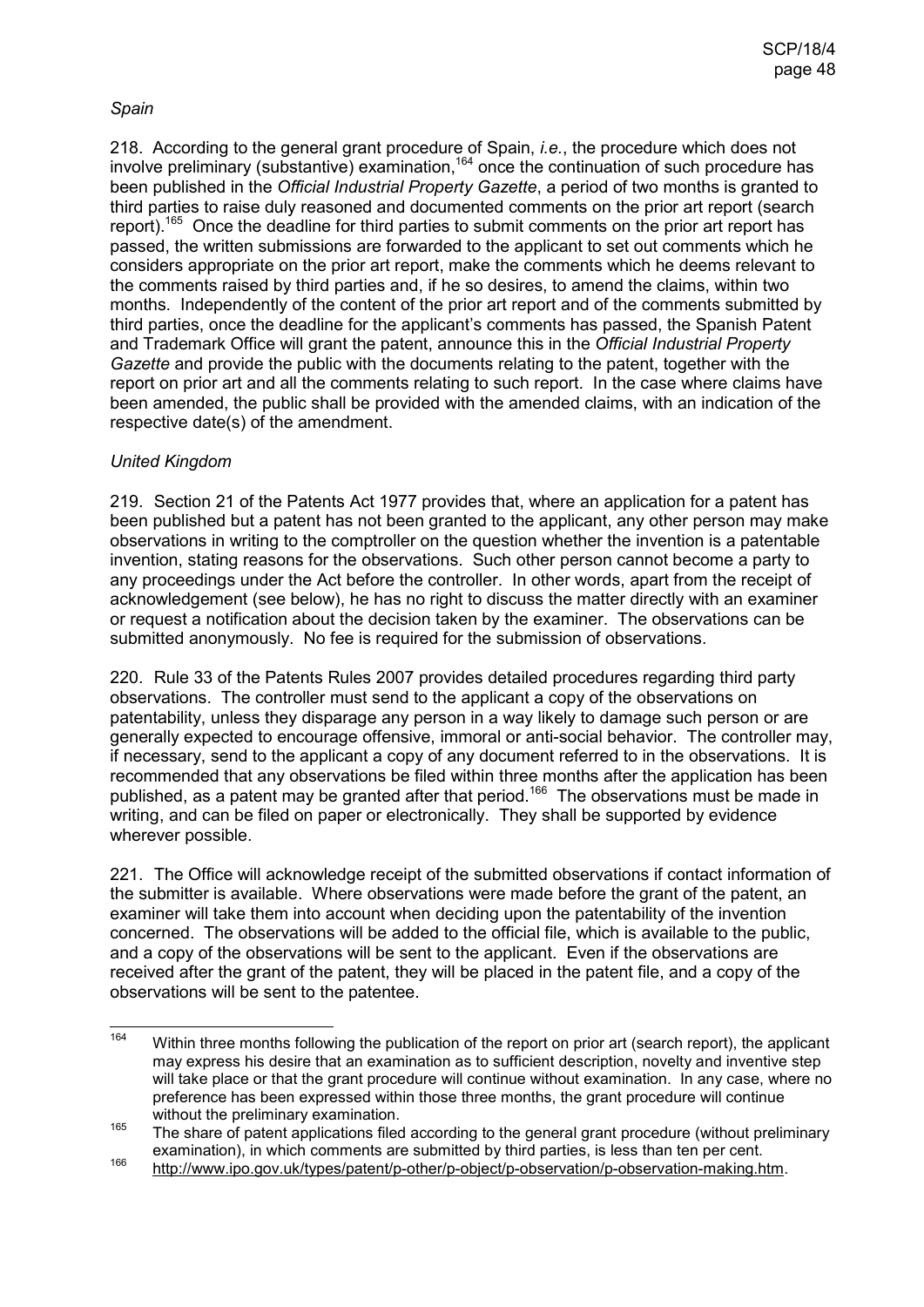*Spain*

218. According to the general grant procedure of Spain, *i.e.*, the procedure which does not involve preliminary (substantive) examination,[164] once the continuation of such procedure has been published in the *Official Industrial Property Gazette*, a period of two months is granted to third parties to raise duly reasoned and documented comments on the prior art report (search report).[165] Once the deadline for third parties to submit comments on the prior art report has passed, the written submissions are forwarded to the applicant to set out comments which he considers appropriate on the prior art report, make the comments which he deems relevant to the comments raised by third parties and, if he so desires, to amend the claims, within two months. Independently of the content of the prior art report and of the comments submitted by third parties, once the deadline for the applicant's comments has passed, the Spanish Patent and Trademark Office will grant the patent, announce this in the *Official Industrial Property Gazette* and provide the public with the documents relating to the patent, together with the report on prior art and all the comments relating to such report. In the case where claims have been amended, the public shall be provided with the amended claims, with an indication of the respective date(s) of the amendment.

*United Kingdom*

219. Section 21 of the Patents Act 1977 provides that, where an application for a patent has been published but a patent has not been granted to the applicant, any other person may make observations in writing to the comptroller on the question whether the invention is a patentable invention, stating reasons for the observations. Such other person cannot become a party to any proceedings under the Act before the controller. In other words, apart from the receipt of acknowledgement (see below), he has no right to discuss the matter directly with an examiner or request a notification about the decision taken by the examiner. The observations can be submitted anonymously. No fee is required for the submission of observations.

220. Rule 33 of the Patents Rules 2007 provides detailed procedures regarding third party observations. The controller must send to the applicant a copy of the observations on patentability, unless they disparage any person in a way likely to damage such person or are generally expected to encourage offensive, immoral or anti-social behavior. The controller may, if necessary, send to the applicant a copy of any document referred to in the observations. It is recommended that any observations be filed within three months after the application has been published, as a patent may be granted after that period.[166] The observations must be made in writing, and can be filed on paper or electronically. They shall be supported by evidence wherever possible.

221. The Office will acknowledge receipt of the submitted observations if contact information of the submitter is available. Where observations were made before the grant of the patent, an examiner will take them into account when deciding upon the patentability of the invention concerned. The observations will be added to the official file, which is available to the public, and a copy of the observations will be sent to the applicant. Even if the observations are received after the grant of the patent, they will be placed in the patent file, and a copy of the observations will be sent to the patentee.

---

[164] Within three months following the publication of the report on prior art (search report), the applicant may express his desire that an examination as to sufficient description, novelty and inventive step will take place or that the grant procedure will continue without examination. In any case, where no preference has been expressed within those three months, the grant procedure will continue without the preliminary examination.

[165] The share of patent applications filed according to the general grant procedure (without preliminary examination), in which comments are submitted by third parties, is less than ten per cent.

[166] http://www.ipo.gov.uk/types/patent/p-other/p-object/p-observation/p-observation-making.htm.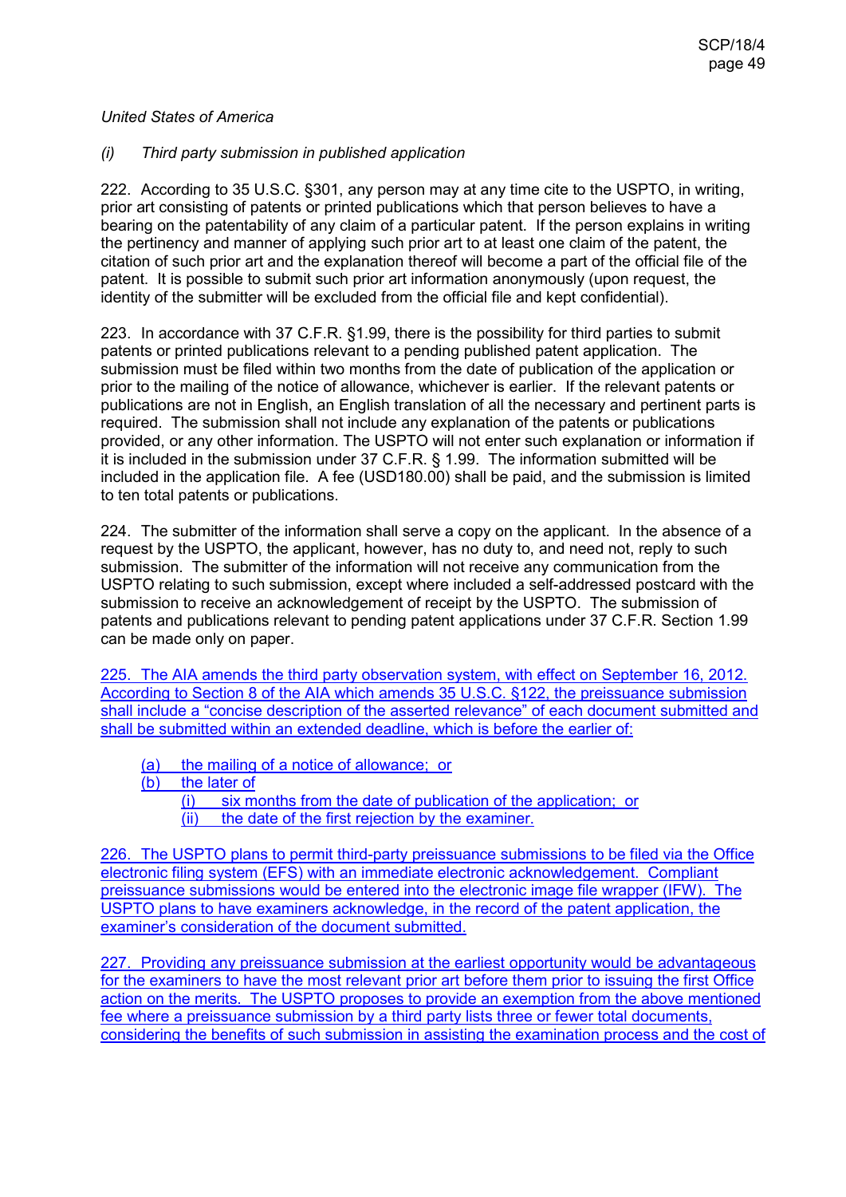*United States of America*

*(i) Third party submission in published application*

222. According to 35 U.S.C. §301, any person may at any time cite to the USPTO, in writing, prior art consisting of patents or printed publications which that person believes to have a bearing on the patentability of any claim of a particular patent. If the person explains in writing the pertinency and manner of applying such prior art to at least one claim of the patent, the citation of such prior art and the explanation thereof will become a part of the official file of the patent. It is possible to submit such prior art information anonymously (upon request, the identity of the submitter will be excluded from the official file and kept confidential).

223. In accordance with 37 C.F.R. §1.99, there is the possibility for third parties to submit patents or printed publications relevant to a pending published patent application. The submission must be filed within two months from the date of publication of the application or prior to the mailing of the notice of allowance, whichever is earlier. If the relevant patents or publications are not in English, an English translation of all the necessary and pertinent parts is required. The submission shall not include any explanation of the patents or publications provided, or any other information. The USPTO will not enter such explanation or information if it is included in the submission under 37 C.F.R. § 1.99. The information submitted will be included in the application file. A fee (USD180.00) shall be paid, and the submission is limited to ten total patents or publications.

224. The submitter of the information shall serve a copy on the applicant. In the absence of a request by the USPTO, the applicant, however, has no duty to, and need not, reply to such submission. The submitter of the information will not receive any communication from the USPTO relating to such submission, except where included a self-addressed postcard with the submission to receive an acknowledgement of receipt by the USPTO. The submission of patents and publications relevant to pending patent applications under 37 C.F.R. Section 1.99 can be made only on paper.

225. The AIA amends the third party observation system, with effect on September 16, 2012. According to Section 8 of the AIA which amends 35 U.S.C. §122, the preissuance submission shall include a "concise description of the asserted relevance" of each document submitted and shall be submitted within an extended deadline, which is before the earlier of:

- (a) the mailing of a notice of allowance; or
- (b) the later of
  - (i) six months from the date of publication of the application; or
  - (ii) the date of the first rejection by the examiner.

226. The USPTO plans to permit third-party preissuance submissions to be filed via the Office electronic filing system (EFS) with an immediate electronic acknowledgement. Compliant preissuance submissions would be entered into the electronic image file wrapper (IFW). The USPTO plans to have examiners acknowledge, in the record of the patent application, the examiner's consideration of the document submitted.

227. Providing any preissuance submission at the earliest opportunity would be advantageous for the examiners to have the most relevant prior art before them prior to issuing the first Office action on the merits. The USPTO proposes to provide an exemption from the above mentioned fee where a preissuance submission by a third party lists three or fewer total documents, considering the benefits of such submission in assisting the examination process and the cost of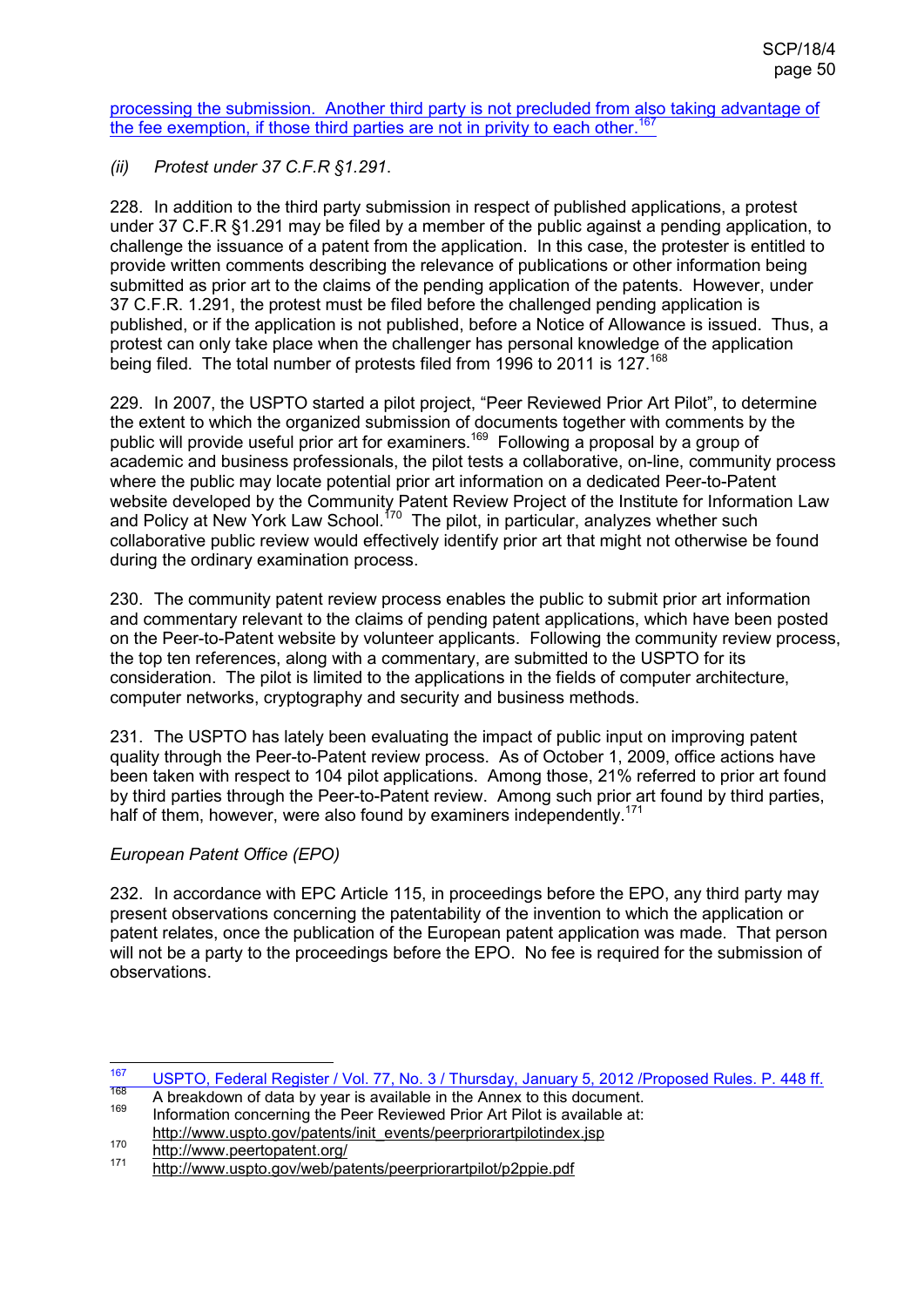processing the submission. Another third party is not precluded from also taking advantage of the fee exemption, if those third parties are not in privity to each other.[167]

*(ii) Protest under 37 C.F.R §1.291.*

228. In addition to the third party submission in respect of published applications, a protest under 37 C.F.R §1.291 may be filed by a member of the public against a pending application, to challenge the issuance of a patent from the application. In this case, the protester is entitled to provide written comments describing the relevance of publications or other information being submitted as prior art to the claims of the pending application of the patents. However, under 37 C.F.R. 1.291, the protest must be filed before the challenged pending application is published, or if the application is not published, before a Notice of Allowance is issued. Thus, a protest can only take place when the challenger has personal knowledge of the application being filed. The total number of protests filed from 1996 to 2011 is 127.[168]

229. In 2007, the USPTO started a pilot project, "Peer Reviewed Prior Art Pilot", to determine the extent to which the organized submission of documents together with comments by the public will provide useful prior art for examiners.[169] Following a proposal by a group of academic and business professionals, the pilot tests a collaborative, on-line, community process where the public may locate potential prior art information on a dedicated Peer-to-Patent website developed by the Community Patent Review Project of the Institute for Information Law and Policy at New York Law School.[170] The pilot, in particular, analyzes whether such collaborative public review would effectively identify prior art that might not otherwise be found during the ordinary examination process.

230. The community patent review process enables the public to submit prior art information and commentary relevant to the claims of pending patent applications, which have been posted on the Peer-to-Patent website by volunteer applicants. Following the community review process, the top ten references, along with a commentary, are submitted to the USPTO for its consideration. The pilot is limited to the applications in the fields of computer architecture, computer networks, cryptography and security and business methods.

231. The USPTO has lately been evaluating the impact of public input on improving patent quality through the Peer-to-Patent review process. As of October 1, 2009, office actions have been taken with respect to 104 pilot applications. Among those, 21% referred to prior art found by third parties through the Peer-to-Patent review. Among such prior art found by third parties, half of them, however, were also found by examiners independently.[171]

*European Patent Office (EPO)*

232. In accordance with EPC Article 115, in proceedings before the EPO, any third party may present observations concerning the patentability of the invention to which the application or patent relates, once the publication of the European patent application was made. That person will not be a party to the proceedings before the EPO. No fee is required for the submission of observations.

---

[167] USPTO, Federal Register / Vol. 77, No. 3 / Thursday, January 5, 2012 /Proposed Rules. P. 448 ff.

[168] A breakdown of data by year is available in the Annex to this document.

[169] Information concerning the Peer Reviewed Prior Art Pilot is available at: http://www.uspto.gov/patents/init_events/peerpriorartpilotindex.jsp

[170] http://www.peertopatent.org/

[171] http://www.uspto.gov/web/patents/peerpriorartpilot/p2ppie.pdf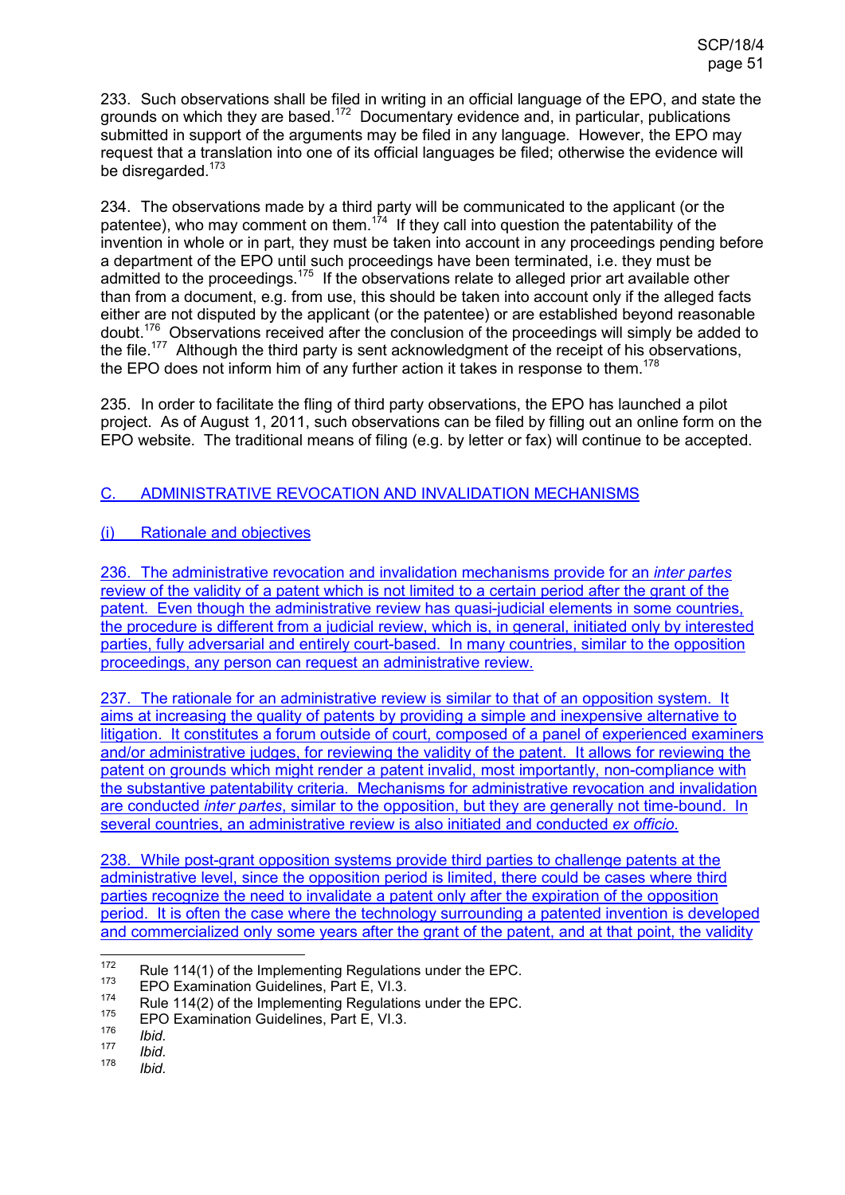233. Such observations shall be filed in writing in an official language of the EPO, and state the grounds on which they are based.[172] Documentary evidence and, in particular, publications submitted in support of the arguments may be filed in any language. However, the EPO may request that a translation into one of its official languages be filed; otherwise the evidence will be disregarded.[173]

234. The observations made by a third party will be communicated to the applicant (or the patentee), who may comment on them.[174] If they call into question the patentability of the invention in whole or in part, they must be taken into account in any proceedings pending before a department of the EPO until such proceedings have been terminated, i.e. they must be admitted to the proceedings.[175] If the observations relate to alleged prior art available other than from a document, e.g. from use, this should be taken into account only if the alleged facts either are not disputed by the applicant (or the patentee) or are established beyond reasonable doubt.[176] Observations received after the conclusion of the proceedings will simply be added to the file.[177] Although the third party is sent acknowledgment of the receipt of his observations, the EPO does not inform him of any further action it takes in response to them.[178]

235. In order to facilitate the fling of third party observations, the EPO has launched a pilot project. As of August 1, 2011, such observations can be filed by filling out an online form on the EPO website. The traditional means of filing (e.g. by letter or fax) will continue to be accepted.

## C. ADMINISTRATIVE REVOCATION AND INVALIDATION MECHANISMS

### (i) Rationale and objectives

236. The administrative revocation and invalidation mechanisms provide for an *inter partes* review of the validity of a patent which is not limited to a certain period after the grant of the patent. Even though the administrative review has quasi-judicial elements in some countries, the procedure is different from a judicial review, which is, in general, initiated only by interested parties, fully adversarial and entirely court-based. In many countries, similar to the opposition proceedings, any person can request an administrative review.

237. The rationale for an administrative review is similar to that of an opposition system. It aims at increasing the quality of patents by providing a simple and inexpensive alternative to litigation. It constitutes a forum outside of court, composed of a panel of experienced examiners and/or administrative judges, for reviewing the validity of the patent. It allows for reviewing the patent on grounds which might render a patent invalid, most importantly, non-compliance with the substantive patentability criteria. Mechanisms for administrative revocation and invalidation are conducted *inter partes*, similar to the opposition, but they are generally not time-bound. In several countries, an administrative review is also initiated and conducted *ex officio*.

238. While post-grant opposition systems provide third parties to challenge patents at the administrative level, since the opposition period is limited, there could be cases where third parties recognize the need to invalidate a patent only after the expiration of the opposition period. It is often the case where the technology surrounding a patented invention is developed and commercialized only some years after the grant of the patent, and at that point, the validity

---

[172] Rule 114(1) of the Implementing Regulations under the EPC.
[173] EPO Examination Guidelines, Part E, VI.3.
[174] Rule 114(2) of the Implementing Regulations under the EPC.
[175] EPO Examination Guidelines, Part E, VI.3.
[176] *Ibid.*
[177] *Ibid.*
[178] *Ibid.*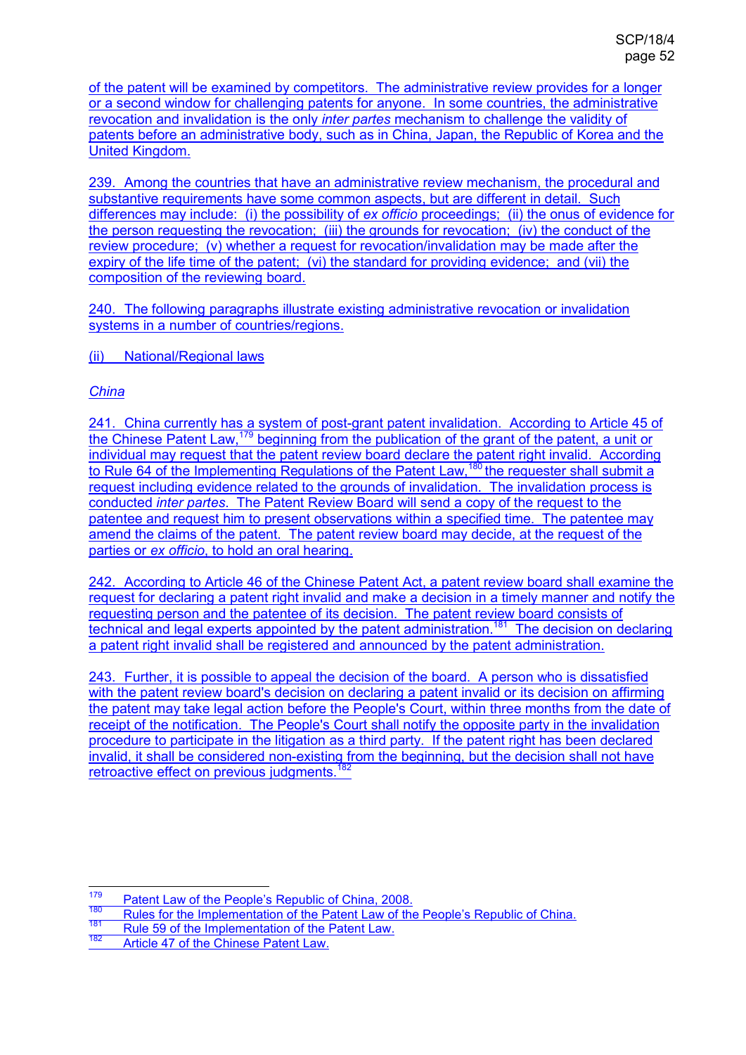of the patent will be examined by competitors. The administrative review provides for a longer or a second window for challenging patents for anyone. In some countries, the administrative revocation and invalidation is the only *inter partes* mechanism to challenge the validity of patents before an administrative body, such as in China, Japan, the Republic of Korea and the United Kingdom.

239. Among the countries that have an administrative review mechanism, the procedural and substantive requirements have some common aspects, but are different in detail. Such differences may include: (i) the possibility of *ex officio* proceedings; (ii) the onus of evidence for the person requesting the revocation; (iii) the grounds for revocation; (iv) the conduct of the review procedure; (v) whether a request for revocation/invalidation may be made after the expiry of the life time of the patent; (vi) the standard for providing evidence; and (vii) the composition of the reviewing board.

240. The following paragraphs illustrate existing administrative revocation or invalidation systems in a number of countries/regions.

(ii) National/Regional laws

*China*

241. China currently has a system of post-grant patent invalidation. According to Article 45 of the Chinese Patent Law,[179] beginning from the publication of the grant of the patent, a unit or individual may request that the patent review board declare the patent right invalid. According to Rule 64 of the Implementing Regulations of the Patent Law,[180] the requester shall submit a request including evidence related to the grounds of invalidation. The invalidation process is conducted *inter partes*. The Patent Review Board will send a copy of the request to the patentee and request him to present observations within a specified time. The patentee may amend the claims of the patent. The patent review board may decide, at the request of the parties or *ex officio*, to hold an oral hearing.

242. According to Article 46 of the Chinese Patent Act, a patent review board shall examine the request for declaring a patent right invalid and make a decision in a timely manner and notify the requesting person and the patentee of its decision. The patent review board consists of technical and legal experts appointed by the patent administration.[181] The decision on declaring a patent right invalid shall be registered and announced by the patent administration.

243. Further, it is possible to appeal the decision of the board. A person who is dissatisfied with the patent review board's decision on declaring a patent invalid or its decision on affirming the patent may take legal action before the People's Court, within three months from the date of receipt of the notification. The People's Court shall notify the opposite party in the invalidation procedure to participate in the litigation as a third party. If the patent right has been declared invalid, it shall be considered non-existing from the beginning, but the decision shall not have retroactive effect on previous judgments.[182]

---

[179] Patent Law of the People's Republic of China, 2008.

[180] Rules for the Implementation of the Patent Law of the People's Republic of China.

[181] Rule 59 of the Implementation of the Patent Law.

[182] Article 47 of the Chinese Patent Law.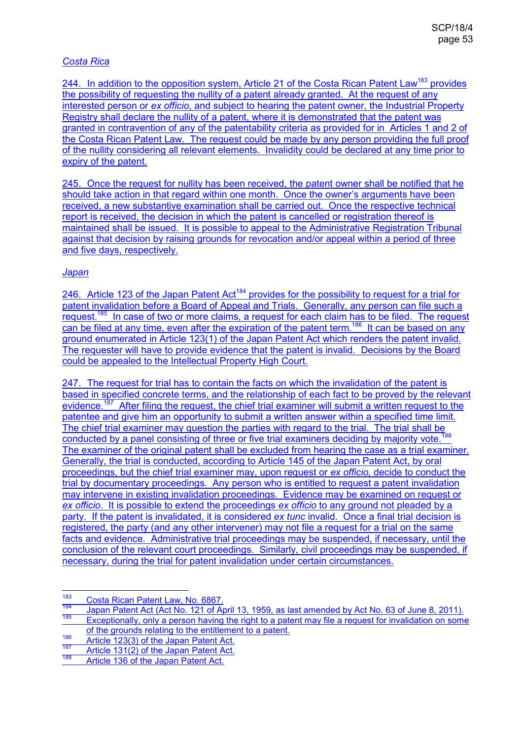*Costa Rica*

244. In addition to the opposition system, Article 21 of the Costa Rican Patent Law[183] provides the possibility of requesting the nullity of a patent already granted. At the request of any interested person or *ex officio*, and subject to hearing the patent owner, the Industrial Property Registry shall declare the nullity of a patent, where it is demonstrated that the patent was granted in contravention of any of the patentability criteria as provided for in Articles 1 and 2 of the Costa Rican Patent Law. The request could be made by any person providing the full proof of the nullity considering all relevant elements. Invalidity could be declared at any time prior to expiry of the patent.

245. Once the request for nullity has been received, the patent owner shall be notified that he should take action in that regard within one month. Once the owner's arguments have been received, a new substantive examination shall be carried out. Once the respective technical report is received, the decision in which the patent is cancelled or registration thereof is maintained shall be issued. It is possible to appeal to the Administrative Registration Tribunal against that decision by raising grounds for revocation and/or appeal within a period of three and five days, respectively.

*Japan*

246. Article 123 of the Japan Patent Act[184] provides for the possibility to request for a trial for patent invalidation before a Board of Appeal and Trials. Generally, any person can file such a request.[185] In case of two or more claims, a request for each claim has to be filed. The request can be filed at any time, even after the expiration of the patent term.[186] It can be based on any ground enumerated in Article 123(1) of the Japan Patent Act which renders the patent invalid. The requester will have to provide evidence that the patent is invalid. Decisions by the Board could be appealed to the Intellectual Property High Court.

247. The request for trial has to contain the facts on which the invalidation of the patent is based in specified concrete terms, and the relationship of each fact to be proved by the relevant evidence.[187] After filing the request, the chief trial examiner will submit a written request to the patentee and give him an opportunity to submit a written answer within a specified time limit. The chief trial examiner may question the parties with regard to the trial. The trial shall be conducted by a panel consisting of three or five trial examiners deciding by majority vote.[188] The examiner of the original patent shall be excluded from hearing the case as a trial examiner. Generally, the trial is conducted, according to Article 145 of the Japan Patent Act, by oral proceedings, but the chief trial examiner may, upon request or *ex officio,* decide to conduct the trial by documentary proceedings. Any person who is entitled to request a patent invalidation may intervene in existing invalidation proceedings. Evidence may be examined on request or *ex officio*. It is possible to extend the proceedings *ex officio* to any ground not pleaded by a party. If the patent is invalidated, it is considered *ex tunc* invalid. Once a final trial decision is registered, the party (and any other intervener) may not file a request for a trial on the same facts and evidence. Administrative trial proceedings may be suspended, if necessary, until the conclusion of the relevant court proceedings. Similarly, civil proceedings may be suspended, if necessary, during the trial for patent invalidation under certain circumstances.

---

[183] Costa Rican Patent Law, No. 6867.

[184] Japan Patent Act (Act No. 121 of April 13, 1959, as last amended by Act No. 63 of June 8, 2011).

[185] Exceptionally, only a person having the right to a patent may file a request for invalidation on some of the grounds relating to the entitlement to a patent.

[186] Article 123(3) of the Japan Patent Act.

[187] Article 131(2) of the Japan Patent Act.

[188] Article 136 of the Japan Patent Act.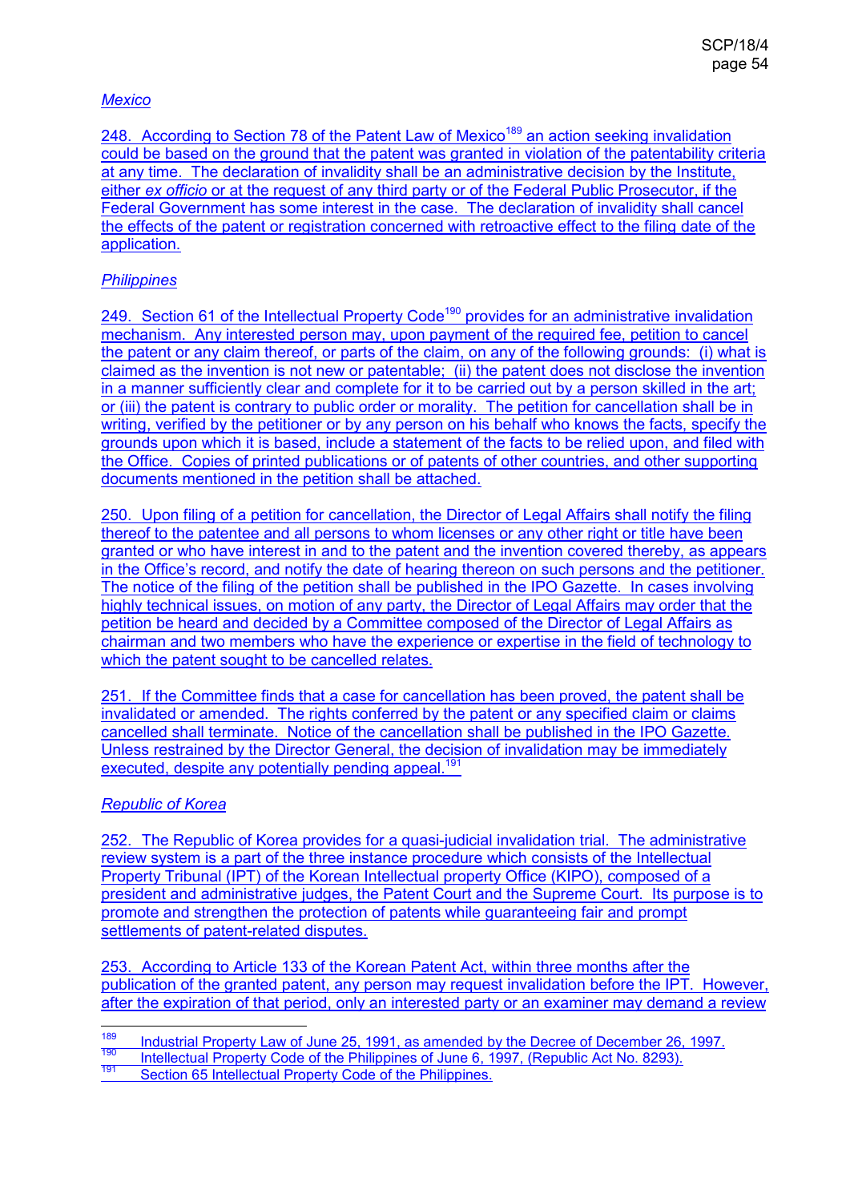*Mexico*

248. According to Section 78 of the Patent Law of Mexico[189] an action seeking invalidation could be based on the ground that the patent was granted in violation of the patentability criteria at any time. The declaration of invalidity shall be an administrative decision by the Institute, either *ex officio* or at the request of any third party or of the Federal Public Prosecutor, if the Federal Government has some interest in the case. The declaration of invalidity shall cancel the effects of the patent or registration concerned with retroactive effect to the filing date of the application.

*Philippines*

249. Section 61 of the Intellectual Property Code[190] provides for an administrative invalidation mechanism. Any interested person may, upon payment of the required fee, petition to cancel the patent or any claim thereof, or parts of the claim, on any of the following grounds: (i) what is claimed as the invention is not new or patentable; (ii) the patent does not disclose the invention in a manner sufficiently clear and complete for it to be carried out by a person skilled in the art; or (iii) the patent is contrary to public order or morality. The petition for cancellation shall be in writing, verified by the petitioner or by any person on his behalf who knows the facts, specify the grounds upon which it is based, include a statement of the facts to be relied upon, and filed with the Office. Copies of printed publications or of patents of other countries, and other supporting documents mentioned in the petition shall be attached.

250. Upon filing of a petition for cancellation, the Director of Legal Affairs shall notify the filing thereof to the patentee and all persons to whom licenses or any other right or title have been granted or who have interest in and to the patent and the invention covered thereby, as appears in the Office's record, and notify the date of hearing thereon on such persons and the petitioner. The notice of the filing of the petition shall be published in the IPO Gazette. In cases involving highly technical issues, on motion of any party, the Director of Legal Affairs may order that the petition be heard and decided by a Committee composed of the Director of Legal Affairs as chairman and two members who have the experience or expertise in the field of technology to which the patent sought to be cancelled relates.

251. If the Committee finds that a case for cancellation has been proved, the patent shall be invalidated or amended. The rights conferred by the patent or any specified claim or claims cancelled shall terminate. Notice of the cancellation shall be published in the IPO Gazette. Unless restrained by the Director General, the decision of invalidation may be immediately executed, despite any potentially pending appeal.[191]

*Republic of Korea*

252. The Republic of Korea provides for a quasi-judicial invalidation trial. The administrative review system is a part of the three instance procedure which consists of the Intellectual Property Tribunal (IPT) of the Korean Intellectual property Office (KIPO), composed of a president and administrative judges, the Patent Court and the Supreme Court. Its purpose is to promote and strengthen the protection of patents while guaranteeing fair and prompt settlements of patent-related disputes.

253. According to Article 133 of the Korean Patent Act, within three months after the publication of the granted patent, any person may request invalidation before the IPT. However, after the expiration of that period, only an interested party or an examiner may demand a review

---

[189] Industrial Property Law of June 25, 1991, as amended by the Decree of December 26, 1997.

[190] Intellectual Property Code of the Philippines of June 6, 1997, (Republic Act No. 8293).

[191] Section 65 Intellectual Property Code of the Philippines.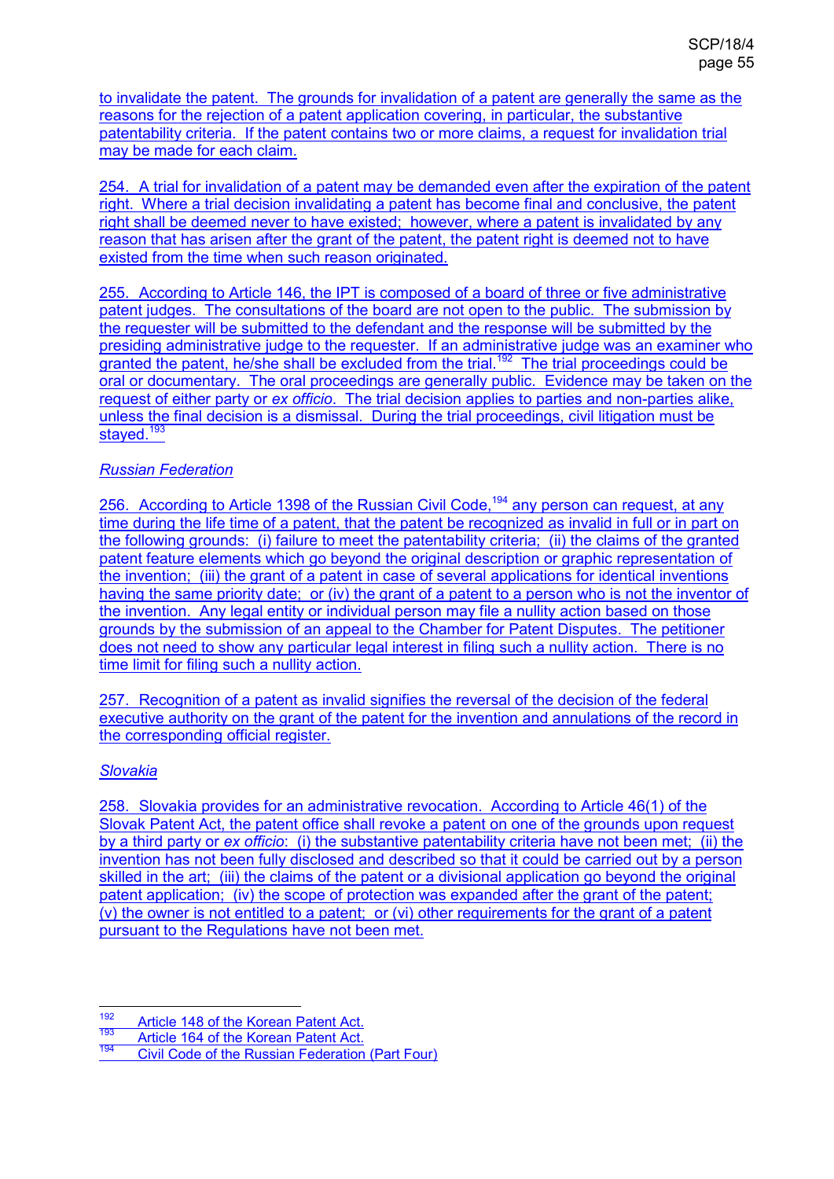to invalidate the patent. The grounds for invalidation of a patent are generally the same as the reasons for the rejection of a patent application covering, in particular, the substantive patentability criteria. If the patent contains two or more claims, a request for invalidation trial may be made for each claim.

254. A trial for invalidation of a patent may be demanded even after the expiration of the patent right. Where a trial decision invalidating a patent has become final and conclusive, the patent right shall be deemed never to have existed; however, where a patent is invalidated by any reason that has arisen after the grant of the patent, the patent right is deemed not to have existed from the time when such reason originated.

255. According to Article 146, the IPT is composed of a board of three or five administrative patent judges. The consultations of the board are not open to the public. The submission by the requester will be submitted to the defendant and the response will be submitted by the presiding administrative judge to the requester. If an administrative judge was an examiner who granted the patent, he/she shall be excluded from the trial.[192] The trial proceedings could be oral or documentary. The oral proceedings are generally public. Evidence may be taken on the request of either party or *ex officio*. The trial decision applies to parties and non-parties alike, unless the final decision is a dismissal. During the trial proceedings, civil litigation must be stayed.[193]

*Russian Federation*

256. According to Article 1398 of the Russian Civil Code,[194] any person can request, at any time during the life time of a patent, that the patent be recognized as invalid in full or in part on the following grounds: (i) failure to meet the patentability criteria; (ii) the claims of the granted patent feature elements which go beyond the original description or graphic representation of the invention; (iii) the grant of a patent in case of several applications for identical inventions having the same priority date; or (iv) the grant of a patent to a person who is not the inventor of the invention. Any legal entity or individual person may file a nullity action based on those grounds by the submission of an appeal to the Chamber for Patent Disputes. The petitioner does not need to show any particular legal interest in filing such a nullity action. There is no time limit for filing such a nullity action.

257. Recognition of a patent as invalid signifies the reversal of the decision of the federal executive authority on the grant of the patent for the invention and annulations of the record in the corresponding official register.

*Slovakia*

258. Slovakia provides for an administrative revocation. According to Article 46(1) of the Slovak Patent Act, the patent office shall revoke a patent on one of the grounds upon request by a third party or *ex officio*: (i) the substantive patentability criteria have not been met; (ii) the invention has not been fully disclosed and described so that it could be carried out by a person skilled in the art; (iii) the claims of the patent or a divisional application go beyond the original patent application; (iv) the scope of protection was expanded after the grant of the patent; (v) the owner is not entitled to a patent; or (vi) other requirements for the grant of a patent pursuant to the Regulations have not been met.

---

[192] Article 148 of the Korean Patent Act.

[193] Article 164 of the Korean Patent Act.

[194] Civil Code of the Russian Federation (Part Four)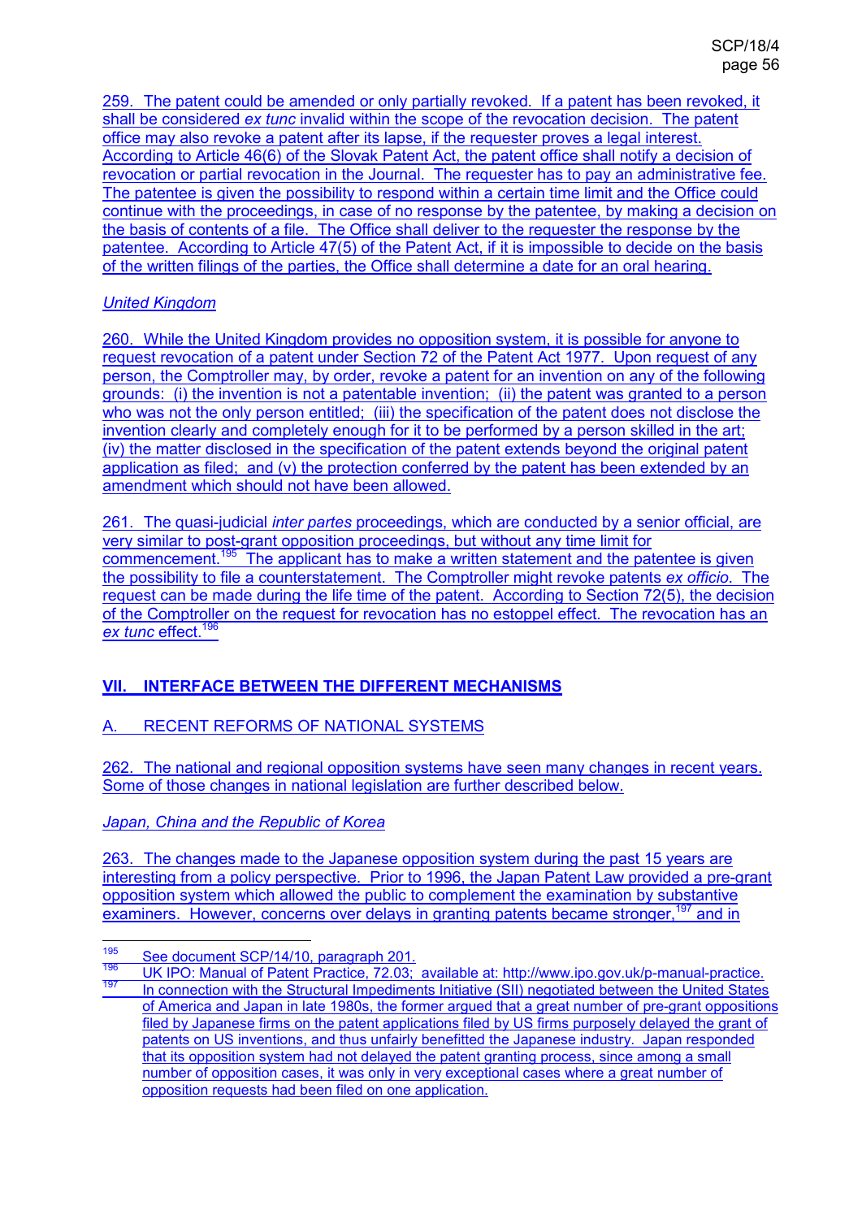259. The patent could be amended or only partially revoked. If a patent has been revoked, it shall be considered *ex tunc* invalid within the scope of the revocation decision. The patent office may also revoke a patent after its lapse, if the requester proves a legal interest. According to Article 46(6) of the Slovak Patent Act, the patent office shall notify a decision of revocation or partial revocation in the Journal. The requester has to pay an administrative fee. The patentee is given the possibility to respond within a certain time limit and the Office could continue with the proceedings, in case of no response by the patentee, by making a decision on the basis of contents of a file. The Office shall deliver to the requester the response by the patentee. According to Article 47(5) of the Patent Act, if it is impossible to decide on the basis of the written filings of the parties, the Office shall determine a date for an oral hearing.

*United Kingdom*

260. While the United Kingdom provides no opposition system, it is possible for anyone to request revocation of a patent under Section 72 of the Patent Act 1977. Upon request of any person, the Comptroller may, by order, revoke a patent for an invention on any of the following grounds: (i) the invention is not a patentable invention; (ii) the patent was granted to a person who was not the only person entitled; (iii) the specification of the patent does not disclose the invention clearly and completely enough for it to be performed by a person skilled in the art; (iv) the matter disclosed in the specification of the patent extends beyond the original patent application as filed; and (v) the protection conferred by the patent has been extended by an amendment which should not have been allowed.

261. The quasi-judicial *inter partes* proceedings, which are conducted by a senior official, are very similar to post-grant opposition proceedings, but without any time limit for commencement.[195] The applicant has to make a written statement and the patentee is given the possibility to file a counterstatement. The Comptroller might revoke patents *ex officio*. The request can be made during the life time of the patent. According to Section 72(5), the decision of the Comptroller on the request for revocation has no estoppel effect. The revocation has an *ex tunc* effect.[196]

## VII. INTERFACE BETWEEN THE DIFFERENT MECHANISMS

### A. RECENT REFORMS OF NATIONAL SYSTEMS

262. The national and regional opposition systems have seen many changes in recent years. Some of those changes in national legislation are further described below.

*Japan, China and the Republic of Korea*

263. The changes made to the Japanese opposition system during the past 15 years are interesting from a policy perspective. Prior to 1996, the Japan Patent Law provided a pre-grant opposition system which allowed the public to complement the examination by substantive examiners. However, concerns over delays in granting patents became stronger,[197] and in

---

[195] See document SCP/14/10, paragraph 201.

[196] UK IPO: Manual of Patent Practice, 72.03; available at: http://www.ipo.gov.uk/p-manual-practice.

[197] In connection with the Structural Impediments Initiative (SII) negotiated between the United States of America and Japan in late 1980s, the former argued that a great number of pre-grant oppositions filed by Japanese firms on the patent applications filed by US firms purposely delayed the grant of patents on US inventions, and thus unfairly benefitted the Japanese industry. Japan responded that its opposition system had not delayed the patent granting process, since among a small number of opposition cases, it was only in very exceptional cases where a great number of opposition requests had been filed on one application.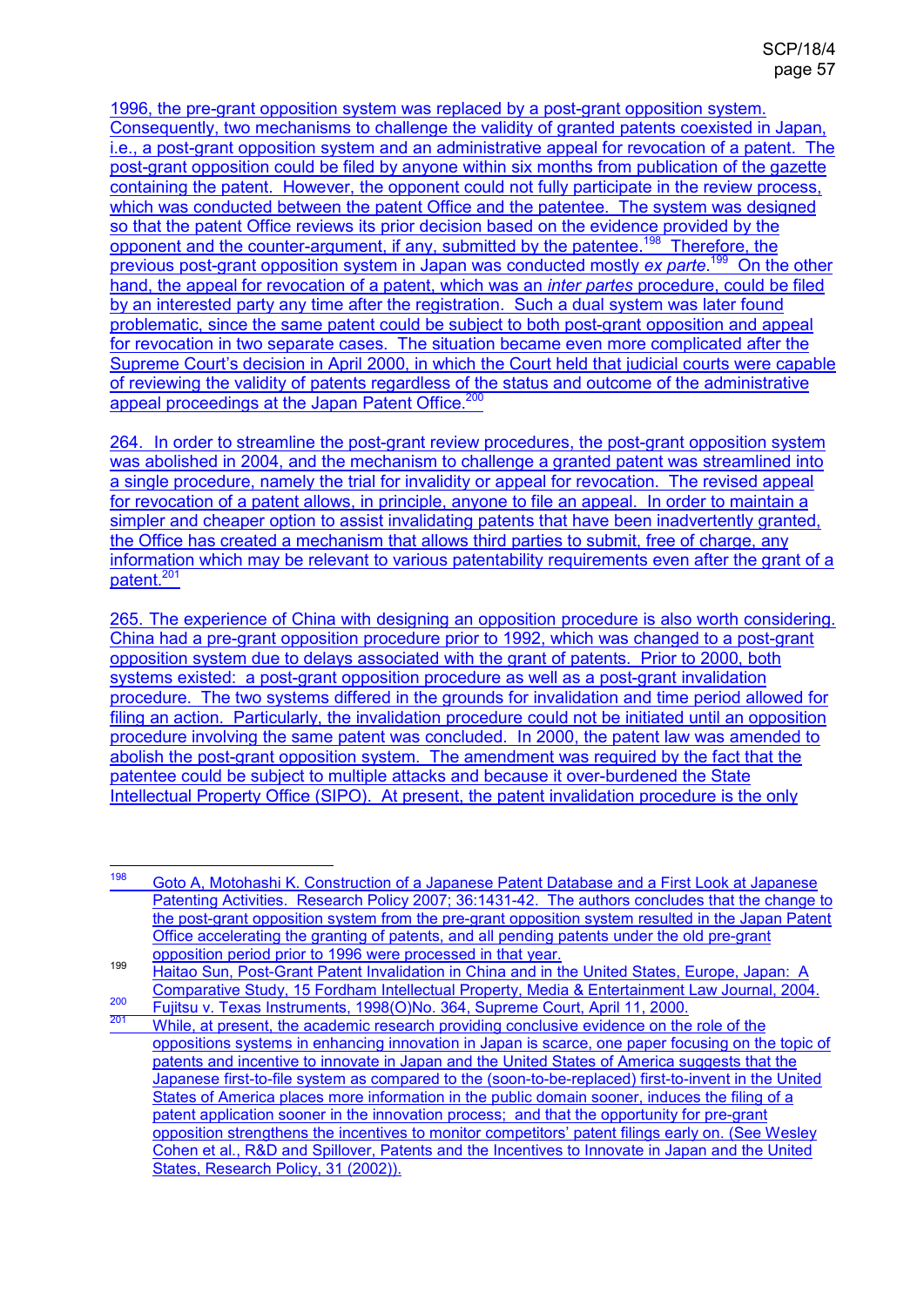1996, the pre-grant opposition system was replaced by a post-grant opposition system. Consequently, two mechanisms to challenge the validity of granted patents coexisted in Japan, i.e., a post-grant opposition system and an administrative appeal for revocation of a patent. The post-grant opposition could be filed by anyone within six months from publication of the gazette containing the patent. However, the opponent could not fully participate in the review process, which was conducted between the patent Office and the patentee. The system was designed so that the patent Office reviews its prior decision based on the evidence provided by the opponent and the counter-argument, if any, submitted by the patentee.[198] Therefore, the previous post-grant opposition system in Japan was conducted mostly *ex parte*.[199] On the other hand, the appeal for revocation of a patent, which was an *inter partes* procedure, could be filed by an interested party any time after the registration. Such a dual system was later found problematic, since the same patent could be subject to both post-grant opposition and appeal for revocation in two separate cases. The situation became even more complicated after the Supreme Court's decision in April 2000, in which the Court held that judicial courts were capable of reviewing the validity of patents regardless of the status and outcome of the administrative appeal proceedings at the Japan Patent Office.[200]

264. In order to streamline the post-grant review procedures, the post-grant opposition system was abolished in 2004, and the mechanism to challenge a granted patent was streamlined into a single procedure, namely the trial for invalidity or appeal for revocation. The revised appeal for revocation of a patent allows, in principle, anyone to file an appeal. In order to maintain a simpler and cheaper option to assist invalidating patents that have been inadvertently granted, the Office has created a mechanism that allows third parties to submit, free of charge, any information which may be relevant to various patentability requirements even after the grant of a patent.[201]

265. The experience of China with designing an opposition procedure is also worth considering. China had a pre-grant opposition procedure prior to 1992, which was changed to a post-grant opposition system due to delays associated with the grant of patents. Prior to 2000, both systems existed: a post-grant opposition procedure as well as a post-grant invalidation procedure. The two systems differed in the grounds for invalidation and time period allowed for filing an action. Particularly, the invalidation procedure could not be initiated until an opposition procedure involving the same patent was concluded. In 2000, the patent law was amended to abolish the post-grant opposition system. The amendment was required by the fact that the patentee could be subject to multiple attacks and because it over-burdened the State Intellectual Property Office (SIPO). At present, the patent invalidation procedure is the only

---

[198] Goto A, Motohashi K. Construction of a Japanese Patent Database and a First Look at Japanese Patenting Activities. Research Policy 2007; 36:1431-42. The authors concludes that the change to the post-grant opposition system from the pre-grant opposition system resulted in the Japan Patent Office accelerating the granting of patents, and all pending patents under the old pre-grant opposition period prior to 1996 were processed in that year.

[199] Haitao Sun, Post-Grant Patent Invalidation in China and in the United States, Europe, Japan: A Comparative Study, 15 Fordham Intellectual Property, Media & Entertainment Law Journal, 2004.

[200] Fujitsu v. Texas Instruments, 1998(O)No. 364, Supreme Court, April 11, 2000.

[201] While, at present, the academic research providing conclusive evidence on the role of the oppositions systems in enhancing innovation in Japan is scarce, one paper focusing on the topic of patents and incentive to innovate in Japan and the United States of America suggests that the Japanese first-to-file system as compared to the (soon-to-be-replaced) first-to-invent in the United States of America places more information in the public domain sooner, induces the filing of a patent application sooner in the innovation process; and that the opportunity for pre-grant opposition strengthens the incentives to monitor competitors' patent filings early on. (See Wesley Cohen et al., R&D and Spillover, Patents and the Incentives to Innovate in Japan and the United States, Research Policy, 31 (2002)).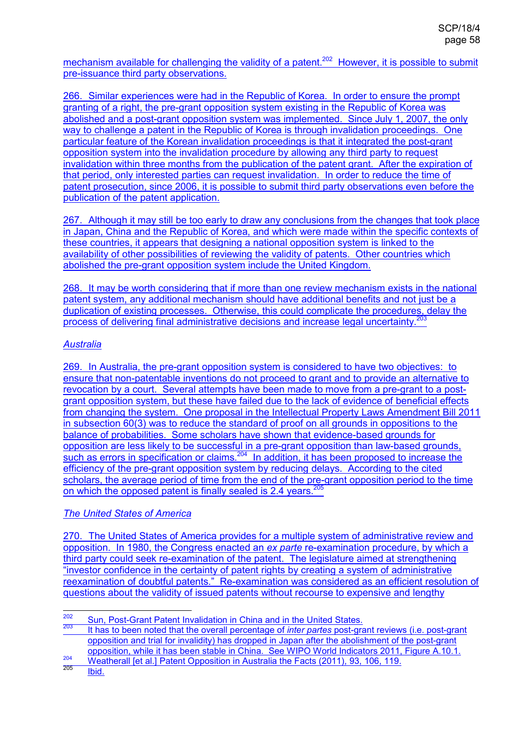mechanism available for challenging the validity of a patent.[202] However, it is possible to submit pre-issuance third party observations.

266. Similar experiences were had in the Republic of Korea. In order to ensure the prompt granting of a right, the pre-grant opposition system existing in the Republic of Korea was abolished and a post-grant opposition system was implemented. Since July 1, 2007, the only way to challenge a patent in the Republic of Korea is through invalidation proceedings. One particular feature of the Korean invalidation proceedings is that it integrated the post-grant opposition system into the invalidation procedure by allowing any third party to request invalidation within three months from the publication of the patent grant. After the expiration of that period, only interested parties can request invalidation. In order to reduce the time of patent prosecution, since 2006, it is possible to submit third party observations even before the publication of the patent application.

267. Although it may still be too early to draw any conclusions from the changes that took place in Japan, China and the Republic of Korea, and which were made within the specific contexts of these countries, it appears that designing a national opposition system is linked to the availability of other possibilities of reviewing the validity of patents. Other countries which abolished the pre-grant opposition system include the United Kingdom.

268. It may be worth considering that if more than one review mechanism exists in the national patent system, any additional mechanism should have additional benefits and not just be a duplication of existing processes. Otherwise, this could complicate the procedures, delay the process of delivering final administrative decisions and increase legal uncertainty.[203]

*Australia*

269. In Australia, the pre-grant opposition system is considered to have two objectives: to ensure that non-patentable inventions do not proceed to grant and to provide an alternative to revocation by a court. Several attempts have been made to move from a pre-grant to a post-grant opposition system, but these have failed due to the lack of evidence of beneficial effects from changing the system. One proposal in the Intellectual Property Laws Amendment Bill 2011 in subsection 60(3) was to reduce the standard of proof on all grounds in oppositions to the balance of probabilities. Some scholars have shown that evidence-based grounds for opposition are less likely to be successful in a pre-grant opposition than law-based grounds, such as errors in specification or claims.[204] In addition, it has been proposed to increase the efficiency of the pre-grant opposition system by reducing delays. According to the cited scholars, the average period of time from the end of the pre-grant opposition period to the time on which the opposed patent is finally sealed is 2.4 years.[205]

*The United States of America*

270. The United States of America provides for a multiple system of administrative review and opposition. In 1980, the Congress enacted an *ex parte* re-examination procedure, by which a third party could seek re-examination of the patent. The legislature aimed at strengthening "investor confidence in the certainty of patent rights by creating a system of administrative reexamination of doubtful patents." Re-examination was considered as an efficient resolution of questions about the validity of issued patents without recourse to expensive and lengthy

---

[202] Sun, Post-Grant Patent Invalidation in China and in the United States.

[203] It has to been noted that the overall percentage of *inter partes* post-grant reviews (i.e. post-grant opposition and trial for invalidity) has dropped in Japan after the abolishment of the post-grant opposition, while it has been stable in China. See WIPO World Indicators 2011, Figure A.10.1.

[204] Weatherall [et al.] Patent Opposition in Australia the Facts (2011), 93, 106, 119.

[205] Ibid.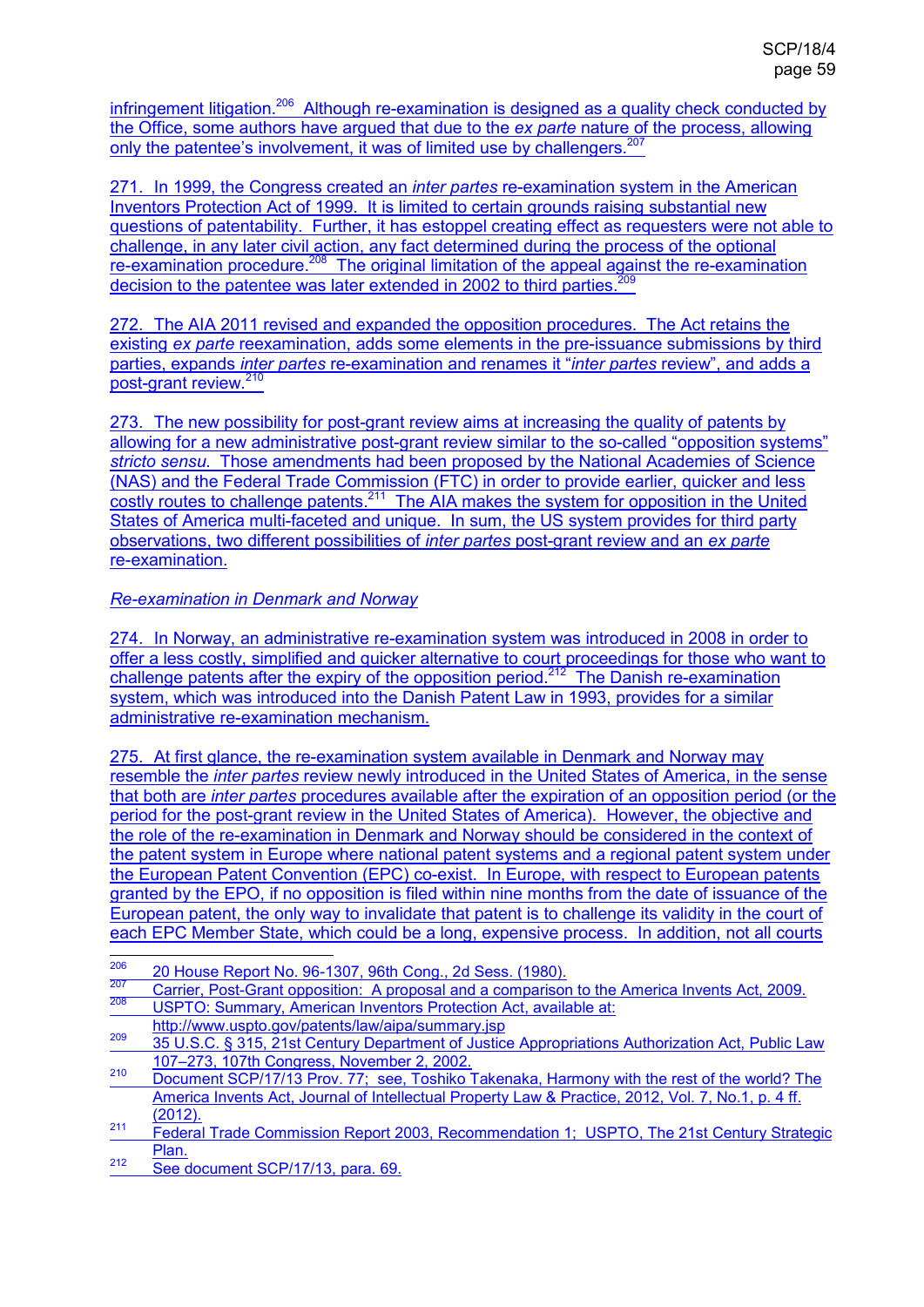infringement litigation.[206] Although re-examination is designed as a quality check conducted by the Office, some authors have argued that due to the *ex parte* nature of the process, allowing only the patentee's involvement, it was of limited use by challengers.[207]

271. In 1999, the Congress created an *inter partes* re-examination system in the American Inventors Protection Act of 1999. It is limited to certain grounds raising substantial new questions of patentability. Further, it has estoppel creating effect as requesters were not able to challenge, in any later civil action, any fact determined during the process of the optional re-examination procedure.[208] The original limitation of the appeal against the re-examination decision to the patentee was later extended in 2002 to third parties.[209]

272. The AIA 2011 revised and expanded the opposition procedures. The Act retains the existing *ex parte* reexamination, adds some elements in the pre-issuance submissions by third parties, expands *inter partes* re-examination and renames it "*inter partes* review", and adds a post-grant review.[210]

273. The new possibility for post-grant review aims at increasing the quality of patents by allowing for a new administrative post-grant review similar to the so-called "opposition systems" *stricto sensu*. Those amendments had been proposed by the National Academies of Science (NAS) and the Federal Trade Commission (FTC) in order to provide earlier, quicker and less costly routes to challenge patents.[211] The AIA makes the system for opposition in the United States of America multi-faceted and unique. In sum, the US system provides for third party observations, two different possibilities of *inter partes* post-grant review and an *ex parte* re-examination.

*Re-examination in Denmark and Norway*

274. In Norway, an administrative re-examination system was introduced in 2008 in order to offer a less costly, simplified and quicker alternative to court proceedings for those who want to challenge patents after the expiry of the opposition period.[212] The Danish re-examination system, which was introduced into the Danish Patent Law in 1993, provides for a similar administrative re-examination mechanism.

275. At first glance, the re-examination system available in Denmark and Norway may resemble the *inter partes* review newly introduced in the United States of America, in the sense that both are *inter partes* procedures available after the expiration of an opposition period (or the period for the post-grant review in the United States of America). However, the objective and the role of the re-examination in Denmark and Norway should be considered in the context of the patent system in Europe where national patent systems and a regional patent system under the European Patent Convention (EPC) co-exist. In Europe, with respect to European patents granted by the EPO, if no opposition is filed within nine months from the date of issuance of the European patent, the only way to invalidate that patent is to challenge its validity in the court of each EPC Member State, which could be a long, expensive process. In addition, not all courts

---

[206] 20 House Report No. 96-1307, 96th Cong., 2d Sess. (1980).

[207] Carrier, Post-Grant opposition: A proposal and a comparison to the America Invents Act, 2009.

[208] USPTO: Summary, American Inventors Protection Act, available at: http://www.uspto.gov/patents/law/aipa/summary.jsp

[209] 35 U.S.C. § 315, 21st Century Department of Justice Appropriations Authorization Act, Public Law 107–273, 107th Congress, November 2, 2002.

[210] Document SCP/17/13 Prov. 77; see, Toshiko Takenaka, Harmony with the rest of the world? The America Invents Act, Journal of Intellectual Property Law & Practice, 2012, Vol. 7, No.1, p. 4 ff. (2012).

[211] Federal Trade Commission Report 2003, Recommendation 1; USPTO, The 21st Century Strategic Plan.

[212] See document SCP/17/13, para. 69.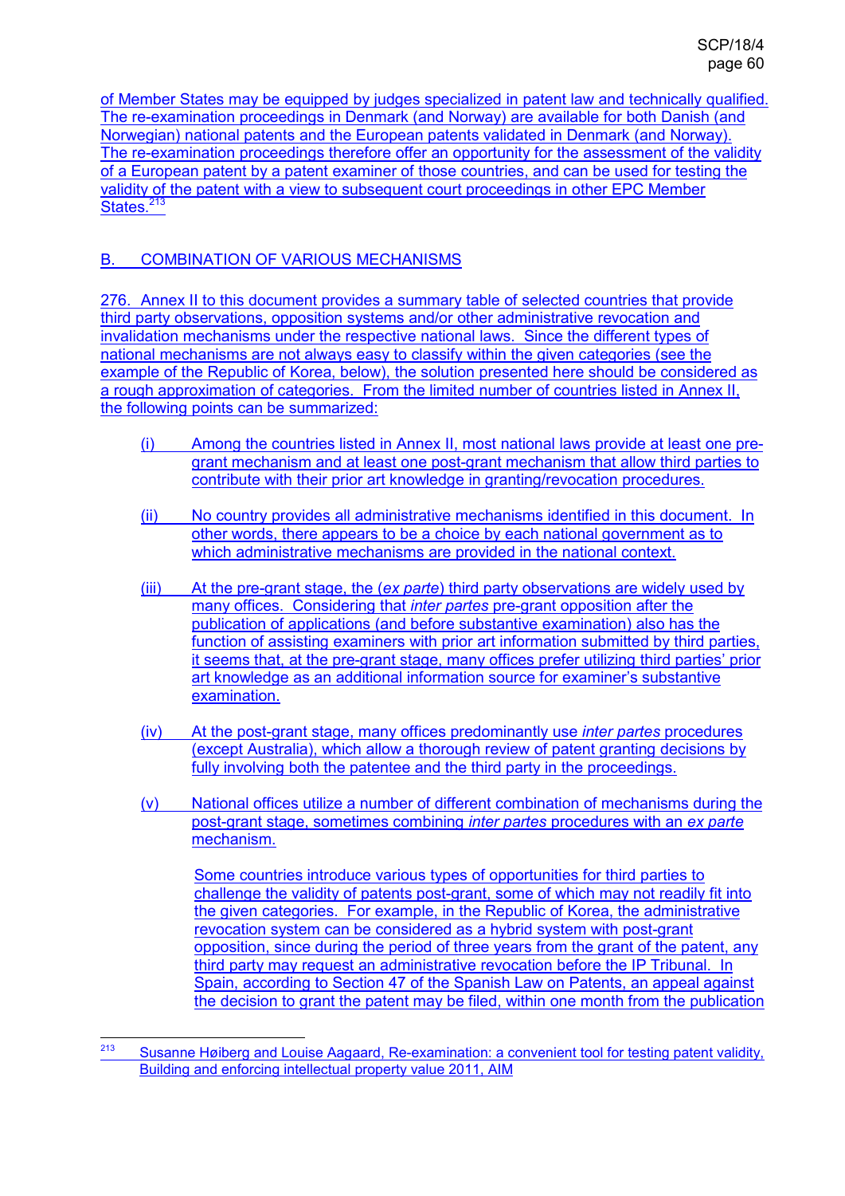of Member States may be equipped by judges specialized in patent law and technically qualified. The re-examination proceedings in Denmark (and Norway) are available for both Danish (and Norwegian) national patents and the European patents validated in Denmark (and Norway). The re-examination proceedings therefore offer an opportunity for the assessment of the validity of a European patent by a patent examiner of those countries, and can be used for testing the validity of the patent with a view to subsequent court proceedings in other EPC Member States.[213]

## B. COMBINATION OF VARIOUS MECHANISMS

276. Annex II to this document provides a summary table of selected countries that provide third party observations, opposition systems and/or other administrative revocation and invalidation mechanisms under the respective national laws. Since the different types of national mechanisms are not always easy to classify within the given categories (see the example of the Republic of Korea, below), the solution presented here should be considered as a rough approximation of categories. From the limited number of countries listed in Annex II, the following points can be summarized:

(i) Among the countries listed in Annex II, most national laws provide at least one pre-grant mechanism and at least one post-grant mechanism that allow third parties to contribute with their prior art knowledge in granting/revocation procedures.

(ii) No country provides all administrative mechanisms identified in this document. In other words, there appears to be a choice by each national government as to which administrative mechanisms are provided in the national context.

(iii) At the pre-grant stage, the (*ex parte*) third party observations are widely used by many offices. Considering that *inter partes* pre-grant opposition after the publication of applications (and before substantive examination) also has the function of assisting examiners with prior art information submitted by third parties, it seems that, at the pre-grant stage, many offices prefer utilizing third parties' prior art knowledge as an additional information source for examiner's substantive examination.

(iv) At the post-grant stage, many offices predominantly use *inter partes* procedures (except Australia), which allow a thorough review of patent granting decisions by fully involving both the patentee and the third party in the proceedings.

(v) National offices utilize a number of different combination of mechanisms during the post-grant stage, sometimes combining *inter partes* procedures with an *ex parte* mechanism.

Some countries introduce various types of opportunities for third parties to challenge the validity of patents post-grant, some of which may not readily fit into the given categories. For example, in the Republic of Korea, the administrative revocation system can be considered as a hybrid system with post-grant opposition, since during the period of three years from the grant of the patent, any third party may request an administrative revocation before the IP Tribunal. In Spain, according to Section 47 of the Spanish Law on Patents, an appeal against the decision to grant the patent may be filed, within one month from the publication

---

[213] Susanne Høiberg and Louise Aagaard, Re-examination: a convenient tool for testing patent validity, Building and enforcing intellectual property value 2011, AIM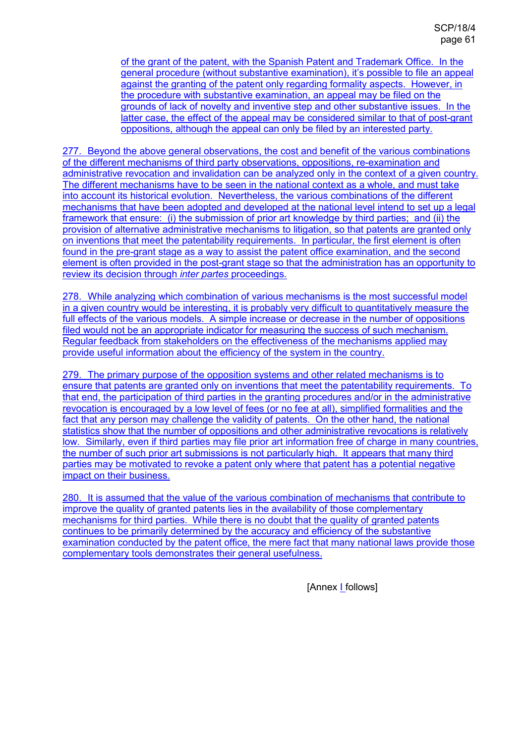of the grant of the patent, with the Spanish Patent and Trademark Office. In the general procedure (without substantive examination), it's possible to file an appeal against the granting of the patent only regarding formality aspects. However, in the procedure with substantive examination, an appeal may be filed on the grounds of lack of novelty and inventive step and other substantive issues. In the latter case, the effect of the appeal may be considered similar to that of post-grant oppositions, although the appeal can only be filed by an interested party.

277. Beyond the above general observations, the cost and benefit of the various combinations of the different mechanisms of third party observations, oppositions, re-examination and administrative revocation and invalidation can be analyzed only in the context of a given country. The different mechanisms have to be seen in the national context as a whole, and must take into account its historical evolution. Nevertheless, the various combinations of the different mechanisms that have been adopted and developed at the national level intend to set up a legal framework that ensure: (i) the submission of prior art knowledge by third parties; and (ii) the provision of alternative administrative mechanisms to litigation, so that patents are granted only on inventions that meet the patentability requirements. In particular, the first element is often found in the pre-grant stage as a way to assist the patent office examination, and the second element is often provided in the post-grant stage so that the administration has an opportunity to review its decision through *inter partes* proceedings.

278. While analyzing which combination of various mechanisms is the most successful model in a given country would be interesting, it is probably very difficult to quantitatively measure the full effects of the various models. A simple increase or decrease in the number of oppositions filed would not be an appropriate indicator for measuring the success of such mechanism. Regular feedback from stakeholders on the effectiveness of the mechanisms applied may provide useful information about the efficiency of the system in the country.

279. The primary purpose of the opposition systems and other related mechanisms is to ensure that patents are granted only on inventions that meet the patentability requirements. To that end, the participation of third parties in the granting procedures and/or in the administrative revocation is encouraged by a low level of fees (or no fee at all), simplified formalities and the fact that any person may challenge the validity of patents. On the other hand, the national statistics show that the number of oppositions and other administrative revocations is relatively low. Similarly, even if third parties may file prior art information free of charge in many countries, the number of such prior art submissions is not particularly high. It appears that many third parties may be motivated to revoke a patent only where that patent has a potential negative impact on their business.

280. It is assumed that the value of the various combination of mechanisms that contribute to improve the quality of granted patents lies in the availability of those complementary mechanisms for third parties. While there is no doubt that the quality of granted patents continues to be primarily determined by the accuracy and efficiency of the substantive examination conducted by the patent office, the mere fact that many national laws provide those complementary tools demonstrates their general usefulness.

[Annex I follows]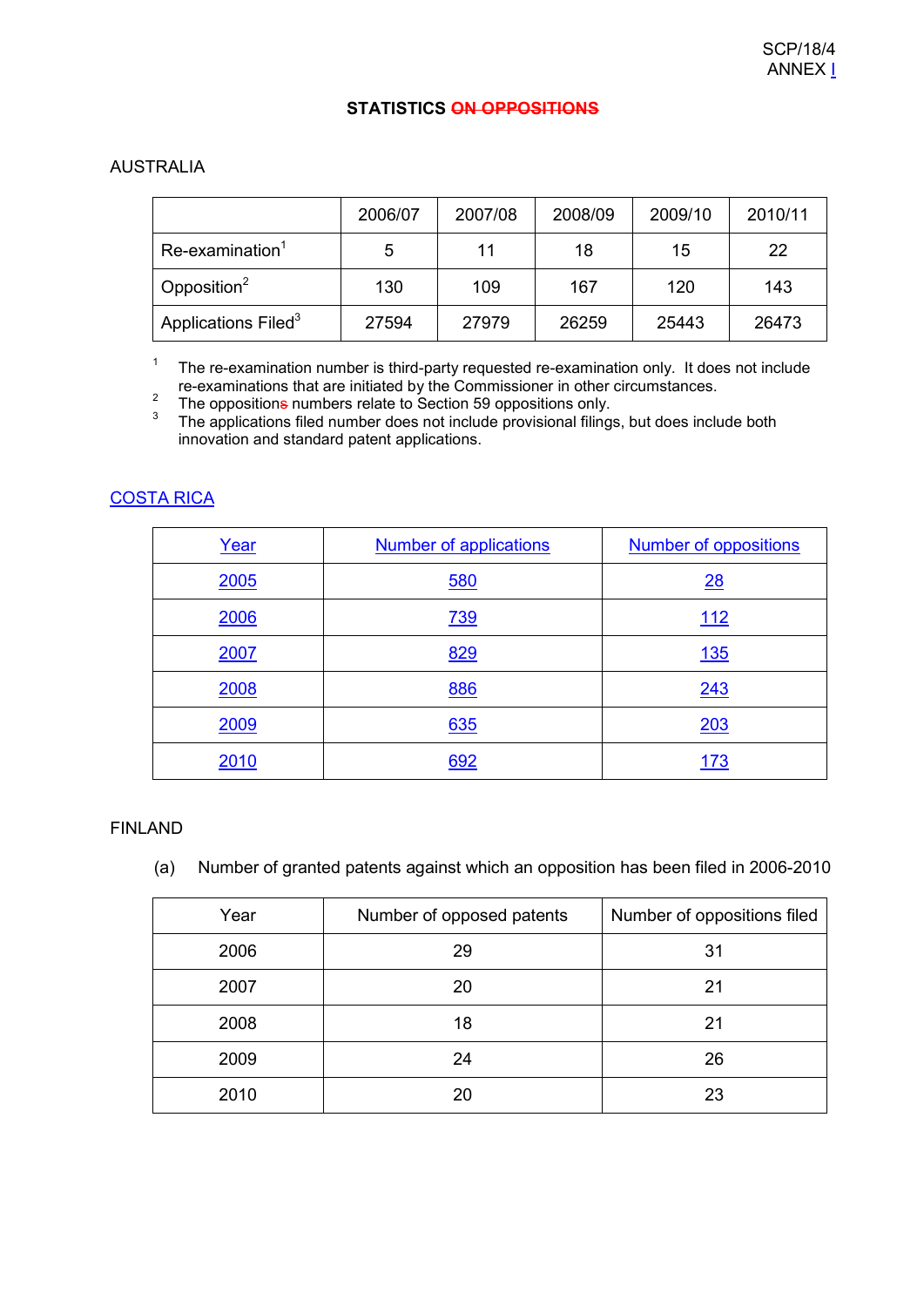SCP/18/4
ANNEX I

## STATISTICS ~~ON OPPOSITIONS~~

### AUSTRALIA

| | 2006/07 | 2007/08 | 2008/09 | 2009/10 | 2010/11 |
|---|---|---|---|---|---|
| Re-examination[1] | 5 | 11 | 18 | 15 | 22 |
| Opposition[2] | 130 | 109 | 167 | 120 | 143 |
| Applications Filed[3] | 27594 | 27979 | 26259 | 25443 | 26473 |

[1] The re-examination number is third-party requested re-examination only. It does not include re-examinations that are initiated by the Commissioner in other circumstances.
[2] The oppositions numbers relate to Section 59 oppositions only.
[3] The applications filed number does not include provisional filings, but does include both innovation and standard patent applications.

### COSTA RICA

| Year | Number of applications | Number of oppositions |
|---|---|---|
| 2005 | 580 | 28 |
| 2006 | 739 | 112 |
| 2007 | 829 | 135 |
| 2008 | 886 | 243 |
| 2009 | 635 | 203 |
| 2010 | 692 | 173 |

### FINLAND

(a) Number of granted patents against which an opposition has been filed in 2006-2010

| Year | Number of opposed patents | Number of oppositions filed |
|---|---|---|
| 2006 | 29 | 31 |
| 2007 | 20 | 21 |
| 2008 | 18 | 21 |
| 2009 | 24 | 26 |
| 2010 | 20 | 23 |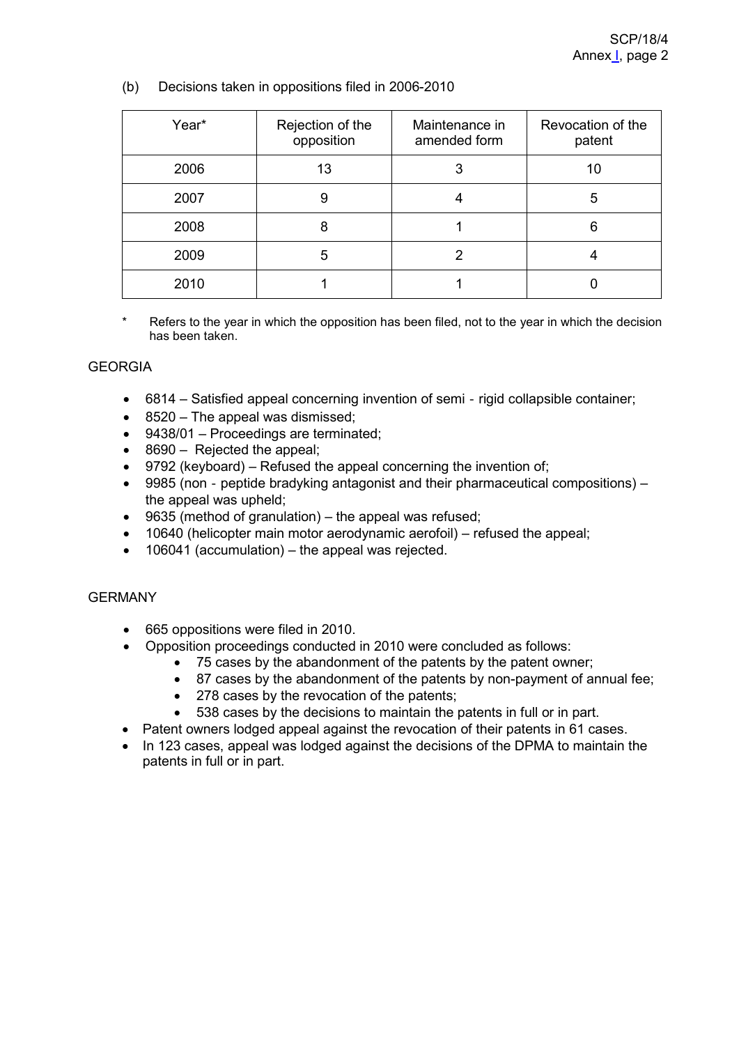(b) Decisions taken in oppositions filed in 2006-2010

| Year* | Rejection of the opposition | Maintenance in amended form | Revocation of the patent |
|---|---|---|---|
| 2006 | 13 | 3 | 10 |
| 2007 | 9 | 4 | 5 |
| 2008 | 8 | 1 | 6 |
| 2009 | 5 | 2 | 4 |
| 2010 | 1 | 1 | 0 |

\* Refers to the year in which the opposition has been filed, not to the year in which the decision has been taken.

GEORGIA

- 6814 – Satisfied appeal concerning invention of semi - rigid collapsible container;
- 8520 – The appeal was dismissed;
- 9438/01 – Proceedings are terminated;
- 8690 – Rejected the appeal;
- 9792 (keyboard) – Refused the appeal concerning the invention of;
- 9985 (non - peptide bradyking antagonist and their pharmaceutical compositions) – the appeal was upheld;
- 9635 (method of granulation) – the appeal was refused;
- 10640 (helicopter main motor aerodynamic aerofoil) – refused the appeal;
- 106041 (accumulation) – the appeal was rejected.

GERMANY

- 665 oppositions were filed in 2010.
- Opposition proceedings conducted in 2010 were concluded as follows:
  - 75 cases by the abandonment of the patents by the patent owner;
  - 87 cases by the abandonment of the patents by non-payment of annual fee;
  - 278 cases by the revocation of the patents;
  - 538 cases by the decisions to maintain the patents in full or in part.
- Patent owners lodged appeal against the revocation of their patents in 61 cases.
- In 123 cases, appeal was lodged against the decisions of the DPMA to maintain the patents in full or in part.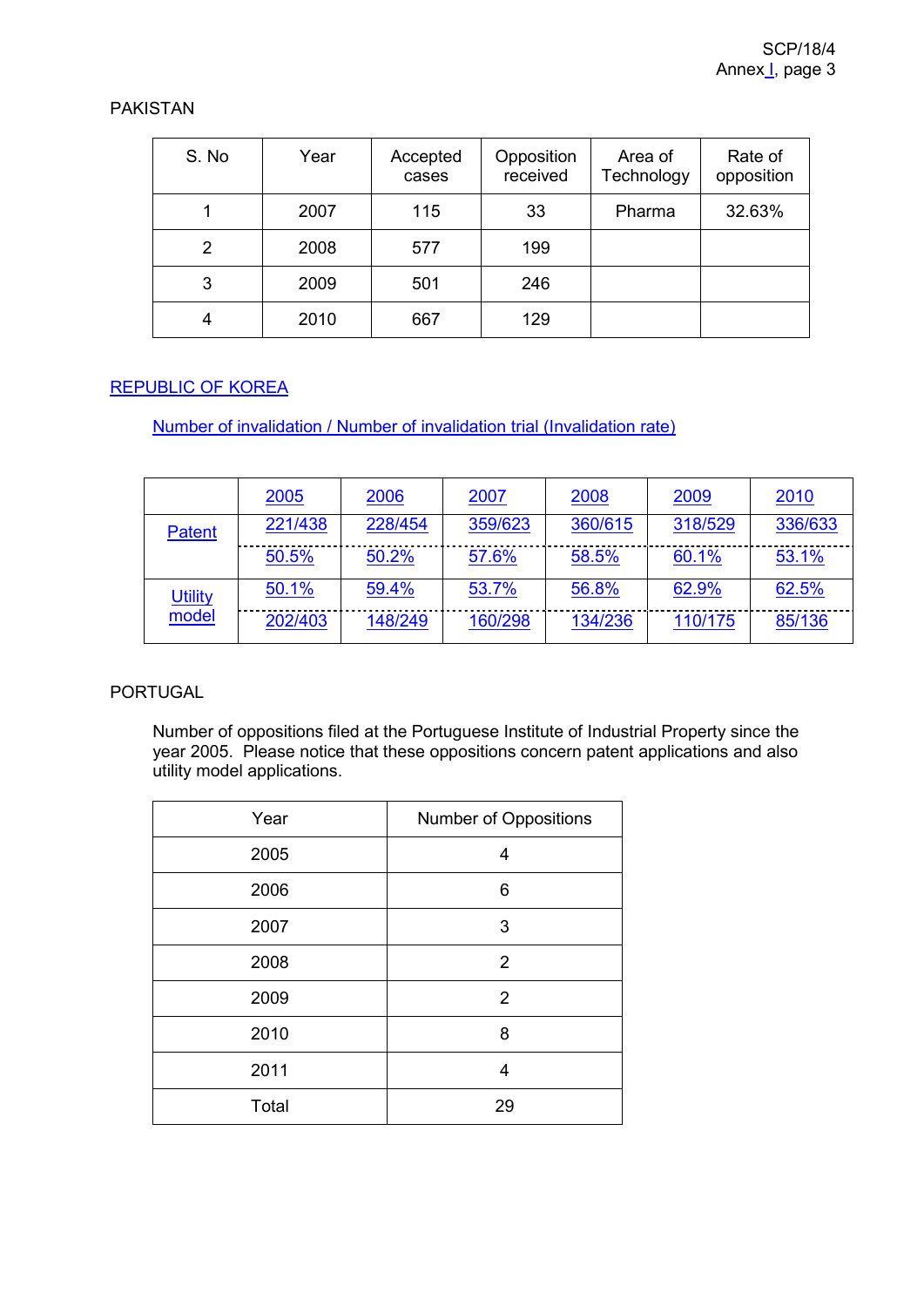PAKISTAN

| S. No | Year | Accepted cases | Opposition received | Area of Technology | Rate of opposition |
|---|---|---|---|---|---|
| 1 | 2007 | 115 | 33 | Pharma | 32.63% |
| 2 | 2008 | 577 | 199 | | |
| 3 | 2009 | 501 | 246 | | |
| 4 | 2010 | 667 | 129 | | |

REPUBLIC OF KOREA

Number of invalidation / Number of invalidation trial (Invalidation rate)

| | 2005 | 2006 | 2007 | 2008 | 2009 | 2010 |
|---|---|---|---|---|---|---|
| Patent | 221/438 | 228/454 | 359/623 | 360/615 | 318/529 | 336/633 |
| | 50.5% | 50.2% | 57.6% | 58.5% | 60.1% | 53.1% |
| Utility model | 50.1% | 59.4% | 53.7% | 56.8% | 62.9% | 62.5% |
| | 202/403 | 148/249 | 160/298 | 134/236 | 110/175 | 85/136 |

PORTUGAL

Number of oppositions filed at the Portuguese Institute of Industrial Property since the year 2005. Please notice that these oppositions concern patent applications and also utility model applications.

| Year | Number of Oppositions |
|---|---|
| 2005 | 4 |
| 2006 | 6 |
| 2007 | 3 |
| 2008 | 2 |
| 2009 | 2 |
| 2010 | 8 |
| 2011 | 4 |
| Total | 29 |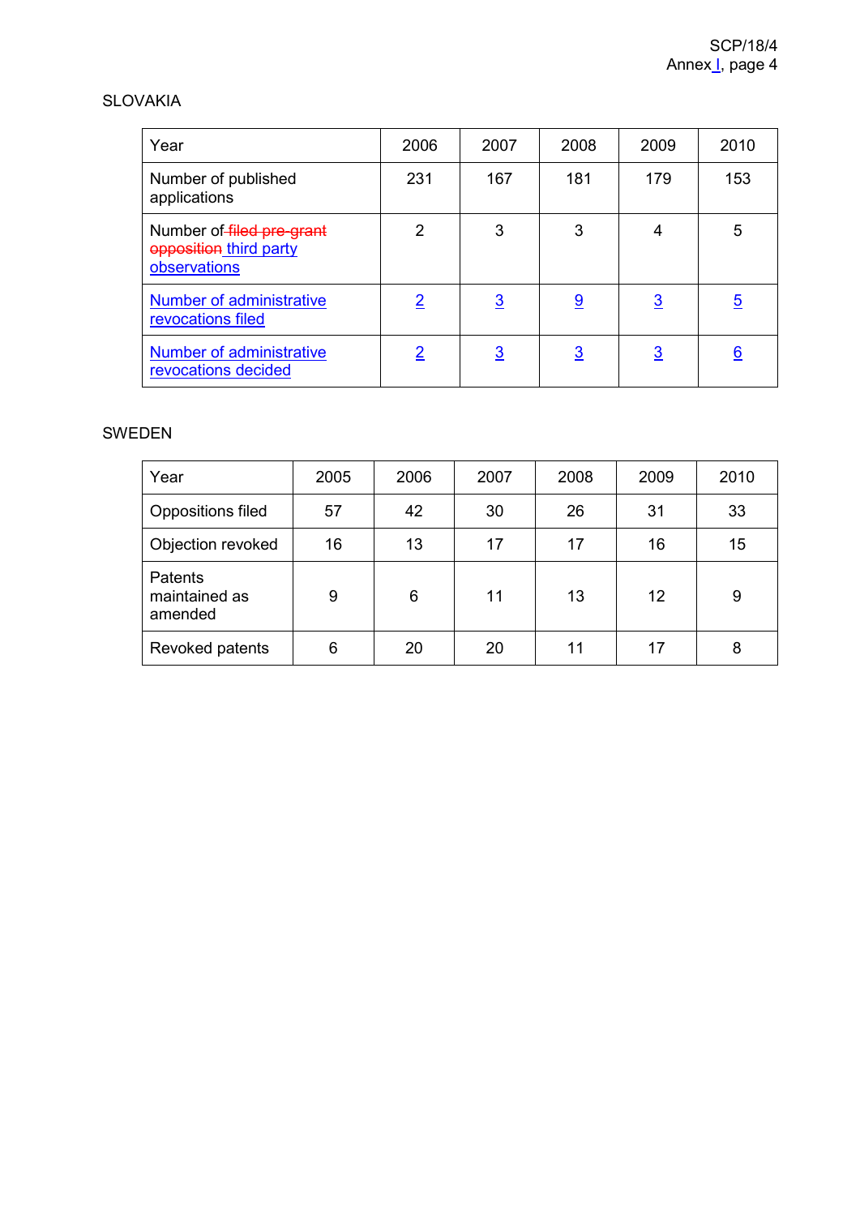SLOVAKIA

| Year | 2006 | 2007 | 2008 | 2009 | 2010 |
|---|---|---|---|---|---|
| Number of ~~filed pre-grant opposition~~ third party observations | 2 | 3 | 3 | 4 | 5 |
| Number of published applications | 231 | 167 | 181 | 179 | 153 |
| Number of administrative revocations filed | 2 | 3 | 9 | 3 | 5 |
| Number of administrative revocations decided | 2 | 3 | 3 | 3 | 6 |

SWEDEN

| Year | 2005 | 2006 | 2007 | 2008 | 2009 | 2010 |
|---|---|---|---|---|---|---|
| Oppositions filed | 57 | 42 | 30 | 26 | 31 | 33 |
| Objection revoked | 16 | 13 | 17 | 17 | 16 | 15 |
| Patents maintained as amended | 9 | 6 | 11 | 13 | 12 | 9 |
| Revoked patents | 6 | 20 | 20 | 11 | 17 | 8 |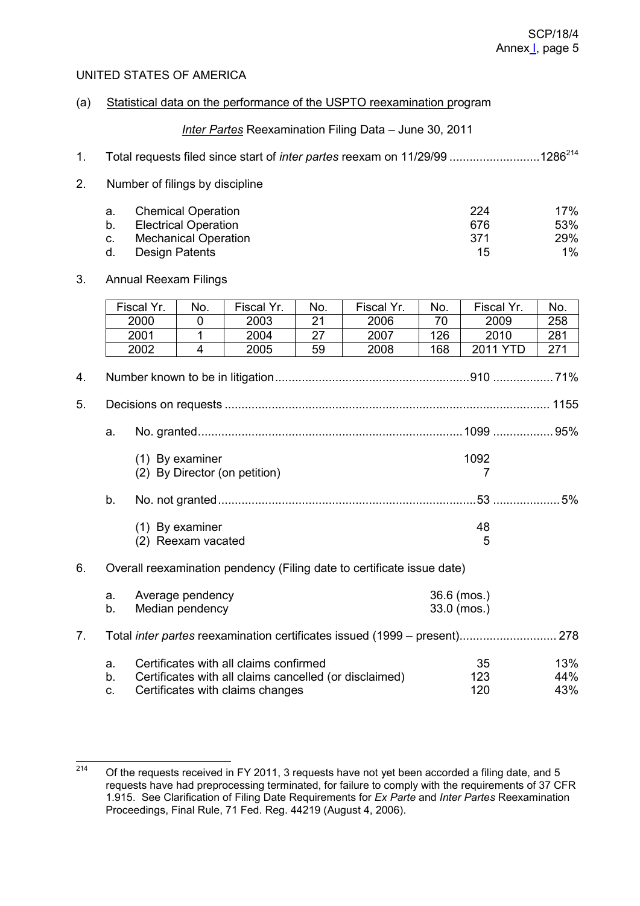UNITED STATES OF AMERICA

(a) Statistical data on the performance of the USPTO reexamination program

*Inter Partes* Reexamination Filing Data – June 30, 2011

1. Total requests filed since start of *inter partes* reexam on 11/29/99 ..........................1286[214]

2. Number of filings by discipline

| | | | |
|---|---|---|---|
| a. | Chemical Operation | 224 | 17% |
| b. | Electrical Operation | 676 | 53% |
| c. | Mechanical Operation | 371 | 29% |
| d. | Design Patents | 15 | 1% |

3. Annual Reexam Filings

| Fiscal Yr. | No. | Fiscal Yr. | No. | Fiscal Yr. | No. | Fiscal Yr. | No. |
|---|---|---|---|---|---|---|---|
| 2000 | 0 | 2003 | 21 | 2006 | 70 | 2009 | 258 |
| 2001 | 1 | 2004 | 27 | 2007 | 126 | 2010 | 281 |
| 2002 | 4 | 2005 | 59 | 2008 | 168 | 2011 YTD | 271 |

4. Number known to be in litigation..........................................................910 ................. 71%

5. Decisions on requests ................................................................................................ 1155

   a. No. granted..............................................................................1099 ................. 95%

      (1) By examiner 1092
      (2) By Director (on petition) 7

   b. No. not granted............................................................................53 ................... 5%

      (1) By examiner 48
      (2) Reexam vacated 5

6. Overall reexamination pendency (Filing date to certificate issue date)

   a. Average pendency 36.6 (mos.)
   b. Median pendency 33.0 (mos.)

7. Total *inter partes* reexamination certificates issued (1999 – present)............................ 278

| | | | |
|---|---|---|---|
| a. | Certificates with all claims confirmed | 35 | 13% |
| b. | Certificates with all claims cancelled (or disclaimed) | 123 | 44% |
| c. | Certificates with claims changes | 120 | 43% |

---

[214] Of the requests received in FY 2011, 3 requests have not yet been accorded a filing date, and 5 requests have had preprocessing terminated, for failure to comply with the requirements of 37 CFR 1.915. See Clarification of Filing Date Requirements for *Ex Parte* and *Inter Partes* Reexamination Proceedings, Final Rule, 71 Fed. Reg. 44219 (August 4, 2006).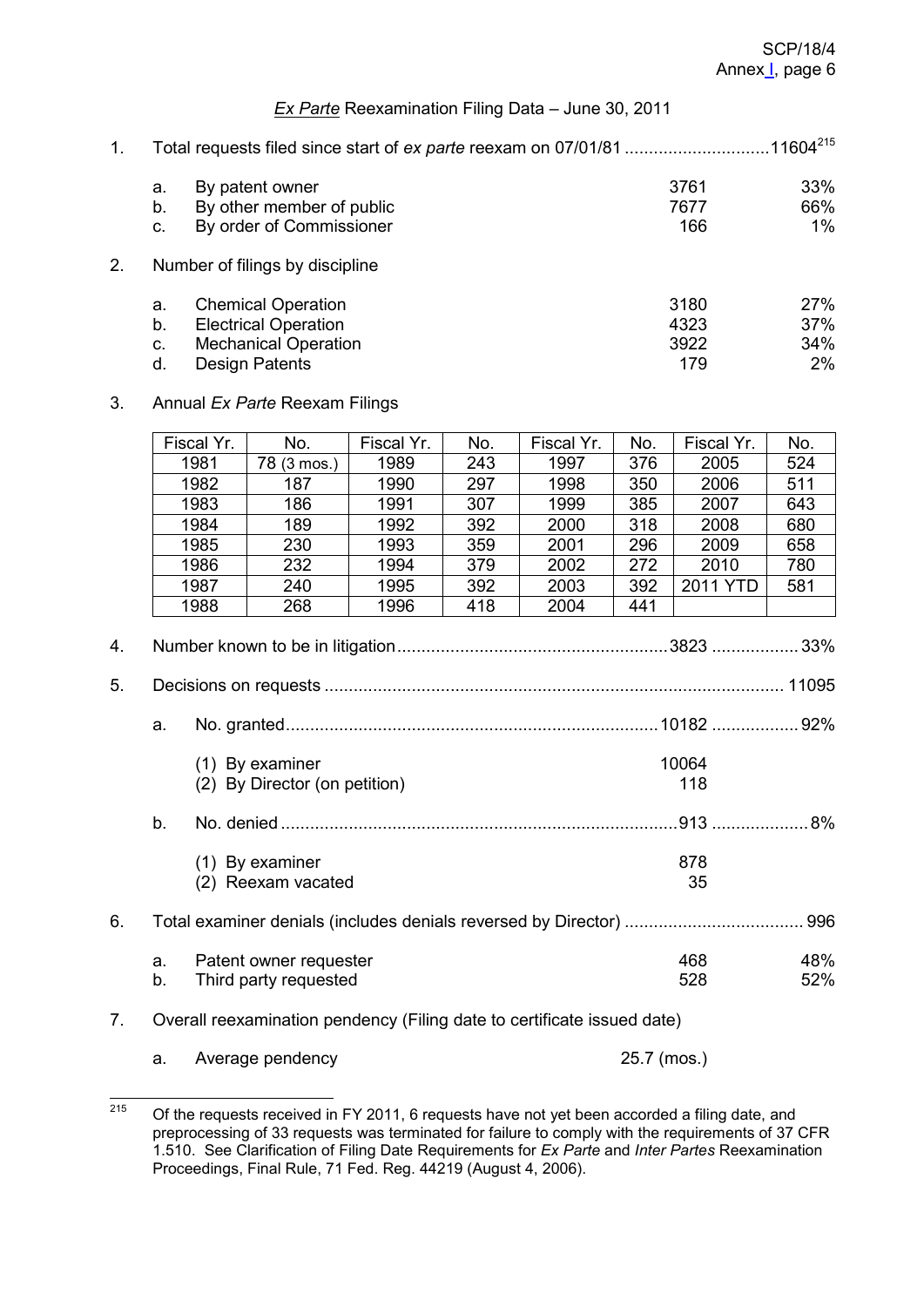*Ex Parte* Reexamination Filing Data – June 30, 2011

1. Total requests filed since start of *ex parte* reexam on 07/01/81 .............................11604[215]

   | | | | |
   |---|---|---|---|
   | a. | By patent owner | 3761 | 33% |
   | b. | By other member of public | 7677 | 66% |
   | c. | By order of Commissioner | 166 | 1% |

2. Number of filings by discipline

   | | | | |
   |---|---|---|---|
   | a. | Chemical Operation | 3180 | 27% |
   | b. | Electrical Operation | 4323 | 37% |
   | c. | Mechanical Operation | 3922 | 34% |
   | d. | Design Patents | 179 | 2% |

3. Annual *Ex Parte* Reexam Filings

| Fiscal Yr. | No. | Fiscal Yr. | No. | Fiscal Yr. | No. | Fiscal Yr. | No. |
|---|---|---|---|---|---|---|---|
| 1981 | 78 (3 mos.) | 1989 | 243 | 1997 | 376 | 2005 | 524 |
| 1982 | 187 | 1990 | 297 | 1998 | 350 | 2006 | 511 |
| 1983 | 186 | 1991 | 307 | 1999 | 385 | 2007 | 643 |
| 1984 | 189 | 1992 | 392 | 2000 | 318 | 2008 | 680 |
| 1985 | 230 | 1993 | 359 | 2001 | 296 | 2009 | 658 |
| 1986 | 232 | 1994 | 379 | 2002 | 272 | 2010 | 780 |
| 1987 | 240 | 1995 | 392 | 2003 | 392 | 2011 YTD | 581 |
| 1988 | 268 | 1996 | 418 | 2004 | 441 | | |

4. Number known to be in litigation.......................................................3823 .................. 33%

5. Decisions on requests ............................................................................................. 11095

   a. No. granted.............................................................................10182 ................. 92%

      (1) By examiner 10064
      (2) By Director (on petition) 118

   b. No. denied ..................................................................................913 ..................... 8%

      (1) By examiner 878
      (2) Reexam vacated 35

6. Total examiner denials (includes denials reversed by Director) .................................... 996

   | | | | |
   |---|---|---|---|
   | a. | Patent owner requester | 468 | 48% |
   | b. | Third party requested | 528 | 52% |

7. Overall reexamination pendency (Filing date to certificate issued date)

   a. Average pendency 25.7 (mos.)

---

[215] Of the requests received in FY 2011, 6 requests have not yet been accorded a filing date, and preprocessing of 33 requests was terminated for failure to comply with the requirements of 37 CFR 1.510. See Clarification of Filing Date Requirements for *Ex Parte* and *Inter Partes* Reexamination Proceedings, Final Rule, 71 Fed. Reg. 44219 (August 4, 2006).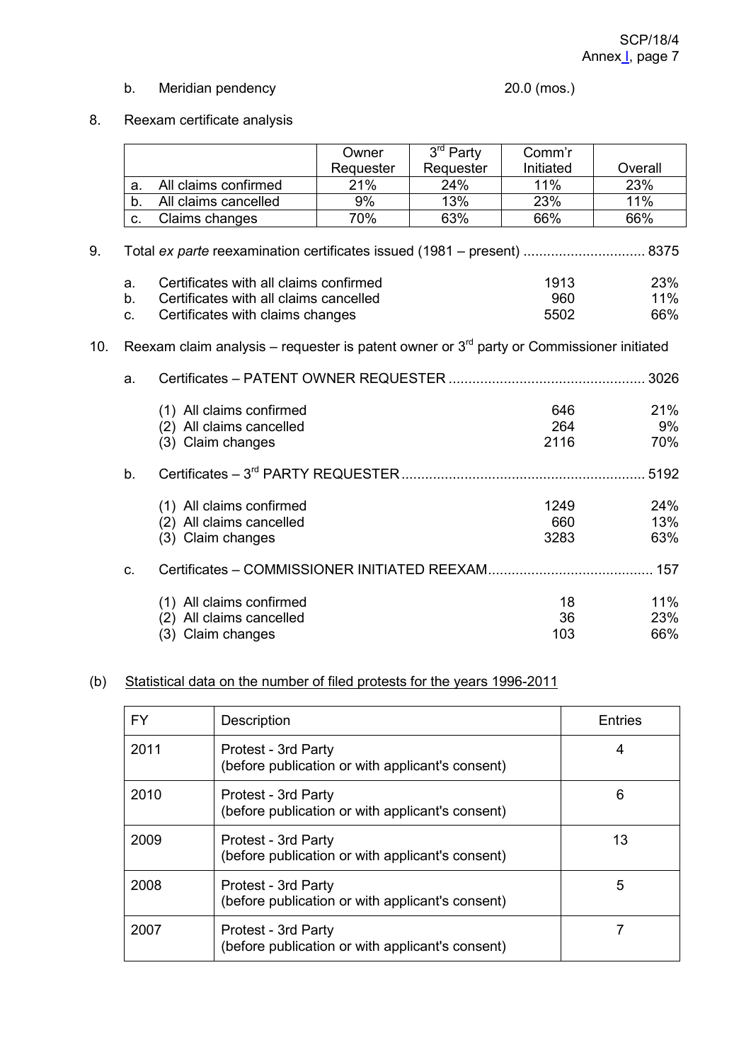b. Meridian pendency 20.0 (mos.)

8. Reexam certificate analysis

| | Owner Requester | 3rd Party Requester | Comm'r Initiated | Overall |
|---|---|---|---|---|
| a. All claims confirmed | 21% | 24% | 11% | 23% |
| b. All claims cancelled | 9% | 13% | 23% | 11% |
| c. Claims changes | 70% | 63% | 66% | 66% |

9. Total *ex parte* reexamination certificates issued (1981 – present) ............................... 8375

| | | | |
|---|---|---|---|
| a. | Certificates with all claims confirmed | 1913 | 23% |
| b. | Certificates with all claims cancelled | 960 | 11% |
| c. | Certificates with claims changes | 5502 | 66% |

10. Reexam claim analysis – requester is patent owner or 3rd party or Commissioner initiated

a. Certificates – PATENT OWNER REQUESTER .................................................. 3026

| | | |
|---|---|---|
| (1) All claims confirmed | 646 | 21% |
| (2) All claims cancelled | 264 | 9% |
| (3) Claim changes | 2116 | 70% |

b. Certificates – 3rd PARTY REQUESTER ............................................................. 5192

| | | |
|---|---|---|
| (1) All claims confirmed | 1249 | 24% |
| (2) All claims cancelled | 660 | 13% |
| (3) Claim changes | 3283 | 63% |

c. Certificates – COMMISSIONER INITIATED REEXAM.......................................... 157

| | | |
|---|---|---|
| (1) All claims confirmed | 18 | 11% |
| (2) All claims cancelled | 36 | 23% |
| (3) Claim changes | 103 | 66% |

(b) Statistical data on the number of filed protests for the years 1996-2011

| FY | Description | Entries |
|---|---|---|
| 2011 | Protest - 3rd Party (before publication or with applicant's consent) | 4 |
| 2010 | Protest - 3rd Party (before publication or with applicant's consent) | 6 |
| 2009 | Protest - 3rd Party (before publication or with applicant's consent) | 13 |
| 2008 | Protest - 3rd Party (before publication or with applicant's consent) | 5 |
| 2007 | Protest - 3rd Party (before publication or with applicant's consent) | 7 |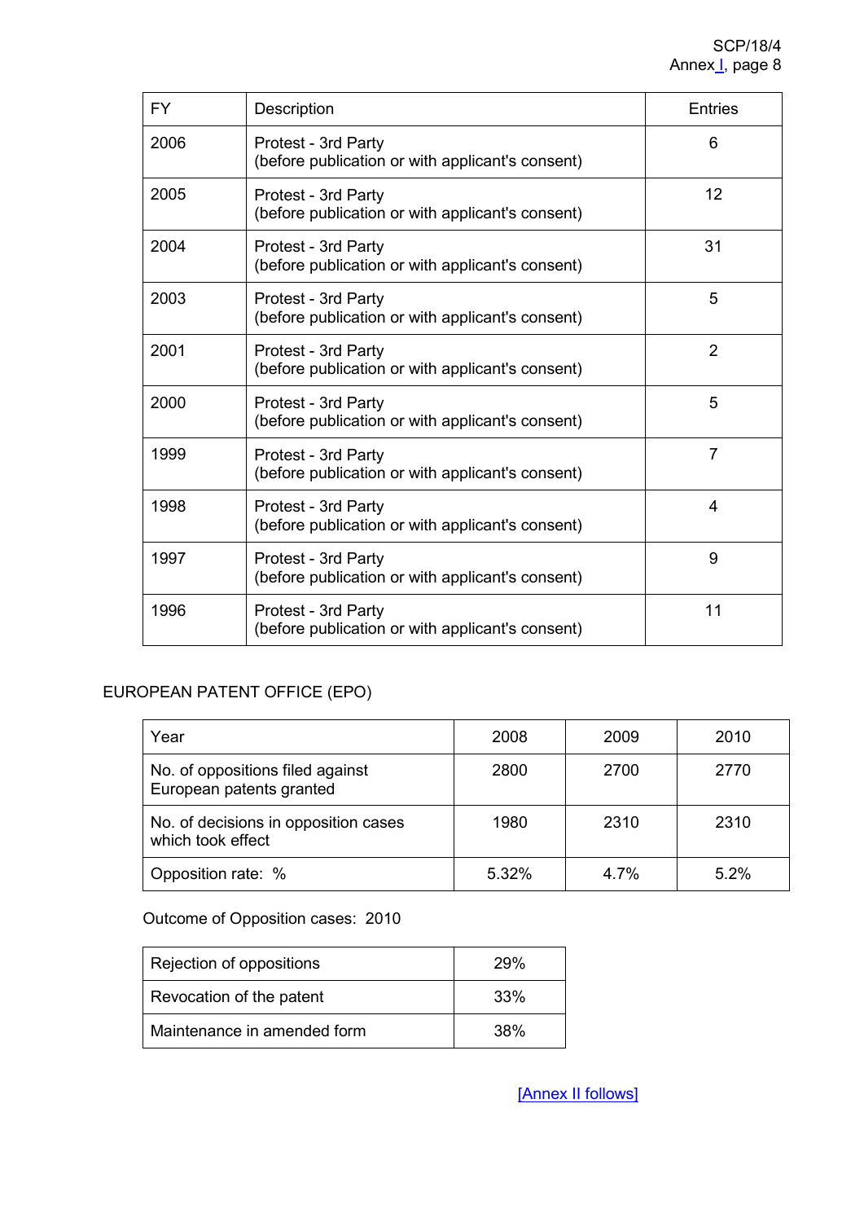| FY | Description | Entries |
|---|---|---|
| 2006 | Protest - 3rd Party (before publication or with applicant's consent) | 6 |
| 2005 | Protest - 3rd Party (before publication or with applicant's consent) | 12 |
| 2004 | Protest - 3rd Party (before publication or with applicant's consent) | 31 |
| 2003 | Protest - 3rd Party (before publication or with applicant's consent) | 5 |
| 2001 | Protest - 3rd Party (before publication or with applicant's consent) | 2 |
| 2000 | Protest - 3rd Party (before publication or with applicant's consent) | 5 |
| 1999 | Protest - 3rd Party (before publication or with applicant's consent) | 7 |
| 1998 | Protest - 3rd Party (before publication or with applicant's consent) | 4 |
| 1997 | Protest - 3rd Party (before publication or with applicant's consent) | 9 |
| 1996 | Protest - 3rd Party (before publication or with applicant's consent) | 11 |

EUROPEAN PATENT OFFICE (EPO)

| Year | 2008 | 2009 | 2010 |
|---|---|---|---|
| No. of oppositions filed against European patents granted | 2800 | 2700 | 2770 |
| No. of decisions in opposition cases which took effect | 1980 | 2310 | 2310 |
| Opposition rate: % | 5.32% | 4.7% | 5.2% |

Outcome of Opposition cases: 2010

| | |
|---|---|
| Rejection of oppositions | 29% |
| Revocation of the patent | 33% |
| Maintenance in amended form | 38% |

[Annex II follows]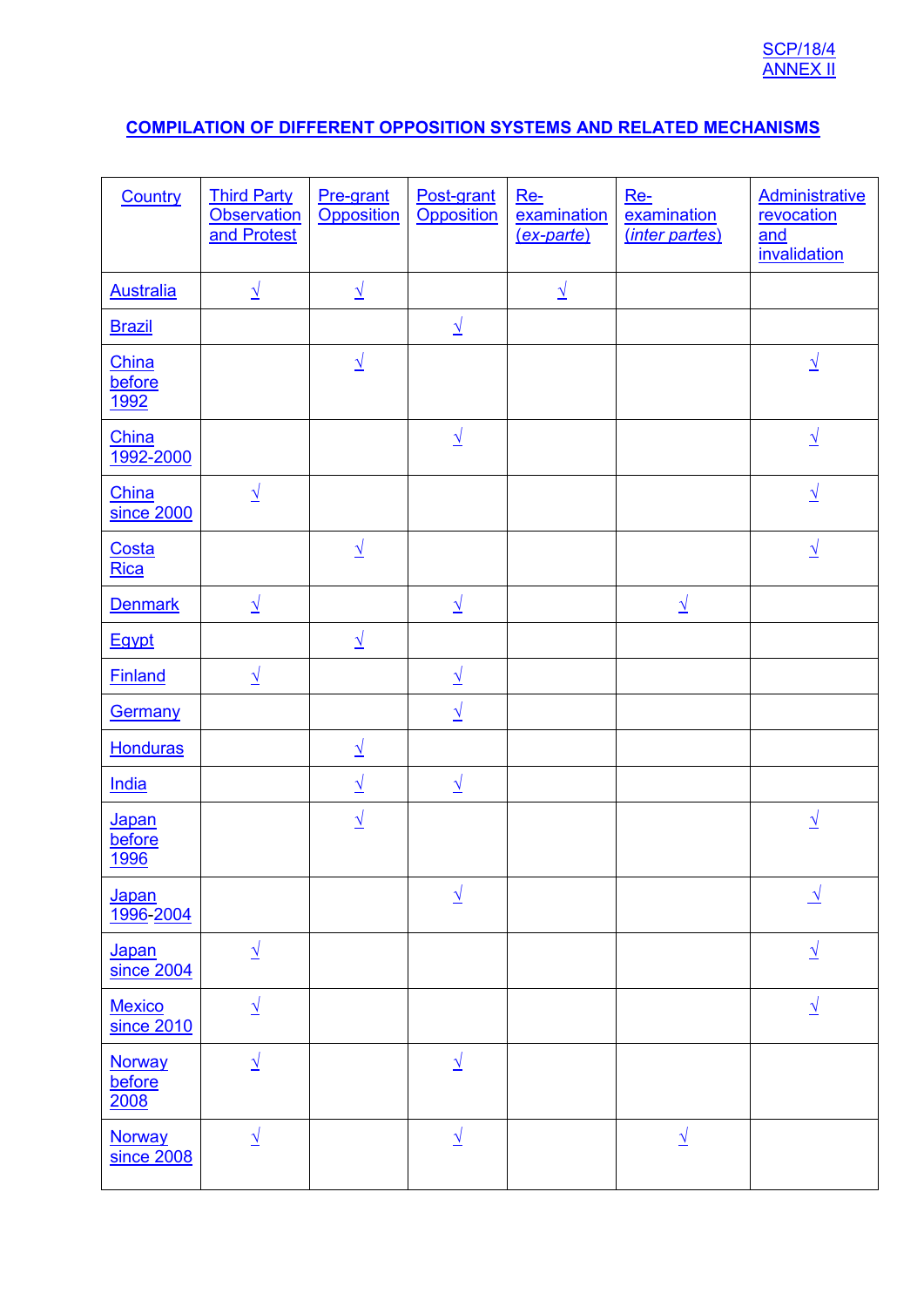SCP/18/4
ANNEX II

# COMPILATION OF DIFFERENT OPPOSITION SYSTEMS AND RELATED MECHANISMS

| Country | Third Party Observation and Protest | Pre-grant Opposition | Post-grant Opposition | Re-examination (*ex-parte*) | Re-examination (*inter partes*) | Administrative revocation and invalidation |
|---|---|---|---|---|---|---|
| Australia | √ | √ | | √ | | |
| Brazil | | | √ | | | |
| China before 1992 | | √ | | | | √ |
| China 1992-2000 | | | √ | | | √ |
| China since 2000 | √ | | | | | √ |
| Costa Rica | | √ | | | | √ |
| Denmark | √ | | √ | | √ | |
| Egypt | | √ | | | | |
| Finland | √ | | √ | | | |
| Germany | | | √ | | | |
| Honduras | | √ | | | | |
| India | | √ | √ | | | |
| Japan before 1996 | | √ | | | | √ |
| Japan 1996-2004 | | | √ | | | √ |
| Japan since 2004 | √ | | | | | √ |
| Mexico since 2010 | √ | | | | | √ |
| Norway before 2008 | √ | | √ | | | |
| Norway since 2008 | √ | | √ | | √ | |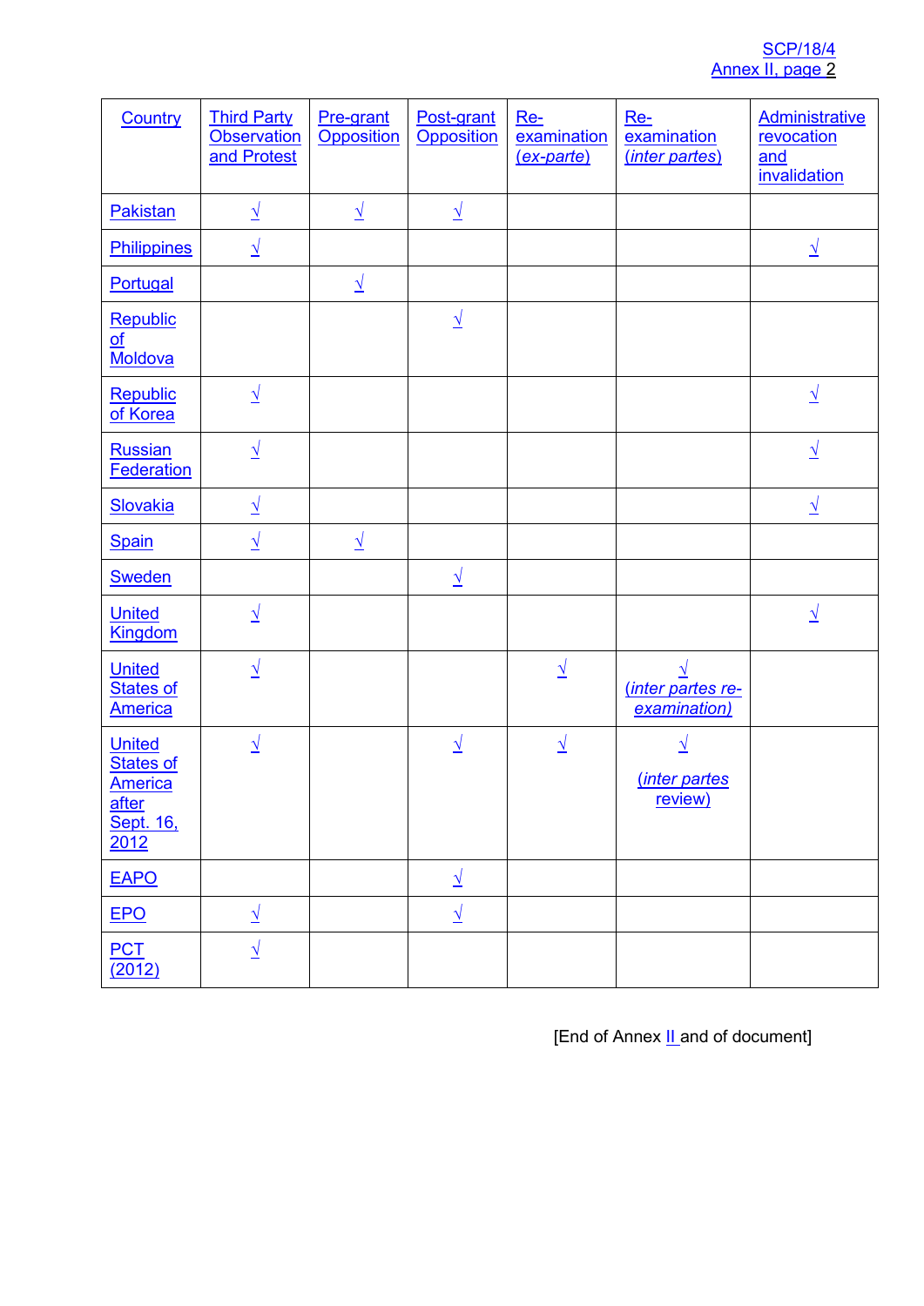| Country | Third Party Observation and Protest | Pre-grant Opposition | Post-grant Opposition | Re-examination (*ex-parte*) | Re-examination (*inter partes*) | Administrative revocation and invalidation |
|---|---|---|---|---|---|---|
| Pakistan | √ | √ | √ | | | |
| Philippines | √ | | | | | √ |
| Portugal | | √ | | | | |
| Republic of Moldova | | | √ | | | |
| Republic of Korea | √ | | | | | √ |
| Russian Federation | √ | | | | | √ |
| Slovakia | √ | | | | | √ |
| Spain | √ | √ | | | | |
| Sweden | | | √ | | | |
| United Kingdom | √ | | | | | √ |
| United States of America | √ | | | √ | √ (*inter partes re-examination*) | |
| United States of America after Sept. 16, 2012 | √ | | √ | √ | √ (*inter partes* review) | |
| EAPO | | | √ | | | |
| EPO | √ | | √ | | | |
| PCT (2012) | √ | | | | | |

[End of Annex II and of document]